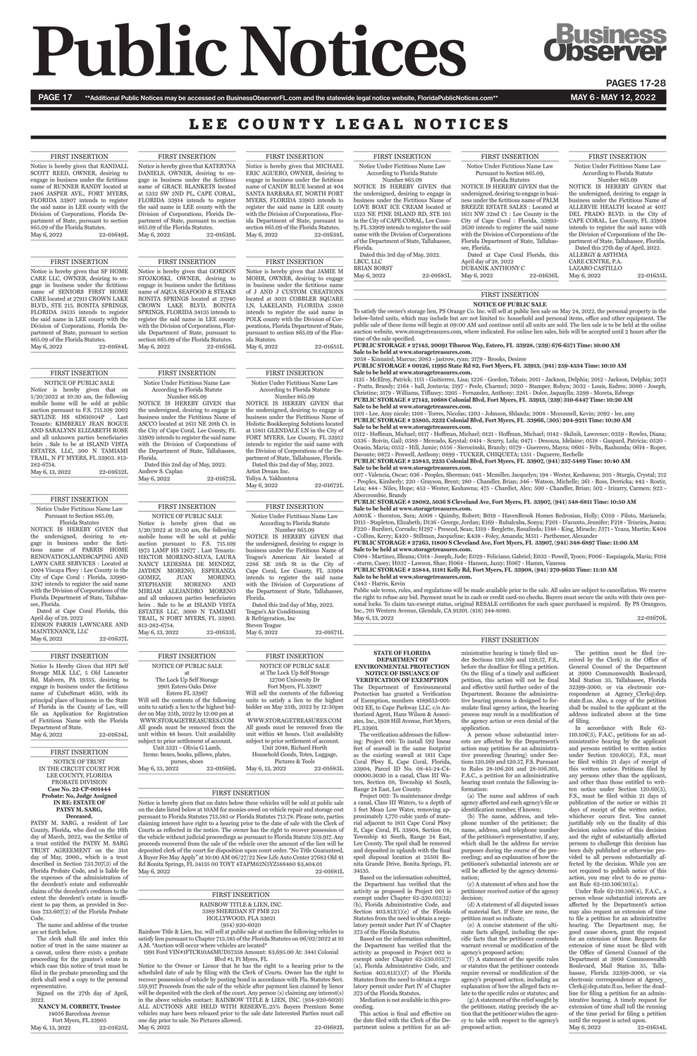# Public Notices

**Additional Public Notices may be accessed on BusinessObserverFL.com and the statewide legal notice website, FloridaPublicNotices.com**

MAY 6 - MAY 12, 2022

## LEE COUNTY LEGAL NOTICES

---

FIRST INSERTION

Notice is hereby given that RANDALL SCOTT REED, OWNER, desiring to engage in business under the fictitious name of RUNNER RANDY located at 2406 JASPER AVE., FORT MYERS, FLORIDA 33907 intends to register the said name in LEE county with the Division of Corporations, Florida Department of State, pursuant to section 865.09 of the Florida Statutes.

May 6, 2022 22-01649L

---

FIRST INSERTION

Notice is hereby given that KATERYNA DANIELS, OWNER, desiring to engage in business under the fictitious name of GRACE BLANKETS located at 5332 SW 2ND PL, CAPE CORAL, FLORIDA 33914 intends to register the said name in LEE county with the Division of Corporations, Florida Department of State, pursuant to section 865.09 of the Florida Statutes.

May 6, 2022 22-01639L

---

FIRST INSERTION

Notice is hereby given that MICHAEL ERIC AGUERO, OWNER, desiring to engage in business under the fictitious name of CANDY BLUE located at 404 SANTA BARBARA ST, NORTH FORT MYERS, FLORIDA 33903 intends to register the said name in LEE county with the Division of Corporations, Florida Department of State, pursuant to section 865.09 of the Florida Statutes.

May 6, 2022 22-01638L

---

FIRST INSERTION

Notice is hereby given that SF HOME CARE LLC, OWNER, desiring to engage in business under the fictitious name of SENIORS FIRST HOME CARE located at 27911 CROWN LAKE BLVD., STE 215, BONITA SPRINGS, FLORIDA 34135 intends to register the said name in LEE county with the Division of Corporations, Florida Department of State, pursuant to section 865.09 of the Florida Statutes.

May 6, 2022 22-01684L

---

FIRST INSERTION

Notice is hereby given that GORDON STOJKOSKI, OWNER, desiring to engage in business under the fictitious name of AQUA SEAFOOD & STEAKS BONITA SPRINGS located at 27940 CROWN LAKE BLVD, BONITA SPRINGS, FLORIDA 34135 intends to register the said name in LEE county with the Division of Corporations, Florida Department of State, pursuant to section 865.09 of the Florida Statutes.

May 6, 2022 22-01656L

---

FIRST INSERTION

Notice is hereby given that JAMIE M MOHR, OWNER, desiring to engage in business under the fictitious name of J AND J CUSTOM CREATIONS located at 3021 COBBLER SQUARE LN, LAKELAND, FLORIDA 33810 intends to register the said name in POLK county with the Division of Corporations, Florida Department of State, pursuant to section 865.09 of the Florida Statutes.

May 6, 2022 22-01655L

---

FIRST INSERTION

NOTICE OF PUBLIC SALE

Notice is hereby given that on 5/20/2022 at 10:30 am, the following mobile home will be sold at public auction pursuant to F.S. 715.109 2002 SKYLINE HS 8D610104P . Last Tenants: KIMBERLY JEAN BOGUE AND SARALYNN ELIZABETH ROSE and all unknown parties beneficiaries heirs . Sale to be at ISLAND VISTA ESTATES, LLC, 300 N TAMIAMI TRAIL, N FT MYERS, FL 33903. 813-282-6754.

May 6, 13, 2022 22-01632L

---

FIRST INSERTION

Notice Under Fictitious Name Law According to Florida Statute Number 865.09

NOTICE IS HEREBY GIVEN that the undersigned, desiring to engage in business under the Fictitious Name of ASCCO located at 2611 NE 20th Ct. in the City of Cape Coral, Lee County, FL 33909 intends to register the said name with the Division of Corporations of the Department of State, Tallahassee, Florida.

Dated this 2nd day of May, 2022.

Andrew S. Caplan

May 6, 2022 22-01673L

---

FIRST INSERTION

Notice Under Fictitious Name Law According to Florida Statute Number 865.09

NOTICE IS HEREBY GIVEN that the undersigned, desiring to engage in business under the Fictitious Name of Holistic Bookkeeping Solutions located at 15811 GLENDALE LN in the City of FORT MYERS, Lee County, FL 33912 intends to register the said name with the Division of Corporations of the Department of State, Tallahassee, Florida.

Dated this 2nd day of May, 2022.

Artist Dream Inc.

Yuliya A. Yakhontova

May 6, 2022 22-01672L

---

FIRST INSERTION

Notice Under Fictitious Name Law Pursuant to Section 865.09, Florida Statutes

NOTICE IS HEREBY GIVEN that the undersigned, desiring to engage in business under the fictitious name of PARRIS HOME RENOVATION,LANDSCAPING AND LAWN CARE SERVICES : Located at 2004 Viscaya Pkwy : Lee County in the City of Cape Coral : Florida, 33990-3247 intends to register the said name with the Division of Corporations of the Florida Department of State, Tallahassee, Florida.

Dated at Cape Coral Florida, this April day of 28, 2022

EDISON PARRIS LAWNCARE AND MAINTENANCE, LLC

May 6, 2022 22-01637L

---

FIRST INSERTION

NOTICE OF PUBLIC SALE

Notice is hereby given that on 5/20/2022 at 10:30 am, the following mobile home will be sold at public auction pursuant to F.S. 715.109 1973 LAMP HS 12677 . Last Tenants: HECTOR MORENO-SILVA, LAURA NANCY LEDESMA DE MENDEZ, JAYDEN MORENO, ESPERANZA GOMEZ, JUAN MORENO, STEPHANIE MORENO AND MIRIAM ALEJANDRO MORENO and all unknown parties beneficiaries heirs . Sale to be at ISLAND VISTA ESTATES LLC, 3000 N TAMIAMI TRAIL, N FORT MYERS, FL 33903. 813-282-6754.

May 6, 13, 2022 22-01633L

---

FIRST INSERTION

Notice Under Fictitious Name Law According to Florida Statute Number 865.09

NOTICE IS HEREBY GIVEN that the undersigned, desiring to engage in business under the Fictitious Name of Teague's American Air located at 2286 SE 28th St in the City of Cape Coral, Lee County, FL 33904 intends to register the said name with the Division of Corporations of the Department of State, Tallahassee, Florida.

Dated this 2nd day of May, 2022.

Teague's Air Conditioning & Refrigeration, Inc

Steven Teague

May 6, 2022 22-01671L

---

FIRST INSERTION

Notice Is Hereby Given that HPI Self Storage MLK LLC, 5 Old Lancaster Rd, Malvern, PA 19355, desiring to engage in business under the fictitious name of CubeSmart 4630, with its principal place of business in the State of Florida in the County of Lee, will file an Application for Registration of Fictitious Name with the Florida Department of State.

May 6, 2022 22-01634L

---

FIRST INSERTION

NOTICE OF PUBLIC SALE at The Lock Up Self Storage 9901 Estero Oaks Drive Estero FL 33967

Will sell the contents of the following units to satisfy a lien to the highest bidder on May 25th, 2022 by 12:00 pm at WWW.STORAGETREASURES.COM All goods must be removed from the unit within 48 hours. Unit availability subject to prior settlement of account.

Unit 3321 – Olivia G Lamb, Items: boxes, books, pillows, plates, purses, shoes

May 6, 13, 2022 22-01669L

---

FIRST INSERTION

NOTICE OF PUBLIC SALE at The Lock Up Self Storage 12700 University Dr Fort Myers, FL 33907

Will sell the contents of the following units to satisfy a lien to the highest bidder on May 25th, 2022 by 12:30pm at WWW.STORAGETREASURES.COM All goods must be removed from the unit within 48 hours. Unit availability subject to prior settlement of account.

Unit 2048, Richard Horth Household Goods, Totes, Luggage, Pictures & Tools

May 6, 13, 2022 22-01683L

---

FIRST INSERTION

NOTICE OF TRUST IN THE CIRCUIT COURT FOR LEE COUNTY, FLORIDA PROBATE DIVISION

Case No. 22-CP-001444

Probate: No, Judge Assigned

IN RE: ESTATE OF PATSY M. SARG, Deceased.

PATSY M. SARG, a resident of Lee County, Florida, who died on the 16th day of March, 2022, was the Settlor of a trust entitled the PATSY M. SARG TRUST AGREEMENT on the 31st day of May, 2000., which is a trust described in Section 733.707(3) of the Florida Probate Code, and is liable for the expenses of the administration of the decedent's estate and enforceable claims of the decedent's creditors to the extent the decedent's estate is insufficient to pay them, as provided in Section 733.607(2) of the Florida Probate Code.

The name and address of the trustee are set forth below.

The clerk shall file and index this notice of trust in the same manner as a caveat, unless there exists a probate proceeding for the grantor's estate in which case this notice of trust must be filed in the probate proceeding and the clerk shall send a copy to the personal representative.

Signed on the 27th day of April, 2022.

NANCY M. CORBETT, Trustee
14056 Barcelona Avenue
Fort Myers, FL 33905

May 6, 13, 2022 22-01625L

---

FIRST INSERTION

Notice is hereby given that on dates below these vehicles will be sold at public sale on the date listed below at 10AM for monies owed on vehicle repair and storage cost pursuant to Florida Statutes 713.585 or Florida Statutes 713.78. Please note, parties claiming interest have right to a hearing prior to the date of sale with the Clerk of Courts as reflected in the notice. The owner has the right to recover possession of the vehicle without judicial proceedings as pursuant to Florida Statute 559.917. Any proceeds recovered from the sale of the vehicle over the amount of the lien will be deposited with the clerk of the court for disposition upon court order. "No Title Guaranteed, A Buyer Fee May Apply" at 10:00 AM 05/27/22 New Life Auto Center 27683 Old 41 Rd Bonita Springs, FL 34135 00 TOYT 4TAPM62N5YZ588480 $3,404.01

May 6, 2022 22-01681L

---

FIRST INSERTION

RAINBOW TITLE & LIEN, INC.
3389 SHERIDAN ST PMB 221
HOLLYWOOD, FLA 33021
(954) 920-6020

Rainbow Title & Lien, Inc. will sell at public sale at auction the following vehicles to satisfy lien pursuant to Chapter 713.585 of the Florida Statutes on 06/02/2022 at 10 A.M. *Auction will occur where vehicles are located*

1991 Ford VIN#1FTCR10A6MUD57358 Amount: $3,695.00 At: 3441 Colonial Blvd #1, Ft Myers, FL

Notice to the Owner or Lienor that he has the right to a hearing prior to the scheduled date of sale by filing with the Clerk of Courts. Owner has the right to recover possession of vehicle by posting bond in accordance with Fla. Statutes Sect. 559.917 Proceeds from the sale of the vehicle after payment lien claimed by lienor will be deposited with the clerk of the court. Any person(s) claiming any interest(s) in the above vehicles contact: RAINBOW TITLE & LIEN, INC. (954-920-6020) ALL AUCTIONS ARE HELD WITH RESERVE..25% Buyers Premium Some vehicles may have been released prior to the sale date Interested Parties must call one day prior to sale. No Pictures allowed.

May 6, 2022 22-01682L

---

FIRST INSERTION

Notice Under Fictitious Name Law According to Florida Statute Number 865.09

NOTICE IS HEREBY GIVEN that the undersigned, desiring to engage in business under the Fictitious Name of LOVE BOAT ICE CREAM located at 1523 NE PINE ISLAND RD, STE 105 in the City of CAPE CORAL, Lee County, FL 33909 intends to register the said name with the Division of Corporations of the Department of State, Tallahassee, Florida.

Dated this 3rd day of May, 2022.

LBCC, LLC

BRIAN BORST

May 6, 2022 22-01685L

---

FIRST INSERTION

Notice Under Fictitious Name Law Pursuant to Section 865.09, Florida Statutes

NOTICE IS HEREBY GIVEN that the undersigned, desiring to engage in business under the fictitious name of PALM BREEZE ESTATE SALES : Located at 1651 NW 32nd Ct : Lee County in the City of Cape Coral : Florida, 33993-3630 intends to register the said name with the Division of Corporations of the Florida Department of State, Tallahassee, Florida.

Dated at Cape Coral Florida, this April day of 28, 2022

DUBANIK ANTHONY C

May 6, 2022 22-01636L

---

FIRST INSERTION

Notice Under Fictitious Name Law According to Florida Statute Number 865.09

NOTICE IS HEREBY GIVEN that the undersigned, desiring to engage in business under the Fictitious Name of ALLERVIE HEALTH located at 4017 DEL PRADO BLVD. in the City of CAPE CORAL, Lee County, FL 33904 intends to register the said name with the Division of Corporations of the Department of State, Tallahassee, Florida.

Dated this 27th day of April, 2022.

ALLERGY & ASTHMA CARE CENTRE, P.A.

LAZARO CASTILLO

May 6, 2022 22-01635L

---

FIRST INSERTION

NOTICE OF PUBLIC SALE

To satisfy the owner's storage lien, PS Orange Co. Inc. will sell at public lien sale on May 24, 2022, the personal property in the below-listed units, which may include but are not limited to: household and personal items, office and other equipment. The public sale of these items will begin at 09:00 AM and continue until all units are sold. The lien sale is to be held at the online auction website, www.storagetreasures.com, where indicated. For online lien sales, bids will be accepted until 2 hours after the time of the sale specified.

**PUBLIC STORAGE # 27143, 20091 Tiburon Way, Estero, FL 33928, (239) 676-6571 Time: 10:00 AM**
**Sale to be held at www.storagetreasures.com.**

2058 - Kinnaird, Marcus; 2083 - jastrow, ryan; 2179 - Brooks, Desiree

**PUBLIC STORAGE # 00126, 11995 State Rd 82, Fort Myers, FL 33913, (941) 259-4534 Time: 10:10 AM**
**Sale to be held at www.storagetreasures.com.**

1135 - McElroy, Patrick; 1151 - Gutierrez, Lisa; 1226 - Gordon, Tobais; 2011 - Jackson, Delphia; 2012 - Jackson, Delphia; 2073 - Pratts, Brandy; 2164 - Ball, Jontavia; 2197 - Peele, Charmel; 3020 - Stamper, Robyn; 3032 - Louis, Esdres; 3080 - Joseph, Christine; 3179 - Wilkins, Tiffaney; 3205 - Fernandez, Anthony; 3261 - Dolce, Jaquaylla; 3289 - Moreta, Edwege

**PUBLIC STORAGE # 27142, 10688 Colonial Blvd, Fort Myers, FL 33913, (239) 310-6447 Time: 10:20 AM**
**Sale to be held at www.storagetreasures.com.**

1101 - Lee, Amy nicole; 1108 - Torres, Nicolas; 1203 - Johnson, Shlanda; 2008 - Mcconnell, Kevin; 2092 - lee, amy

**PUBLIC STORAGE # 25805, 3232 Colonial Blvd, Fort Myers, FL 33966, (305) 204-9211 Time: 10:30 AM**
**Sale to be held at www.storagetreasures.com.**

0112 - Hoffman, Michael; 0117 - Hoffman, Michael; 0121 - Hoffman, Michael; 0142 - Skilnik, Lawrence; 0259 - Rowles, Diana; 0336 - Boivin, Gail; 0389 - Mercado, Krystal; 0414 - Scurry, Lula; 0471 - Desouza, Idelaine; 0518 - Gaspard, Patricia; 0520 - Ocasio, Maria; 0552 - Hill, Jamie; 0556 - Sierocinski, Brandy; 0579 - Guerrero, Mayra; 0605 - Felix, Rashunda; 0614 - Roper, Davonte; 0872 - Penwell, Anthony; 0899 - TUCKER, CHIQUETA; 1351 - Daguerre, Rochelle

**PUBLIC STORAGE # 25843, 2225 Colonial Blvd, Fort Myers, FL 33907, (941) 257-5489 Time: 10:40 AM**
**Sale to be held at www.storagetreasures.com.**

007 - Valencia, Oscar; 036 - Peoples, Sherman; 045 - Mcmiller, Jacquelyn; 194 - Wester, Keshawna; 205 - Sturgis, Crystal; 212 - Peoples, Kimberly; 220 - Grayson, Brent; 280 - Chandler, Brian; 346 - Watson, Michelle; 361 - Ross, Derricka; 442 - Rostir, Leia; 444 - Niles, Hope; 453 - Wester, Keshawna; 475 - Chardiet, Alex; 500 - Chandler, Brian; 502 - Irizarry, Carmen; 922 - Abercrombie, Brandy

**PUBLIC STORAGE # 28082, 5036 S Cleveland Ave, Fort Myers, FL 33907, (941) 548-6811 Time: 10:50 AM**
**Sale to be held at www.storagetreasures.com.**

A005K - thornton, Sara; A008 - Quimby, Robert; B019 - HavenBrook Homes Bedrosian, Holly; C059 - Piloto, Marianela; D115 - Stapleton, Elizabeth; D136 - George, Jordan; E169 - Rubalcaba, Sonya; F201 - D'acunto, Jennifer; F218 - Teixeira, Joann; F220 - Burdieri, Corrado; H297 - Prescod, Sean; I319 - Berglette, Rosalinda; I348 - King, Miracle; J371 - Yeaza, Martin; K404 - Collins, Kerry; K420 - Stillman, Jacqueline; K438 - Foley, Amanda; M511 - Parthemer, Alexander

**PUBLIC STORAGE # 27263, 11800 S Cleveland Ave, Fort Myers, FL 33907, (941) 348-6897 Time: 11:00 AM**
**Sale to be held at www.storagetreasures.com.**

C004 - Martinez, Illeana; C014 - Joseph, Jude; E029 - Feliciano, Gabriel; E032 - Powell, Tyoen; F006 - Exquisola, Maria; F014 - sturm, Casey; H037 - Lawson, Shae; H064 - Hansen, Jazzy; H067 - Hamm, Vanessa

**PUBLIC STORAGE # 25844, 11181 Kelly Rd, Fort Myers, FL 33908, (941) 270-9635 Time: 11:10 AM**
**Sale to be held at www.storagetreasures.com.**

C443 - Harris, Kevin

Public sale terms, rules, and regulations will be made available prior to the sale. All sales are subject to cancellation. We reserve the right to refuse any bid. Payment must be in cash or credit card-no checks. Buyers must secure the units with their own personal locks. To claim tax-exempt status, original RESALE certificates for each space purchased is required. By PS Orangeco, Inc., 701 Western Avenue, Glendale, CA 91201. (818) 244-8080.

May 6, 13, 2022 22-01670L

---

FIRST INSERTION

STATE OF FLORIDA DEPARTMENT OF ENVIRONMENTAL PROTECTION NOTICE OF ISSUANCE OF VERIFICATION OF EXEMPTION

The Department of Environmental Protection has granted a Verification of Exemption, numbers 4189653-001-002 EE, to Cape Parkway LLC, c/o Authorized Agent, Hans Wilson & Associates, Inc., 1938 Hill Avenue, Fort Myers, FL 33901.

The verification addresses the following: Project 001: To install 592 linear feet of seawall in the same footprint as the existing seawall at 1811 Cape Coral Pkwy E, Cape Coral, Florida, 33904, Parcel ID No. 08-45-24-C4-00000.3030 in a canal, Class III Waters, Section 08, Township 45 South, Range 24 East, Lee County.

Project 002: To maintenance dredge a canal, Class III Waters, to a depth of 5 feet Mean Low Water, removing approximately 1,770 cubic yards of material adjacent to 1811 Cape Coral Pkwy E, Cape Coral, FL 33904, Section 08, Township 45 South, Range 24 East, Lee County. The spoil shall be removed and deposited in uplands with the final spoil disposal location at 25501 Bonita Grande Drive, Bonita Springs, FL 34135.

Based on the information submitted, the Department has verified that the activity as proposed in Project 001 is exempt under Chapter 62-330.051(12)(b), Florida Administrative Code, and Section 403.813(1)(e) of the Florida Statutes from the need to obtain a regulatory permit under Part IV of Chapter 373 of the Florida Statutes.

Based on the information submitted, the Department has verified that the activity as proposed in Project 002 is exempt under Chapter 62-330.051(7)(a), Florida Administrative Code, and Section 403.813(1)(f) of the Florida Statutes from the need to obtain a regulatory permit under Part IV of Chapter 373 of the Florida Statutes.

Mediation is not available in this proceeding.

This action is final and effective on the date filed with the Clerk of the Department unless a petition for an administrative hearing is timely filed under Sections 120.569 and 120.57, F.S., before the deadline for filing a petition. On the filing of a timely and sufficient petition, this action will not be final and effective until further order of the Department. Because the administrative hearing process is designed to formulate final agency action, the hearing process may result in a modification of the agency action or even denial of the application.

A person whose substantial interests are affected by the Department's action may petition for an administrative proceeding (hearing) under Sections 120.569 and 120.57, F.S. Pursuant to Rules 28-106.201 and 28-106.301, F.A.C., a petition for an administrative hearing must contain the following information:

(a) The name and address of each agency affected and each agency's file or identification number, if known;

(b) The name, address, and telephone number of the petitioner; the name, address, and telephone number of the petitioner's representative, if any, which shall be the address for service purposes during the course of the proceeding; and an explanation of how the petitioner's substantial interests are or will be affected by the agency determination;

(c) A statement of when and how the petitioner received notice of the agency decision;

(d) A statement of all disputed issues of material fact. If there are none, the petition must so indicate;

(e) A concise statement of the ultimate facts alleged, including the specific facts that the petitioner contends warrant reversal or modification of the agency's proposed action;

(f) A statement of the specific rules or statutes that the petitioner contends require reversal or modification of the agency's proposed action, including an explanation of how the alleged facts relate to the specific rules or statutes; and

(g) A statement of the relief sought by the petitioner, stating precisely the action that the petitioner wishes the agency to take with respect to the agency's proposed action.

The petition must be filed (received by the Clerk) in the Office of General Counsel of the Department at 3900 Commonwealth Boulevard, Mail Station 35, Tallahassee, Florida 32399-3000, or via electronic correspondence at Agency_Clerk@dep.state.fl.us. Also, a copy of the petition shall be mailed to the applicant at the address indicated above at the time of filing.

In accordance with Rule 62-110.106(3), F.A.C., petitions for an administrative hearing by the applicant and persons entitled to written notice under Section 120.60(3), F.S., must be filed within 21 days of receipt of this written notice. Petitions filed by any persons other than the applicant, and other than those entitled to written notice under Section 120.60(3), F.S., must be filed within 21 days of publication of the notice or within 21 days of receipt of the written notice, whichever occurs first. You cannot justifiably rely on the finality of this decision unless notice of this decision and the right of substantially affected persons to challenge this decision has been duly published or otherwise provided to all persons substantially affected by the decision. While you are not required to publish notice of this action, you may elect to do so pursuant Rule 62-110.106(10)(a).

Under Rule 62-110.106(4), F.A.C., a person whose substantial interests are affected by the Department's action may also request an extension of time to file a petition for an administrative hearing. The Department may, for good cause shown, grant the request for an extension of time. Requests for extension of time must be filed with the Office of General Counsel of the Department at 3900 Commonwealth Boulevard, Mail Station 35, Tallahassee, Florida 32399-3000, or via electronic correspondence at Agency_Clerk@dep.state.fl.us, before the deadline for filing a petition for an administrative hearing. A timely request for extension of time shall toll the running of the time period for filing a petition until the request is acted upon.

May 6, 2022 22-01654L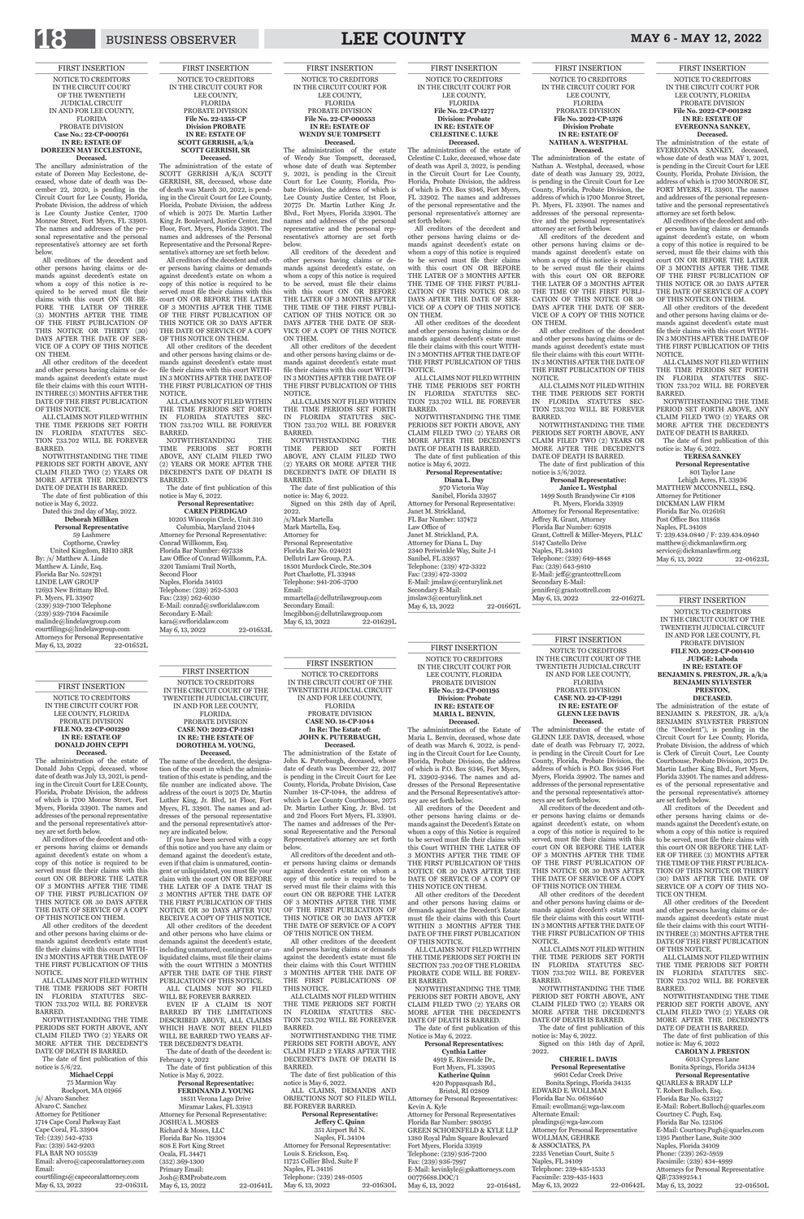FIRST INSERTION

NOTICE TO CREDITORS
IN THE CIRCUIT COURT
OF THE TWENTIETH
JUDICIAL CIRCUIT
IN AND FOR LEE COUNTY,
FLORIDA
PROBATE DIVISION
Case No.: 22-CP-000761
IN RE: ESTATE OF
DOREEN MAY ECCLESTONE,
Deceased.

The ancillary administration of the estate of Doreen May Ecclestone, deceased, whose date of death was December 22, 2020, is pending in the Circuit Court for Lee County, Florida, Probate Division, the address of which is Lee County Justice Center, 1700 Monroe Street, Fort Myers, FL 33901. The names and addresses of the personal representative and the personal representative's attorney are set forth below.

All creditors of the decedent and other persons having claims or demands against decedent's estate on whom a copy of this notice is required to be served must file their claims with this court ON OR BEFORE THE LATER OF THREE (3) MONTHS AFTER THE TIME OF THE FIRST PUBLICATION OF THIS NOTICE OR THIRTY (30) DAYS AFTER THE DATE OF SERVICE OF A COPY OF THIS NOTICE ON THEM.

All other creditors of the decedent and other persons having claims or demands against decedent's estate must file their claims with this court WITHIN THREE (3) MONTHS AFTER THE DATE OF THE FIRST PUBLICATION OF THIS NOTICE.

ALL CLAIMS NOT FILED WITHIN THE TIME PERIODS SET FORTH IN FLORIDA STATUTES SECTION 733.702 WILL BE FOREVER BARRED.

NOTWITHSTANDING THE TIME PERIODS SET FORTH ABOVE, ANY CLAIM FILED TWO (2) YEARS OR MORE AFTER THE DECEDENT'S DATE OF DEATH IS BARRED.

The date of first publication of this notice is May 6, 2022.

Dated this 2nd day of May, 2022.

**Deborah Milliken**
**Personal Representative**
59 Lashmere
Copthorne, Crawley
United Kingdom, RH10 3RR
By: /s/ Matthew A. Linde
Matthew A. Linde, Esq.
Florida Bar No. 528791
LINDE LAW GROUP
12693 New Brittany Blvd.
Ft. Myers, FL 33907
(239) 939-7100 Telephone
(239) 939-7104 Facsimile
malinde@lindelawgroup.com
courtfilings@lindelawgroup.com
Attorneys for Personal Representative
May 6, 13, 2022 22-01652L

FIRST INSERTION

NOTICE TO CREDITORS
IN THE CIRCUIT COURT FOR
LEE COUNTY,
FLORIDA
PROBATE DIVISION
File No. 22-1355-CP
Division PROBATE
IN RE: ESTATE OF
SCOTT GERRISH, a/k/a
SCOTT GERRISH, SR
Deceased.

The administration of the estate of SCOTT GERRISH A/K/A SCOTT GERRISH, SR, deceased, whose date of death was March 30, 2022, is pending in the Circuit Court for Lee County, Florida, Probate Division, the address of which is 2075 Dr. Martin Luther King Jr. Boulevard, Justice Center, 2nd Floor, Fort Myers, Florida 33901. The names and addresses of the Personal Representative and the Personal Representative's attorney are set forth below.

All creditors of the decedent and other persons having claims or demands against decedent's estate on whom a copy of this notice is required to be served must file their claims with this court ON OR BEFORE THE LATER OF 3 MONTHS AFTER THE TIME OF THE FIRST PUBLICATION OF THIS NOTICE OR 30 DAYS AFTER THE DATE OF SERVICE OF A COPY OF THIS NOTICE ON THEM.

All other creditors of the decedent and other persons having claims or demands against decedent's estate must file their claims with this court WITHIN 3 MONTHS AFTER THE DATE OF THE FIRST PUBLICATION OF THIS NOTICE.

ALL CLAIMS NOT FILED WITHIN THE TIME PERIODS SET FORTH IN FLORIDA STATUTES SECTION 733.702 WILL BE FOREVER BARRED.

NOTWITHSTANDING THE TIME PERIODS SET FORTH ABOVE, ANY CLAIM FILED TWO (2) YEARS OR MORE AFTER THE DECEDENT'S DATE OF DEATH IS BARRED.

The date of first publication of this notice is May 6, 2022.

**Personal Representative:**
**CAREN PERDIGAO**
10205 Wincopin Circle, Unit 310
Columbia, Maryland 21044
Attorney for Personal Representative:
Conrad Willkomm, Esq.
Florida Bar Number: 697338
Law Office of Conrad Willkomm, P.A.
3201 Tamiami Trail North,
Second Floor
Naples, Florida 34103
Telephone: (239) 262-5303
Fax: (239) 262-6030
E-Mail: conrad@swfloridalaw.com
Secondary E-Mail:
kara@swfloridalaw.com
May 6, 13, 2022 22-01653L

FIRST INSERTION

NOTICE TO CREDITORS
IN THE CIRCUIT COURT FOR
LEE COUNTY,
FLORIDA
PROBATE DIVISION
File No. 22-CP-000553
IN RE: ESTATE OF
WENDY SUE TOMPSETT
Deceased.

The administration of the estate of Wendy Sue Tompsett, deceased, whose date of death was September 9, 2021, is pending in the Circuit Court for Lee County, Florida, Probate Division, the address of which is Lee County Justice Center, 1st Floor, 20775 Dr. Martin Luther King Jr. Blvd., Fort Myers, Florida 33901. The names and addresses of the personal representative and the personal representative's attorney are set forth below.

All creditors of the decedent and other persons having claims or demands against decedent's estate, on whom a copy of this notice is required to be served, must file their claims with this court ON OR BEFORE THE LATER OF 3 MONTHS AFTER THE TIME OF THE FIRST PUBLICATION OF THIS NOTICE OR 30 DAYS AFTER THE DATE OF SERVICE OF A COPY OF THIS NOTICE ON THEM.

All other creditors of the decedent and other persons having claims or demands against decedent's estate must file their claims with this court WITHIN 3 MONTHS AFTER THE DATE OF THE FIRST PUBLICATION OF THIS NOTICE.

ALL CLAIMS NOT FILED WITHIN THE TIME PERIODS SET FORTH IN FLORIDA STATUTES SECTION 733.702 WILL BE FOREVER BARRED.

NOTWITHSTANDING THE TIME PERIOD SET FORTH ABOVE, ANY CLAIM FILED TWO (2) YEARS OR MORE AFTER THE DECEDENT'S DATE OF DEATH IS BARRED.

The date of first publication of this notice is: May 6, 2022.

Signed on this 28th day of April, 2022.

/s/Mark Martella
Mark Martella, Esq.
Attorney for
Personal Representative
Florida Bar No. 024021
Dellutri Law Group, P.A.
18501 Murdock Circle, Ste.304
Port Charlotte, FL 33948
Telephone: 941-206-3700
Email:
mmartella@dellutrilawgroup.com
Secondary Email:
lmcgibbon@dellutrilawgroup.com
May 6, 13, 2022 22-01629L

FIRST INSERTION

NOTICE TO CREDITORS
IN THE CIRCUIT COURT FOR
LEE COUNTY,
FLORIDA
File No. 22-CP-1277
Division: Probate
IN RE: ESTATE OF
CELESTINE C. LUKE
Deceased.

The administration of the estate of Celestine C. Luke, deceased, whose date of death was April 3, 2022, is pending in the Circuit Court for Lee County, Florida, Probate Division, the address of which is P.O. Box 9346, Fort Myers, FL 33902. The names and addresses of the personal representative and the personal representative's attorney are set forth below.

All creditors of the decedent and other persons having claims or demands against decedent's estate on whom a copy of this notice is required to be served must file their claims with this court ON OR BEFORE THE LATER OF 3 MONTHS AFTER THE TIME OF THE FIRST PUBLICATION OF THIS NOTICE OR 30 DAYS AFTER THE DATE OF SERVICE OF A COPY OF THIS NOTICE ON THEM.

All other creditors of the decedent and other persons having claims or demands against decedent's estate must file their claims with this court WITHIN 3 MONTHS AFTER THE DATE OF THE FIRST PUBLICATION OF THIS NOTICE.

ALL CLAIMS NOT FILED WITHIN THE TIME PERIODS SET FORTH IN FLORIDA STATUTES SECTION 733.702 WILL BE FOREVER BARRED.

NOTWITHSTANDING THE TIME PERIODS SET FORTH ABOVE, ANY CLAIM FILED TWO (2) YEARS OR MORE AFTER THE DECEDENT'S DATE OF DEATH IS BARRED.

The date of first publication of this notice is May 6, 2022.

**Personal Representative:**
**Diana L. Day**
970 Victoria Way
Sanibel, Florida 33957
Attorney for Personal Representative:
Janet M. Strickland, Esq.
FL Bar Number: 137472
Law Office of
Janet M. Strickland, P.A.
Attorney for Diana L. Day
2340 Periwinkle Way, Suite J-1
Sanibel, FL 33957
Telephone: (239) 472-3322
Fax: (239) 472-3302
E-Mail: jmslaw@centurylink.net
Secondary E-Mail:
jmslaw3@centurylink.net
May 6, 13, 2022 22-01667L

FIRST INSERTION

NOTICE TO CREDITORS
IN THE CIRCUIT COURT FOR
LEE COUNTY,
FLORIDA
PROBATE DIVISION
File No. 2022-CP-1376
Division Probate
IN RE: ESTATE OF
NATHAN A. WESTPHAL
Deceased.

The administration of the estate of Nathan A. Westphal, deceased, whose date of death was January 29, 2022, is pending in the Circuit Court for Lee County, Florida, Probate Division, the address of which is 1700 Monroe Street, Ft. Myers, FL 33901. The names and addresses of the personal representative and the personal representative's attorney are set forth below.

All creditors of the decedent and other persons having claims or demands against decedent's estate on whom a copy of this notice is required to be served must file their claims with this court ON OR BEFORE THE LATER OF 3 MONTHS AFTER THE TIME OF THE FIRST PUBLICATION OF THIS NOTICE OR 30 DAYS AFTER THE DATE OF SERVICE OF A COPY OF THIS NOTICE ON THEM.

All other creditors of the decedent and other persons having claims or demands against decedent's estate must file their claims with this court WITHIN 3 MONTHS AFTER THE DATE OF THE FIRST PUBLICATION OF THIS NOTICE.

ALL CLAIMS NOT FILED WITHIN THE TIME PERIODS SET FORTH IN FLORIDA STATUTES SECTION 733.702 WILL BE FOREVER BARRED.

NOTWITHSTANDING THE TIME PERIODS SET FORTH ABOVE, ANY CLAIM FILED TWO (2) YEARS OR MORE AFTER THE DECEDENT'S DATE OF DEATH IS BARRED.

The date of first publication of this notice is 5/6/2022.

**Personal Representative:**
**Janice L. Westphal**
1499 South Brandywine Cir #108
Ft. Myers, Florida 33919
Attorney for Personal Representative:
Jeffrey R. Grant, Attorney
Florida Bar Number: 63918
Grant, Cottrell & Miller-Meyers, PLLC
5147 Castello Drive
Naples, FL 34103
Telephone: (239) 649-4848
Fax: (239) 643-9810
E-Mail: jeff@grantcottrell.com
Secondary E-Mail:
jennifer@grantcottrell.com
May 6, 13, 2022 22-01627L

FIRST INSERTION

NOTICE TO CREDITORS
IN THE CIRCUIT COURT FOR
LEE COUNTY, FLORIDA
PROBATE DIVISION
File No. 2022-CP-001282
IN RE: ESTATE OF
EVEREONNA SANKEY,
Deceased.

The administration of the estate of EVEREONNA SANKEY, deceased, whose date of death was MAY 1, 2021, is pending in the Circuit Court for LEE County, Florida, Probate Division, the address of which is 1700 MONROE ST, FORT MYERS, FL 33901. The names and addresses of the personal representative and the personal representative's attorney are set forth below.

All creditors of the decedent and other persons having claims or demands against decedent's estate, on whom a copy of this notice is required to be served, must file their claims with this court ON OR BEFORE THE LATER OF 3 MONTHS AFTER THE TIME OF THE FIRST PUBLICATION OF THIS NOTICE OR 30 DAYS AFTER THE DATE OF SERVICE OF A COPY OF THIS NOTICE ON THEM.

All other creditors of the decedent and other persons having claims or demands against decedent's estate must file their claims with this court WITHIN 3 MONTHS AFTER THE DATE OF THE FIRST PUBLICATION OF THIS NOTICE.

ALL CLAIMS NOT FILED WITHIN THE TIME PERIODS SET FORTH IN FLORIDA STATUTES SECTION 733.702 WILL BE FOREVER BARRED.

NOTWITHSTANDING THE TIME PERIOD SET FORTH ABOVE, ANY CLAIM FILED TWO (2) YEARS OR MORE AFTER THE DECEDENT'S DATE OF DEATH IS BARRED.

The date of first publication of this notice is: May 6, 2022.

**TERESA SANKEY**
**Personal Representative**
801 Taylor Lane
Lehigh Acres, FL 33936
MATTHEW MCCONNELL, ESQ.
Attorney for Petitioner
DICKMAN LAW FIRM
Florida Bar No. 0126161
Post Office Box 111868
Naples, FL 34108
T: 239.434.0840 / F: 239.434.0940
matthew@dickmanlawfirm.org
service@dickmanlawfirm.org
May 6, 13, 2022 22-01623L

FIRST INSERTION

NOTICE TO CREDITORS
IN THE CIRCUIT COURT FOR
LEE COUNTY, FLORIDA
PROBATE DIVISION
FILE NO. 22-CP-001290
IN RE: ESTATE OF
DONALD JOHN CEPPI
Deceased.

The administration of the estate of Donald John Ceppi, deceased, whose date of death was July 13, 2021, is pending in the Circuit Court for Lee County, Florida, Probate Division, the address of which is 1700 Monroe Street, Fort Myers, Florida 33901. The names and addresses of the personal representative and the personal representative's attorney are set forth below.

All creditors of the decedent and other persons having claims or demands against decedent's estate on whom a copy of this notice is required to be served must file their claims with this court ON OR BEFORE THE LATER OF 3 MONTHS AFTER THE TIME OF THE FIRST PUBLICATION OF THIS NOTICE OR 30 DAYS AFTER THE DATE OF SERVICE OF A COPY OF THIS NOTICE ON THEM.

All other creditors of the decedent and other persons having claims or demands against decedent's estate must file their claims with this court WITHIN 3 MONTHS AFTER THE DATE OF THE FIRST PUBLICATION OF THIS NOTICE.

ALL CLAIMS NOT FILED WITHIN THE TIME PERIODS SET FORTH IN FLORIDA STATUTES SECTION 733.702 WILL BE FOREVER BARRED.

NOTWITHSTANDING THE TIME PERIODS SET FORTH ABOVE, ANY CLAIM FILED TWO (2) YEARS OR MORE AFTER THE DECEDENT'S DATE OF DEATH IS BARRED.

The date of first publication of this notice is 5/6/22.

**Michael Ceppi**
75 Marmion Way
Rockport, MA 01966
/s/ Alvaro Sanchez
Alvaro C. Sanchez
Attorney for Petitioner
1714 Cape Coral Parkway East
Cape Coral, FL 33904
Tel: (239) 542-4733
Fax: (239) 542-9203
FLA BAR NO 105539
Email: alvero@capecoralattorney.com
Email:
courtfilings@capecoralattorney.com
May 6, 13, 2022 22-01631L

FIRST INSERTION

NOTICE TO CREDITORS
IN THE CIRCUIT COURT OF THE
TWENTIETH JUDICIAL CIRCUIT,
IN AND FOR LEE COUNTY,
FLORIDA
PROBATE DIVISION
CASE NO.: 2022-CP-1281
IN RE: THE ESTATE OF
DOROTHEA M. YOUNG,
Deceased.

The name of the decedent, the designation of the court in which the administration of this estate is pending, and the file number are indicated above. The address of the court is 2075 Dr. Martin Luther King, Jr. Blvd, 1st Floor, Fort Myers, FL 33901. The names and addresses of the personal representative and the personal representative's attorney are indicated below.

If you have been served with a copy of this notice and you have any claim or demand against the decedent's estate, even if that claim is unmatured, contingent or unliquidated, you must file your claim with the court ON OR BEFORE THE LATER OF A DATE THAT IS 3 MONTHS AFTER THE DATE OF THE FIRST PUBLICATION OF THIS NOTICE OR 30 DAYS AFTER YOU RECEIVE A COPY OF THIS NOTICE.

All other creditors of the decedent and other persons who have claims or demands against the decedent's estate, including unmatured, contingent or unliquidated claims, must file their claims with the court WITHIN 3 MONTHS AFTER THE DATE OF THE FIRST PUBLICATION OF THIS NOTICE.

ALL CLAIMS NOT SO FILED WILL BE FOREVER BARRED.

EVEN IF A CLAIM IS NOT BARRED BY THE LIMITATIONS DESCRIBED ABOVE, ALL CLAIMS WHICH HAVE NOT BEEN FILED WILL BE BARRED TWO YEARS AFTER DECEDENT'S DEATH.

The date of death of the decedent is: February 4, 2022

The date of first publication of this Notice is May 6, 2022.

**Personal Representative:**
**FERDINAND J. YOUNG**
18511 Verona Lago Drive
Miramar Lakes, FL 33913
Attorney for Personal Representative:
JOSHUA L.MOSES
Richard & Moses, LLC
Florida Bar No. 119304
808 E Fort King Street
Ocala, FL 34471
(352) 369-1300
Primary Email:
Josh@RMProbate.com
May 6, 13, 2022 22-01641L

FIRST INSERTION

NOTICE TO CREDITORS
IN THE CIRCUIT COURT OF THE
TWENTIETH JUDICIAL CIRCUIT
IN AND FOR LEE COUNTY,
FLORIDA
PROBATE DIVISION
CASE NO. 18-CP-1044
In Re: The Estate of:
JOHN K. PUTERBAUGH,
Deceased.

The administration of the Estate of John K. Puterbaugh, deceased, whose date of death was December 22, 2017 is pending in the Circuit Court for Lee County, Florida, Probate Division, Case Number 18-CP-1044, the address of which is Lee County Courthouse, 2075 Dr. Martin Luther King Jr. Blvd. 1st and 2nd Floors Fort Myers, FL 33901. The names and addresses of the Personal Representative and the Personal Representative's attorney are set forth below.

All creditors of the decedent and other persons having claims or demands against decedent's estate on whom a copy of this notice is required to be served must file their claims with this court ON OR BEFORE THE LATER OF 3 MONTHS AFTER THE TIME OF THE FIRST PUBLICATION OF THIS NOTICE OR 30 DAYS AFTER THE DATE OF SERVICE OF A COPY OF THIS NOTICE ON THEM.

All other creditors of the decedent and persons having claims or demands against the decedent's estate must file their claims with this court WITHIN 3 MONTHS AFTER THE DATE OF THE FIRST PUBLICATIONS OF THIS NOTICE.

ALL CLAIMS NOT FILED WITHIN THE TIME PERIOD SET FORTH IN FLORIDA STATUTES SECTION 733.702 WILL BE FOREVER BARRED.

NOTWITHSTANDING THE TIME PERIODS SET FORTH ABOVE, ANY CLAIM FILED 2 YEARS AFTER THE DECEDENT'S DATE OF DEATH IS BARRED.

The date of first publication of this notice is May 6, 2022.

ALL CLAIMS, DEMANDS AND OBJECTIONS NOT SO FILED WILL BE FOREVER BARRED.

**Personal Representative:**
**Jeffery C. Quinn**
351 Airport Rd N.
Naples, FL 34104
Attorney for Personal Representative:
Louis S. Erickson, Esq.
11725 Collier Blvd. Suite F
Naples, FL 34116
Telephone: (239) 248-0505
May 6, 13, 2022 22-01630L

FIRST INSERTION

NOTICE TO CREDITORS
IN THE CIRCUIT COURT FOR
LEE COUNTY, FLORIDA
File No.: 22-CP-001195
Division: Probate
IN RE: ESTATE OF
MARIA L. BENVIN,
Deceased.

The administration of the estate of Maria L. Benvin, deceased, whose date of death was March 6, 2022, is pending in the Circuit Court for Lee County, Florida, Probate Division, the address of which is P.O. Box 9346, Fort Myers, FL 33902-9346. The names and addresses of the Personal Representatives and the Personal Representatives' attorney are set forth below.

All creditors of the Decedent and other persons having claims or demands against the Decedent's Estate on whom a copy of this Notice is required to be served must file their claims with this Court WITHIN THE LATER OF 3 MONTHS AFTER THE TIME OF THE FIRST PUBLICATION OF THIS NOTICE OR 30 DAYS AFTER THE DATE OF SERVICE OF A COPY OF THIS NOTICE ON THEM.

All other creditors of the Decedent and other persons having claims or demands against the Decedent's Estate must file their claims with this Court WITHIN 3 MONTHS AFTER THE DATE OF THE FIRST PUBLICATION OF THIS NOTICE.

ALL CLAIMS NOT FILED WITHIN THE TIME PERIODS SET FORTH IN SECTION 733.702 OF THE FLORIDA PROBATE CODE WILL BE FOREVER BARRED.

NOTWITHSTANDING THE TIME PERIODS SET FORTH ABOVE, ANY CLAIM FILED TWO (2) YEARS OR MORE AFTER THE DECEDENT'S DATE OF DEATH IS BARRED.

The date of first publication of this Notice is May 6, 2022.

**Personal Representatives:**
**Cynthia Latter**
4919 E. Riverside Dr.,
Fort Myers, FL 33905
**Katherine Quinn**
420 Poppasquash Rd.,
Bristol, RI 02809
Attorney for Personal Representatives:
Kevin A. Kyle
Attorney for Personal Representatives
Florida Bar Number: 980595
GREEN SCHOENFELD & KYLE LLP
1380 Royal Palm Square Boulevard
Fort Myers, Florida 33919
Telephone: (239) 936-7200
Fax: (239) 936-7997
E-Mail: kevinkyle@gskattorneys.com
00776688.DOC/1
May 6, 13, 2022 22-01648L

FIRST INSERTION

NOTICE TO CREDITORS
IN THE CIRCUIT COURT OF THE
TWENTIETH JUDICIAL CIRCUIT
IN AND FOR LEE COUNTY,
FLORIDA
PROBATE DIVISION
CASE NO. 22-CP-1291
IN RE: ESTATE OF
GLENN LEE DAVIS
Deceased.

The administration of the estate of GLENN LEE DAVIS, deceased, whose date of death was February 17, 2022, is pending in the Circuit Court for Lee County, Florida, Probate Division, the address of which is P.O. Box 9346 Fort Myers, Florida 33902. The names and addresses of the personal representative and the personal representative's attorneys are set forth below.

All creditors of the decedent and other persons having claims or demands against decedent's estate, on whom a copy of this notice is required to be served, must file their claims with this court ON OR BEFORE THE LATER OF 3 MONTHS AFTER THE TIME OF THE FIRST PUBLICATION OF THIS NOTICE OR 30 DAYS AFTER THE DATE OF SERVICE OF A COPY OF THIS NOTICE ON THEM.

All other creditors of the decedent and other persons having claims or demands against decedent's estate must file their claims with this court WITHIN 3 MONTHS AFTER THE DATE OF THE FIRST PUBLICATION OF THIS NOTICE.

ALL CLAIMS NOT FILED WITHIN THE TIME PERIOD SET FORTH IN FLORIDA STATUTES SECTION 733.702 WILL BE FOREVER BARRED.

NOTWITHSTANDING THE TIME PERIOD SET FORTH ABOVE, ANY CLAIM FILED TWO (2) YEARS OR MORE AFTER THE DECEDENT'S DATE OF DEATH IS BARRED.

The date of first publication of this notice is: May 6, 2022.

Signed on this 14th day of April, 2022.

**CHERIE L. DAVIS**
**Personal Representative**
9601 Cedar Creek Drive
Bonita Springs, Florida 34135
EDWARD E. WOLLMAN
Florida Bar No. 0618640
Email: ewollman@wga-law.com
Alternate Email:
pleadings@wga-law.com
Attorney for Personal Representative
WOLLMAN, GEHRKE
& ASSOCIATES, PA
2235 Venetian Court, Suite 5
Naples, FL 34109
Telephone: 239-435-1533
Facsimile: 239-435-1433
May 6, 13, 2022 22-01642L

FIRST INSERTION

NOTICE TO CREDITORS
IN THE CIRCUIT COURT OF THE
TWENTIETH JUDICIAL CIRCUIT
IN AND FOR LEE COUNTY, FL
PROBATE DIVISION
FILE NO. 2022-CP-001410
JUDGE: Laboda
IN RE: ESTATE OF
BENJAMIN S. PRESTON, JR. a/k/a
BENJAMIN SYLVESTER
PRESTON,
DECEASED.

The administration of the estate of BENJAMIN S. PRESTON, JR. a/k/a BENJAMIN SYLVESTER PRESTON (the "Decedent"), is pending in the Circuit Court for Lee County, Florida, Probate Division, the address of which is Clerk of Circuit Court, Lee County Courthouse, Probate Division, 2075 Dr. Martin Luther King Blvd., Fort Myers, Florida 33901. The names and addresses of the personal representative and the personal representative's attorney are set forth below.

All creditors of the Decedent and other persons having claims or demands against the Decedent's estate, on whom a copy of this notice is required to be served, must file their claims with this court ON OR BEFORE THE LATER OF THREE (3) MONTHS AFTER THE TIME OF THE FIRST PUBLICATION OF THIS NOTICE OR THIRTY (30) DAYS AFTER THE DATE OF SERVICE OF A COPY OF THIS NOTICE ON THEM.

All other creditors of the Decedent and other persons having claims or demands against decedent's estate must file their claims with this court WITHIN THREE (3) MONTHS AFTER THE DATE OF THE FIRST PUBLICATION OF THIS NOTICE.

ALL CLAIMS NOT FILED WITHIN THE TIME PERIODS SET FORTH IN FLORIDA STATUTES SECTION 733.702 WILL BE FOREVER BARRED.

NOTWITHSTANDING THE TIME PERIOD SET FORTH ABOVE, ANY CLAIM FILED TWO (2) YEARS OR MORE AFTER THE DECEDENT'S DATE OF DEATH IS BARRED.

The date of first publication of this notice is: May 6, 2022

**CAROLYN J. PRESTON**
6013 Cypress Lane
Bonita Springs, Florida 34134
**Personal Representative**
QUARLES & BRADY LLP
T. Robert Bulloch, Esq.
Florida Bar No. 633127
E-Mail: Robert.Bulloch@quarles.com
Courtney C. Pugh, Esq.
Florida Bar No. 125106
E-Mail: Courtney.Pugh@quarles.com
1395 Panther Lane, Suite 300
Naples, Florida 34109
Phone: (239) 262-5959
Facsimile: (239) 434-4999
Attorneys for Personal Representative
QB\73389254.1
May 6, 13, 2022 22-01650L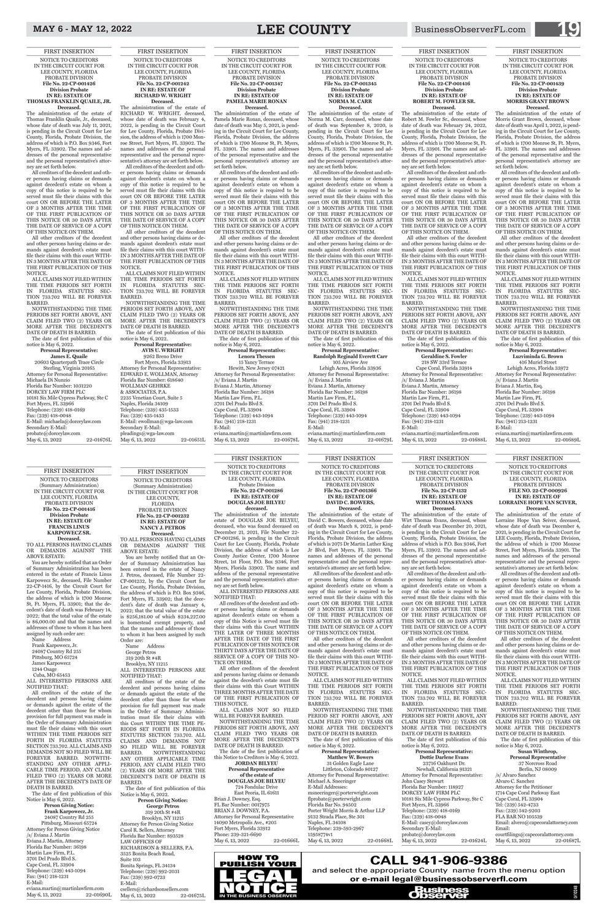FIRST INSERTION

NOTICE TO CREDITORS
IN THE CIRCUIT COURT FOR LEE COUNTY, FLORIDA
PROBATE DIVISION
**File No. 22-CP-001426**
**Division Probate**
**IN RE: ESTATE OF THOMAS FRANKLIN QUAILE, JR.**
**Deceased.**

The administration of the estate of Thomas Franklin Quaile, Jr., deceased, whose date of death was July 11, 2021, is pending in the Circuit Court for Lee County, Florida, Probate Division, the address of which is P.O. Box 9346, Fort Myers, FL 33902. The names and addresses of the personal representative and the personal representative's attorney are set forth below.

All creditors of the decedent and other persons having claims or demands against decedent's estate on whom a copy of this notice is required to be served must file their claims with this court ON OR BEFORE THE LATER OF 3 MONTHS AFTER THE TIME OF THE FIRST PUBLICATION OF THIS NOTICE OR 30 DAYS AFTER THE DATE OF SERVICE OF A COPY OF THIS NOTICE ON THEM.

All other creditors of the decedent and other persons having claims or demands against decedent's estate must file their claims with this court WITHIN 3 MONTHS AFTER THE DATE OF THE FIRST PUBLICATION OF THIS NOTICE.

ALL CLAIMS NOT FILED WITHIN THE TIME PERIODS SET FORTH IN FLORIDA STATUTES SECTION 733.702 WILL BE FOREVER BARRED.

NOTWITHSTANDING THE TIME PERIODS SET FORTH ABOVE, ANY CLAIM FILED TWO (2) YEARS OR MORE AFTER THE DECEDENT'S DATE OF DEATH IS BARRED.

The date of first publication of this notice is May 6, 2022.

**Personal Representative:**
**James E. Quaile**
20603 Quarterpath Trace Circle
Sterling, Virginia 20165

Attorney for Personal Representative:
Michaela Di Nunzio
Florida Bar Number: 1031220
DORCEY LAW FIRM PLC
10181 Six Mile Cypress Parkway, Ste C
Fort Myers, FL 33966
Telephone: (239) 418-0169
Fax: (239) 418-0048
E-Mail: michaela@dorceylaw.com
Secondary E-Mail: probate@dorceylaw.com

May 6, 13, 2022 22-01676L

---

FIRST INSERTION

NOTICE TO CREDITORS
IN THE CIRCUIT COURT FOR LEE COUNTY, FLORIDA
PROBATE DIVISION
**File No. 22-CP-001242**
**IN RE: ESTATE OF RICHARD W. WRIGHT**
**Deceased.**

The administration of the estate of RICHARD W. WRIGHT, deceased, whose date of death was February 4, 2022, is pending in the Circuit Court for Lee County, Florida, Probate Division, the address of which is 1700 Monroe Street, Fort Myers, FL 33902. The names and addresses of the personal representative and the personal representative's attorney are set forth below.

All creditors of the decedent and other persons having claims or demands against decedent's estate on whom a copy of this notice is required to be served must file their claims with this court ON OR BEFORE THE LATER OF 3 MONTHS AFTER THE TIME OF THE FIRST PUBLICATION OF THIS NOTICE OR 30 DAYS AFTER THE DATE OF SERVICE OF A COPY OF THIS NOTICE ON THEM.

All other creditors of the decedent and other persons having claims or demands against decedent's estate must file their claims with this court WITHIN 3 MONTHS AFTER THE DATE OF THE FIRST PUBLICATION OF THIS NOTICE.

ALL CLAIMS NOT FILED WITHIN THE TIME PERIODS SET FORTH IN FLORIDA STATUTES SECTION 733.702 WILL BE FOREVER BARRED.

NOTWITHSTANDING THE TIME PERIODS SET FORTH ABOVE, ANY CLAIM FILED TWO (2) YEARS OR MORE AFTER THE DECEDENT'S DATE OF DEATH IS BARRED.

The date of first publication of this notice is May 6, 2022.

**Personal Representative:**
**AVIS U. WRIGHT**
9262 Breno Drive
Fort Myers, Florida 33913

Attorney for Personal Representative:
EDWARD E. WOLLMAN, Attorney
Florida Bar Number: 618640
WOLLMAN GEHRKE & ASSOCIATES, P.A.
2235 Venetian Court, Suite 5
Naples, Florida 34109
Telephone: (239) 435-1533
Fax: (239) 435-1433
E-Mail: ewollman@wga-law.com
Secondary E-Mail: pleadings@wga-law.com

May 6, 13, 2022 22-01651L

---

FIRST INSERTION

NOTICE TO CREDITORS
IN THE CIRCUIT COURT FOR LEE COUNTY, FLORIDA
PROBATE DIVISION
**File No. 22-CP-001347**
**Division Probate**
**IN RE: ESTATE OF PAMELA MARIE RONAN**
**Deceased.**

The administration of the estate of Pamela Marie Ronan, deceased, whose date of death was May 5, 2021, is pending in the Circuit Court for Lee County, Florida, Probate Division, the address of which is 1700 Monroe St, Ft. Myers, FL 33901. The names and addresses of the personal representative and the personal representative's attorney are set forth below.

All creditors of the decedent and other persons having claims or demands against decedent's estate on whom a copy of this notice is required to be served must file their claims with this court ON OR BEFORE THE LATER OF 3 MONTHS AFTER THE TIME OF THE FIRST PUBLICATION OF THIS NOTICE OR 30 DAYS AFTER THE DATE OF SERVICE OF A COPY OF THIS NOTICE ON THEM.

All other creditors of the decedent and other persons having claims or demands against decedent's estate must file their claims with this court WITHIN 3 MONTHS AFTER THE DATE OF THE FIRST PUBLICATION OF THIS NOTICE.

ALL CLAIMS NOT FILED WITHIN THE TIME PERIODS SET FORTH IN FLORIDA STATUTES SECTION 733.702 WILL BE FOREVER BARRED.

NOTWITHSTANDING THE TIME PERIODS SET FORTH ABOVE, ANY CLAIM FILED TWO (2) YEARS OR MORE AFTER THE DECEDENT'S DATE OF DEATH IS BARRED.

The date of first publication of this notice is May 6, 2022.

**Personal Representative:**
**Lenora Thessen**
15 Yancy Terrace
Hewitt, New Jersey 07421

Attorney for Personal Representative:
/s/ Eviana J. Martin
Eviana J. Martin, Attorney
Florida Bar Number: 36198
Martin Law Firm, P.L.
3701 Del Prado Blvd S.
Cape Coral, FL 33904
Telephone: (239) 443-1094
Fax: (941) 218-1231
E-Mail: eviana.martin@martinlawfirm.com

May 6, 13, 2022 22-01678L

---

FIRST INSERTION

NOTICE TO CREDITORS
IN THE CIRCUIT COURT FOR LEE COUNTY, FLORIDA
PROBATE DIVISION
**File No. 22-CP-001345**
**Division Probate**
**IN RE: ESTATE OF NORMA M. CARR**
**Deceased.**

The administration of the estate of Norma M. Carr, deceased, whose date of death was September 8, 2020, is pending in the Circuit Court for Lee County, Florida, Probate Division, the address of which is 1700 Monroe St, Ft. Myers, FL 33901. The names and addresses of the personal representative and the personal representative's attorney are set forth below.

All creditors of the decedent and other persons having claims or demands against decedent's estate on whom a copy of this notice is required to be served must file their claims with this court ON OR BEFORE THE LATER OF 3 MONTHS AFTER THE TIME OF THE FIRST PUBLICATION OF THIS NOTICE OR 30 DAYS AFTER THE DATE OF SERVICE OF A COPY OF THIS NOTICE ON THEM.

All other creditors of the decedent and other persons having claims or demands against decedent's estate must file their claims with this court WITHIN 3 MONTHS AFTER THE DATE OF THE FIRST PUBLICATION OF THIS NOTICE.

ALL CLAIMS NOT FILED WITHIN THE TIME PERIODS SET FORTH IN FLORIDA STATUTES SECTION 733.702 WILL BE FOREVER BARRED.

NOTWITHSTANDING THE TIME PERIODS SET FORTH ABOVE, ANY CLAIM FILED TWO (2) YEARS OR MORE AFTER THE DECEDENT'S DATE OF DEATH IS BARRED.

The date of first publication of this notice is May 6, 2022.

**Personal Representative:**
**Randolph Reginald Everett Carr**
105 Airview Ave
Lehigh Acres, Florida 33936

Attorney for Personal Representative:
/s/ Eviana J. Martin
Eviana J. Martin, Attorney
Florida Bar Number: 36198
Martin Law Firm, P.L.
3701 Del Prado Blvd S.
Cape Coral, FL 33904
Telephone: (239) 443-1094
Fax: (941) 218-1231
E-Mail: eviana.martin@martinlawfirm.com

May 6, 13, 2022 22-01679L

---

FIRST INSERTION

NOTICE TO CREDITORS
IN THE CIRCUIT COURT FOR LEE COUNTY, FLORIDA
PROBATE DIVISION
**File No. 22-CP-001416**
**Division Probate**
**IN RE: ESTATE OF ROBERT M. FOWLER SR.**
**Deceased.**

The administration of the estate of Robert M. Fowler Sr., deceased, whose date of death was February 24, 2022, is pending in the Circuit Court for Lee County, Florida, Probate Division, the address of which is 1700 Monroe St, Ft. Myers, FL 33901. The names and addresses of the personal representative and the personal representative's attorney are set forth below.

All creditors of the decedent and other persons having claims or demands against decedent's estate on whom a copy of this notice is required to be served must file their claims with this court ON OR BEFORE THE LATER OF 3 MONTHS AFTER THE TIME OF THE FIRST PUBLICATION OF THIS NOTICE OR 30 DAYS AFTER THE DATE OF SERVICE OF A COPY OF THIS NOTICE ON THEM.

All other creditors of the decedent and other persons having claims or demands against decedent's estate must file their claims with this court WITHIN 3 MONTHS AFTER THE DATE OF THE FIRST PUBLICATION OF THIS NOTICE.

ALL CLAIMS NOT FILED WITHIN THE TIME PERIODS SET FORTH IN FLORIDA STATUTES SECTION 733.702 WILL BE FOREVER BARRED.

NOTWITHSTANDING THE TIME PERIODS SET FORTH ABOVE, ANY CLAIM FILED TWO (2) YEARS OR MORE AFTER THE DECEDENT'S DATE OF DEATH IS BARRED.

The date of first publication of this notice is May 6, 2022.

**Personal Representative:**
**Geraldine S. Fowler**
218 SW 33rd Terrace
Cape Coral, Florida 33914

Attorney for Personal Representative:
/s/ Eviana J. Martin
Eviana J. Martin, Attorney
Florida Bar Number: 36198
Martin Law Firm, P.L.
3701 Del Prado Blvd S.
Cape Coral, FL 33904
Telephone: (239) 443-1094
Fax: (941) 218-1231
E-Mail: eviana.martin@martinlawfirm.com

May 6, 13, 2022 22-01688L

---

FIRST INSERTION

NOTICE TO CREDITORS
IN THE CIRCUIT COURT FOR LEE COUNTY, FLORIDA
PROBATE DIVISION
**File No. 22-CP-001439**
**Division Probate**
**IN RE: ESTATE OF MORRIS GRANT BROWN**
**Deceased.**

The administration of the estate of Morris Grant Brown, deceased, whose date of death was April 1, 2022, is pending in the Circuit Court for Lee County, Florida, Probate Division, the address of which is 1700 Monroe St, Ft. Myers, FL 33901. The names and addresses of the personal representative and the personal representative's attorney are set forth below.

All creditors of the decedent and other persons having claims or demands against decedent's estate on whom a copy of this notice is required to be served must file their claims with this court ON OR BEFORE THE LATER OF 3 MONTHS AFTER THE TIME OF THE FIRST PUBLICATION OF THIS NOTICE OR 30 DAYS AFTER THE DATE OF SERVICE OF A COPY OF THIS NOTICE ON THEM.

All other creditors of the decedent and other persons having claims or demands against decedent's estate must file their claims with this court WITHIN 3 MONTHS AFTER THE DATE OF THE FIRST PUBLICATION OF THIS NOTICE.

ALL CLAIMS NOT FILED WITHIN THE TIME PERIODS SET FORTH IN FLORIDA STATUTES SECTION 733.702 WILL BE FOREVER BARRED.

NOTWITHSTANDING THE TIME PERIODS SET FORTH ABOVE, ANY CLAIM FILED TWO (2) YEARS OR MORE AFTER THE DECEDENT'S DATE OF DEATH IS BARRED.

The date of first publication of this notice is May 6, 2022.

**Personal Representative:**
**Luzviminda G. Brown**
416 Muriel Street
Lehigh Acres, Florida 33972

Attorney for Personal Representative:
/s/ Eviana J. Martin
Eviana J. Martin, Esq.
Florida Bar Number: 36198
Martin Law Firm, PL
3701 Del Prado Blvd S.
Cape Coral, FL 33904
Telephone: (239) 443-1094
Fax: (941) 213-1231
E-Mail: eviana.martin@martinlawfirm.com

May 6, 13, 2022 22-01689L

---

FIRST INSERTION

NOTICE TO CREDITORS
(Summary Administration)
IN THE CIRCUIT COURT FOR LEE COUNTY, FLORIDA
PROBATE DIVISION
**File No. 22-CP-001416**
**Division Probate**
**IN RE: ESTATE OF FRANCIS LINUS KARPOWECZ SR.**
**Deceased.**

TO ALL PERSONS HAVING CLAIMS OR DEMANDS AGAINST THE ABOVE ESTATE:

You are hereby notified that an Order of Summary Administration has been entered in the estate of Francis Linus Karpowecz Sr., deceased, File Number 22-CP-1416, by the Circuit Court for Lee County, Florida, Probate Division, the address of which is 1700 Monroe St. Ft. Myers, FL 33901; that the decedent's date of death was February 14, 2022; that the total value of the estate is $6,000.00 and that the names and addresses of those to whom it has been assigned by such order are:

Name Address
Frank Karpowecz, Jr.
24087 Country Rd 255
Pittsburg, MO 65724
James Karpowecz
1244 Osage
Cuba, MO 65453

ALL INTERESTED PERSONS ARE NOTIFIED THAT:

All creditors of the estate of the decedent and persons having claims or demands against the estate of the decedent other than those for whom provision for full payment was made in the Order of Summary Administration must file their claims with this court WITHIN THE TIME PERIODS SET FORTH IN FLORIDA STATUTES SECTION 733.702. ALL CLAIMS AND DEMANDS NOT SO FILED WILL BE FOREVER BARRED. NOTWITHSTANDING ANY OTHER APPLICABLE TIME PERIOD, ANY CLAIM FILED TWO (2) YEARS OR MORE AFTER THE DECEDENT'S DATE OF DEATH IS BARRED.

The date of first publication of this Notice is May 6, 2022.

**Person Giving Notice:**
**Frank Karpowecz, Jr.**
24087 Country Rd 255
Pittsburg, Missouri 65724

Attorney for Person Giving Notice
/s/ Eviana J. Martin
Eviana J. Martin, Attorney
Florida Bar Number: 36198
Martin Law Firm, P.L.
3701 Del Prado Blvd S.
Cape Coral, FL 33904
Telephone: (239) 443-1094
Fax: (941) 218-1231
E-Mail: eviana.martin@martinlawfirm.com

May 6, 13, 2022 22-01690L

---

FIRST INSERTION

NOTICE TO CREDITORS
(Summary Administration)
IN THE CIRCUIT COURT FOR LEE COUNTY, FLORIDA
PROBATE DIVISION
**File No. 22-CP-001232**
**IN RE: ESTATE OF NANCY J. PETROS**
**Deceased.**

TO ALL PERSONS HAVING CLAIMS OR DEMANDS AGAINST THE ABOVE ESTATE:

You are hereby notified that an Order of Summary Administration has been entered in the estate of Nancy J. Petros, deceased, File Number 22-CP-001232, by the Circuit Court for Lee County, Florida, Probate Division, the address of which is P.O. Box 9346, Fort Myers, FL 33902; that the decedent's date of death was January 4, 2022; that the total value of the estate is $256,181.00 of which $234,227.00 is homestead exempt property, and that the names and addresses of those to whom it has been assigned by such Order are:

Name Address
George Petros
319 20th St #4R
Brooklyn, NY 11215

ALL INTERESTED PERSONS ARE NOTIFIED THAT:

All creditors of the estate of the decedent and persons having claims or demands against the estate of the decedent other than those for whom provision for full payment was made in the Order of Summary Administration must file their claims with this Court WITHIN THE TIME PERIODS SET FORTH IN FLORIDA STATUTES SECTION 733.702. ALL CLAIMS AND DEMANDS NOT SO FILED WILL BE FOREVER BARRED. NOTWITHSTANDING ANY OTHER APPLICABLE TIME PERIOD, ANY CLAIM FILED TWO (2) YEARS OR MORE AFTER THE DECEDENT'S DATE OF DEATH IS BARRED.

The date of first publication of this Notice is May 6, 2022.

**Person Giving Notice:**
**George Petros**
319 20th St #4R
Brooklyn, NY 11215

Attorney for Person Giving Notice
Carol R. Sellers, Attorney
Florida Bar Number: 893528
LAW OFFICES OF RICHARDSON & SELLERS, P.A.
3525 Bonita Beach Road, Suite 103
Bonita Springs, FL 34134
Telephone: (239) 992-2031
Fax: (239) 992-0723
E-Mail: csellers@richardsonsellers.com

May 6, 13, 2022 22-01675L

---

FIRST INSERTION

NOTICE TO CREDITORS
IN THE CIRCUIT COURT FOR LEE COUNTY, FLORIDA
Probate Division
**File No. 22-CP-001286**
**IN RE: ESTATE OF DOUGLAS JOE BILYEU**
**deceased.**

The administration of the intestate estate of DOUGLAS JOE BILYEU, deceased, who was found deceased on December 21, 2021, File Number 22-CP-001286, is pending in the Circuit Court for Lee County, Florida, Probate Division, the address of which is Lee County Justice Center, 1700 Monroe Street, 1st Floor, P.O. Box 9346, Fort Myers, Florida 33902. The name and address of the personal representative and the personal representative's attorney are set forth below.

ALL INTERESTED PERSONS ARE NOTIFIED THAT:

All creditors of the decedent and other persons having claims or demands against decedent's estate on whom a copy of this Notice is served must file their claims with this court WITHIN THE LATER OF THREE MONTHS AFTER THE DATE OF THE FIRST PUBLICATION OF THIS NOTICE OR THIRTY DAYS AFTER THE DATE OF SERVICE OF A COPY OF THIS NOTICE ON THEM.

All other creditors of the decedent and persons having claims or demands against the decedent's estate must file their claims with this Court WITHIN THREE MONTHS AFTER THE DATE OF THE FIRST PUBLICATION OF THIS NOTICE.

ALL CLAIMS NOT SO FILED WILL BE FOREVER BARRED.

NOTWITHSTANDING THE TIME PERIODS SET FORTH ABOVE, ANY CLAIM FILED TWO YEARS OR MORE AFTER THE DECEDENT'S DATE OF DEATH IS BARRED.

The date of the first publication of this Notice to Creditors is May 6, 2022.

**JORDAN BILYEU**
**Personal Representative of the estate of DOUGLAS JOE BILYEU**
724 Fondulac Drive
East Peoria, IL 61611

Brian J. Downey, Esq.
FL Bar Number: 0017975
BRIAN J. DOWNEY, P.A.
Attorney for Personal Representative
14090 Metropolis Ave., #205
Fort Myers, Florida 33912
Phone: 239-321-6690

May 6, 13, 2022 22-01666L

---

FIRST INSERTION

NOTICE TO CREDITORS
IN THE CIRCUIT COURT FOR LEE COUNTY, FLORIDA
PROBATE DIVISION
**File No. 22-CP-001366**
**IN RE: ESTATE OF DAVID C. BOWERS,**
**Deceased.**

The administration of the estate of David C. Bowers, deceased, whose date of death was March 8, 2022, is pending in the Circuit Court for Lee County, Florida, Probate Division, the address of which is 2075 Dr Martin Luther King Jr Blvd, Fort Myers, FL 33901. The names and addresses of the personal representative and the personal representative's attorney are set forth below.

All creditors of the decedent and other persons having claims or demands against decedent's estate on whom a copy of this notice is required to be served must file their claims with this court ON OR BEFORE THE LATER OF 3 MONTHS AFTER THE TIME OF THE FIRST PUBLICATION OF THIS NOTICE OR 30 DAYS AFTER THE DATE OF SERVICE OF A COPY OF THIS NOTICE ON THEM.

All other creditors of the decedent and other persons having claims or demands against decedent's estate must file their claims with this court WITHIN 3 MONTHS AFTER THE DATE OF THE FIRST PUBLICATION OF THIS NOTICE.

ALL CLAIMS NOT FILED WITHIN THE TIME PERIODS SET FORTH IN FLORIDA STATUTES SECTION 733.702 WILL BE FOREVER BARRED.

NOTWITHSTANDING THE TIME PERIOD SET FORTH ABOVE, ANY CLAIM FILED TWO (2) YEARS OR MORE AFTER THE DECEDENT'S DATE OF DEATH IS BARRED.

The date of first publication of this notice is May 6, 2022.

**Personal Representative:**
**Matthew W. Bowers**
31 Golden Eagle Lane
Littleton, Colorado 80127

Attorney for Personal Representative:
Michael A. Sneeringer
E-Mail Addresses: msneeringer@porterwright.com
flprobate@porterwright.com
Florida Bar No. 94602
Porter Wright Morris & Arthur LLP
9132 Strada Place, Ste 301
Naples, FL 34108
Telephone: 239-593-2967
15958774v1

May 6, 13, 2022 22-01668L

---

FIRST INSERTION

NOTICE TO CREDITORS
IN THE CIRCUIT COURT FOR LEE COUNTY, FLORIDA
PROBATE DIVISION
**File No. 22-CP-1132**
**IN RE: ESTATE OF WIRT THOMAS EVANS**
**Deceased.**

The administration of the estate of Wirt Thomas Evans, deceased, whose date of death was December 20, 2021, is pending in the Circuit Court for Lee County, Florida, Probate Division, the address of which is P.O. Box 9346, Fort Myers, FL 33902. The names and addresses of the personal representative and the personal representative's attorney are set forth below.

All creditors of the decedent and other persons having claims or demands against decedent's estate on whom a copy of this notice is required to be served must file their claims with this court ON OR BEFORE THE LATER OF 3 MONTHS AFTER THE TIME OF THE FIRST PUBLICATION OF THIS NOTICE OR 30 DAYS AFTER THE DATE OF SERVICE OF A COPY OF THIS NOTICE ON THEM.

All other creditors of the decedent and other persons having claims or demands against decedent's estate must file their claims with this court WITHIN 3 MONTHS AFTER THE DATE OF THE FIRST PUBLICATION OF THIS NOTICE.

ALL CLAIMS NOT FILED WITHIN THE TIME PERIODS SET FORTH IN FLORIDA STATUTES SECTION 733.702 WILL BE FOREVER BARRED.

NOTWITHSTANDING THE TIME PERIODS SET FORTH ABOVE, ANY CLAIM FILED TWO (2) YEARS OR MORE AFTER THE DECEDENT'S DATE OF DEATH IS BARRED.

The date of first publication of this notice is May 6, 2022.

**Personal Representative:**
**Dottie Darlene Evans**
23716 Oakhurst Dr.
Newhall, California 91321

Attorney for Personal Representative:
John Casey Stewart
Florida Bar Number: 118927
DORCEY LAW FIRM PLC
10181 Six Mile Cypress Parkway, Ste C
Fort Myers, FL 33966
Telephone: (239) 418-0169
Fax: (239) 418-0048
E-Mail: casey@dorceylaw.com
Secondary E-Mail: probate@dorceylaw.com

May 6, 13, 2022 22-01624L

---

FIRST INSERTION

NOTICE TO CREDITORS
IN THE CIRCUIT COURT FOR LEE COUNTY, FLORIDA
PROBATE DIVISION
**FILE NO. 22-CP-000926**
**IN RE: ESTATE OF LORRAINE HOPE VAN SCIVER,**
**Deceased.**

The administration of the estate of Lorraine Hope Van Sciver, deceased, whose date of death was December 4, 2021, is pending in the Circuit Court for LEE County, Florida, Probate Division, the address of which is 1700 Monroe Street, Fort Myers, Florida 33901. The names and addresses of the personal representative and the personal representative's attorney are set forth below.

All creditors of the decedent and other persons having claims or demands against decedent's estate on whom a copy of this notice is required to be served must file their claims with this court ON OR BEFORE THE LATER OF 3 MONTHS AFTER THE TIME OF THE FIRST PUBLICATION OF THIS NOTICE OR 30 DAYS AFTER THE DATE OF SERVICE OF A COPY OF THIS NOTICE ON THEM.

All other creditors of the decedent and other persons having claims or demands against decedent's estate must file their claims with this court WITHIN 3 MONTHS AFTER THE DATE OF THE FIRST PUBLICATION OF THIS NOTICE.

ALL CLAIMS NOT FILED WITHIN THE TIME PERIODS SET FORTH IN FLORIDA STATUTES SECTION 733.702 WILL BE FOREVER BARRED.

NOTWITHSTANDING THE TIME PERIODS SET FORTH ABOVE, ANY CLAIM FILED TWO (2) YEARS OR MORE AFTER THE DECEDENT'S DATE OF DEATH IS BARRED.

The date of first publication of this notice is May 6, 2022.

**Susan Winthrop,**
**Personal Representative**
37 Norcross Road
Berlin, NJ 08009

/s/ Alvaro Sanchez
Alvaro C. Sanchez
Attorney for the Petitioner
1714 Cape Coral Parkway East
Cape Coral, FL 33904
Tel: (239) 542-4733
Fax: (239) 542-9203
FLA BAR NO 105539
Email: alvero@capecoralattorney.com
Email: courtfilings@capecoralattorney.com

May 6, 13, 2022 22-01687L

---

**HOW TO PUBLISH YOUR LEGAL NOTICE IN THE BUSINESS OBSERVER**

**CALL 941-906-9386**
and select the appropriate County name from the menu option
or e-mail legal@businessobserverfl.com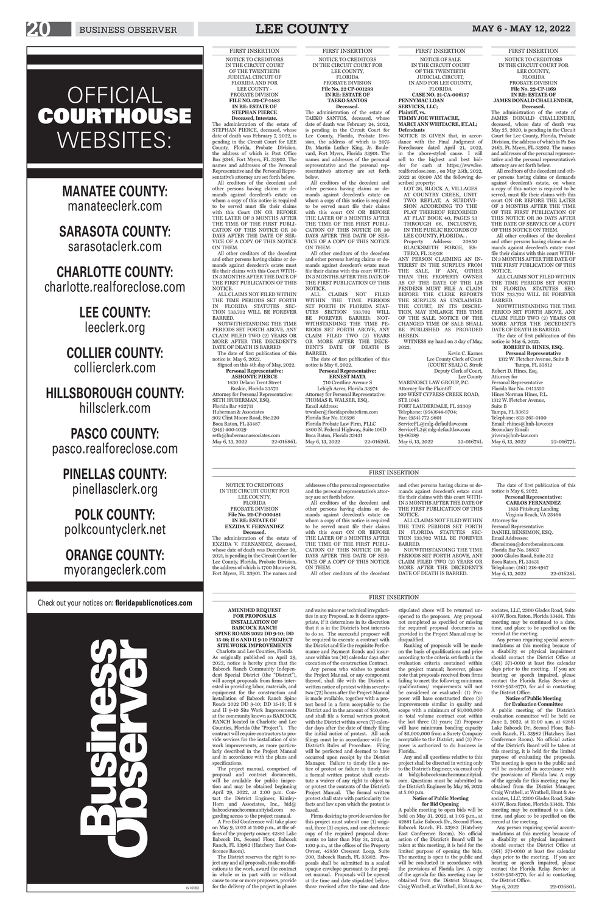# OFFICIAL COURTHOUSE WEBSITES:

**MANATEE COUNTY:** manateeclerk.com

**SARASOTA COUNTY:** sarasotaclerk.com

**CHARLOTTE COUNTY:** charlotte.realforeclose.com

**LEE COUNTY:** leeclerk.org

**COLLIER COUNTY:** collierclerk.com

**HILLSBOROUGH COUNTY:** hillsclerk.com

**PASCO COUNTY:** pasco.realforeclose.com

**PINELLAS COUNTY:** pinellasclerk.org

**POLK COUNTY:** polkcountyclerk.net

**ORANGE COUNTY:** myorangeclerk.com

Check out your notices on: **floridapublicnotices.com**

Business Observer

---

FIRST INSERTION

NOTICE TO CREDITORS
IN THE CIRCUIT COURT
OF THE TWENTIETH
JUDICIAL CIRCUIT OF
FLORIDA AND FOR
LEE COUNTY -
PROBATE DIVISION
**FILE NO.:22-CP-1483**
**IN RE: ESTATE OF**
**STEPHAN PIERCE**
**Deceased, Intestate.**

The administration of the estate of STEPHAN PIERCE, deceased, whose date of death was February 7, 2022, is pending in the Circuit Court for LEE County, Florida, Probate Division, the address of which is Post Office Box 9346, Fort Myers, FL 33902. The names and addresses of the Personal Representative and the Personal Representative's attorney are set forth below.

All creditors of the decedent and other persons having claims or demands against decedent's estate on whom a copy of this notice is required to be served must file their claims with this Court ON OR BEFORE THE LATER OF 3 MONTHS AFTER THE TIME OF THE FIRST PUBLICATION OF THIS NOTICE OR 30 DAYS AFTER THE DATE OF SERVICE OF A COPY OF THIS NOTICE ON THEM.

All other creditors of the decedent and other persons having claims or demands against decedent's estate must file their claims with this Court WITHIN 3 MONTHS AFTER THE DATE OF THE FIRST PUBLICATION OF THIS NOTICE.

ALL CLAIMS NOT FILED WITHIN THE TIME PERIODS SET FORTH IN FLORIDA STATUTES SECTION 733.702 WILL BE FOREVER BARRED.

NOTWITHSTANDING THE TIME PERIODS SET FORTH ABOVE, ANY CLAIM FILED TWO (2) YEARS OR MORE AFTER THE DECEDENT'S DATE OF DEATH IS BARRED.

The date of first publication of this notice is: May 6, 2022.

Signed on this 4th day of May, 2022.

**Personal Representative:**
**ASHONTE PIERCE**
1430 Delano Trent Street
Ruskin, Florida 33570

Attorney for Personal Representative:
SETH HUBERMAN, ESQ.
Florida Bar #32711
Huberman & Associates
902 Clint Moore Road, Ste.220
Boca Raton, FL 33487
(949) 400-1029
seth@hubermanassociates.com

May 6, 13, 2022 22-01686L

---

FIRST INSERTION

NOTICE TO CREDITORS
IN THE CIRCUIT COURT FOR
LEE COUNTY,
FLORIDA
PROBATE DIVISION
**File No. 22 CP-001299**
**IN RE: ESTATE OF**
**TAEKO SANTOS**
**Deceased.**

The administration of the estate of TAEKO SANTOS, deceased, whose date of death was February 24, 2022, is pending in the Circuit Court for Lee County, Florida, Probate Division, the address of which is 2075 Dr. Martin Luther King, Jr. Boulevard, Fort Myers, Florida 33901. The names and addresses of the personal representative and the personal representative's attorney are set forth below.

All creditors of the decedent and other persons having claims or demands against decedent's estate on whom a copy of this notice is required to be served must file their claims with this court ON OR BEFORE THE LATER OF 3 MONTHS AFTER THE TIME OF THE FIRST PUBLICATION OF THIS NOTICE OR 30 DAYS AFTER THE DATE OF SERVICE OF A COPY OF THIS NOTICE ON THEM.

All other creditors of the decedent and other persons having claims or demands against decedent's estate must file their claims with this court WITHIN 3 MONTHS AFTER THE DATE OF THE FIRST PUBLICATION OF THIS NOTICE.

ALL CLAIMS NOT FILED WITHIN THE TIME PERIODS SET FORTH IN FLORIDA STATUTES SECTION 733.702 WILL BE FOREVER BARRED. NOTWITHSTANDING THE TIME PERIODS SET FORTH ABOVE, ANY CLAIM FILED TWO (2) YEARS OR MORE AFTER THE DECEDENT'S DATE OF DEATH IS BARRED.

The date of first publication of this notice is May 6, 2022.

**Personal Representative:**
**ERNEST MATA**
710 Crestline Avenue S
Lehigh Acres, Florida 33974

Attorney for Personal Representative:
THOMAS R. WALSER, ESQ.
Email Address:
trwalser@floridaprobatefirm.com
Florida Bar No. 116596
Florida Probate Law Firm, PLLC
4800 N. Federal Highway, Suite 106D
Boca Raton, Florida 33431

May 6, 13, 2022 22-01626L

---

FIRST INSERTION

NOTICE OF SALE
IN THE CIRCUIT COURT
OF THE TWENTIETH
JUDICIAL CIRCUIT,
IN AND FOR LEE COUNTY,
FLORIDA
**CASE NO. 21-CA-006157**
**PENNYMAC LOAN SERVICES, LLC;**
**Plaintiff, vs.**
**TIMMY JOE WHITACRE, MARCI ANN WHITACRE, ET.AL;**
**Defendants**

NOTICE IS GIVEN that, in accordance with the Final Judgment of Foreclosure dated April 21, 2022, in the above-styled cause. I will sell to the highest and best bidder for cash at https://www.lee.realforeclose.com , on May 25th, 2022, 2022 at 09:00 AM the following described property:

LOT 36, BLOCK A, VILLAGES AT COUNTRY CREEK, UNIT TWO REPLAT, A SUBDIVISION ACCORDING TO THE PLAT THEREOF RECORDED AT PLAT BOOK 40, PAGES 53 THROUGH 66, INCLUSIVE, IN THE PUBLIC RECORDS OF LEE COUNTY, FLORIDA. .

Property Address: 20850 BLACKSMITH FORGE, ESTERO, FL 33928

ANY PERSON CLAIMING AN INTEREST IN THE SURPLUS FROM THE SALE, IF ANY, OTHER THAN THE PROPERTY OWNER AS OF THE DATE OF THE LIS PENDENS MUST FILE A CLAIM BEFORE THE CLERK REPORTS THE SURPLUS AS UNCLAIMED. THE COURT, IN ITS DISCRETION, MAY ENLARGE THE TIME OF THE SALE. NOTICE OF THE CHANGED TIME OF SALE SHALL BE PUBLISHED AS PROVIDED HEREIN.

WITNESS my hand on this 3 day of May, 2022.

Kevin C. Karnes
Lee County Clerk of Court
(COURT SEAL) C. Strufe
Deputy Clerk of Court,
Lee County

MARINOSCI LAW GROUP, P.C.
Attorney for the Plaintiff
100 WEST CYPRESS CREEK ROAD, STE 1045
FORT LAUDERDALE, FL 33309
Telephone: (954)644-8704;
Fax: (954) 772-9601
ServiceFL@mlg-defaultlaw.com
ServiceFL2@mlg-defaultlaw.com
19-06589

May 6, 13, 2022 22-01674L

---

FIRST INSERTION

NOTICE TO CREDITORS
IN THE CIRCUIT COURT FOR
LEE COUNTY,
FLORIDA
PROBATE DIVISION
**File No. 22-CP-1169**
**IN RE: ESTATE OF**
**JAMES DONALD CHALLENDER,**
**Deceased.**

The administration of the estate of JAMES DONALD CHALLENDER, deceased, whose date of death was May 25, 2020, is pending in the Circuit Court for Lee County, Florida, Probate Division, the address of which is Po Box 2469, Ft. Myers, FL 33902. The names and addresses of the personal representative and the personal representative's attorney are set forth below.

All creditors of the decedent and other persons having claims or demands against decedent's estate, on whom a copy of this notice is required to be served, must file their claims with this court ON OR BEFORE THE LATER OF 3 MONTHS AFTER THE TIME OF THE FIRST PUBLICATION OF THIS NOTICE OR 30 DAYS AFTER THE DATE OF SERVICE OF A COPY OF THIS NOTICE ON THEM.

All other creditors of the decedent and other persons having claims or demands against decedent's estate must file their claims with this court WITHIN 3 MONTHS AFTER THE DATE OF THE FIRST PUBLICATION OF THIS NOTICE.

ALL CLAIMS NOT FILED WITHIN THE TIME PERIODS SET FORTH IN FLORIDA STATUTES SECTION 733.702 WILL BE FOREVER BARRED.

NOTWITHSTANDING THE TIME PERIOD SET FORTH ABOVE, ANY CLAIM FILED TWO (2) YEARS OR MORE AFTER THE DECEDENT'S DATE OF DEATH IS BARRED.

The date of first publication of this notice is: May 6, 2022.

**ROBERT D. HINES, ESQ.**
**Personal Representative**
1312 W. Fletcher Avenue, Suite B
Tampa, FL 33612

Robert D. Hines, Esq.
Attorney for
Personal Representative
Florida Bar No. 0413550
Hines Norman Hines, P.L.
1312 W. Fletcher Avenue,
Suite B
Tampa, FL 33612
Telephone: 813-265-0100
Email: rhines@hnh-law.com
Secondary Email:
jrivera@hnh-law.com

May 6, 13, 2022 22-01677L

---

FIRST INSERTION

NOTICE TO CREDITORS
IN THE CIRCUIT COURT FOR
LEE COUNTY,
FLORIDA
PROBATE DIVISION
**File No. 22-CP-000481**
**IN RE: ESTATE OF**
**EXZIDA V. FERNANDEZ**
**Deceased.**

The administration of the estate of EXZIDA V. FERNANDEZ, deceased, whose date of death was December 30, 2021, is pending in the Circuit Court for Lee County, Florida, Probate Division, the address of which is 1700 Monroe St, Fort Myers, FL 33901. The names and addresses of the personal representative and the personal representative's attorney are set forth below.

All creditors of the decedent and other persons having claims or demands against decedent's estate on whom a copy of this notice is required to be served must file their claims with this court ON OR BEFORE THE LATER OF 3 MONTHS AFTER THE TIME OF THE FIRST PUBLICATION OF THIS NOTICE OR 30 DAYS AFTER THE DATE OF SERVICE OF A COPY OF THIS NOTICE ON THEM.

All other creditors of the decedent and other persons having claims or demands against decedent's estate must file their claims with this court WITHIN 3 MONTHS AFTER THE DATE OF THE FIRST PUBLICATION OF THIS NOTICE.

ALL CLAIMS NOT FILED WITHIN THE TIME PERIODS SET FORTH IN FLORIDA STATUTES SECTION 733.702 WILL BE FOREVER BARRED.

NOTWITHSTANDING THE TIME PERIODS SET FORTH ABOVE, ANY CLAIM FILED TWO (2) YEARS OR MORE AFTER THE DECEDENT'S DATE OF DEATH IS BARRED.

The date of first publication of this notice is May 6, 2022.

**Personal Representative:**
**CARLOS FERNANDEZ**
1833 Pittsburg Landing
Virginia Beach, VA 23464

Attorney for
Personal Representative:
DANIEL BENSIMON, ESQ.
Email Addresses:
dbensimon@dorothbensimon.com
Florida Bar No. 36837
2000 Glades Road, Suite 312
Boca Raton, FL 33431
Telephone: (561) 218-4947

May 6, 13, 2022 22-01628L

---

FIRST INSERTION

**AMENDED REQUEST FOR PROPOSALS INSTALLATION OF BABCOCK RANCH SPINE ROADS 2022 DD 9-10; DD 15-16; II 8 AND II 9-10 PROJECT SITE WORK IMPROVEMENTS**

Charlotte and Lee Counties, Florida

As originally published on April 29, 2022, notice is hereby given that the Babcock Ranch Community Independent Special District (the "District"), will accept proposals from firms interested in providing labor, materials, and equipment for the construction and installation of Babcock Ranch Spine Roads 2022 DD 9-10; DD 15-16; II 8 and II 9-10 Site Work Improvements at the community known as BABCOCK RANCH located in Charlotte and Lee Counties, Florida (the "Project"). The contract will require contractors to provide services for the installation of site work improvements, as more particularly described in the Project Manual and in accordance with the plans and specifications.

The project manual, comprised of proposal and contract documents, will be available for public inspection and may be obtained beginning April 29, 2022, at 2:00 p.m. Contact the District Engineer, Kimley-Horn and Associates, Inc., bid@babcockranchcommunityisd.com regarding access to the project manual.

A Pre-Bid Conference will take place on May 9, 2022 at 2:00 p.m., at the offices of the property owner, 42881 Lake Babcock Dr., Second Floor, Babcock Ranch, FL 33982 (Hatchery East Conference Room).

The District reserves the right to reject any and all proposals, make modifications to the work, award the contract in whole or in part with or without cause to one or more proposers, provide for the delivery of the project in phases and waive minor or technical irregularities in any Proposal, as it deems appropriate, if it determines in its discretion that it is in the District's best interests to do so. The successful proposer will be required to execute a contract with the District and file the requisite Performance and Payment Bonds and insurance within ten (10) calendar days after execution of the construction Contract.

Any person who wishes to protest the Project Manual, or any component thereof, shall file with the District a written notice of protest within seventy-two (72) hours after the Project Manual is made available, together with a protest bond in a form acceptable to the District and in the amount of $10,000, and shall file a formal written protest with the District within seven (7) calendar days after the date of timely filing the initial notice of protest. All such filings must be in accordance with the District's Rules of Procedure. Filing will be perfected and deemed to have occurred upon receipt by the District Manager. Failure to timely file a notice of protest or failure to timely file a formal written protest shall constitute a waiver of any right to object to or protest the contents of the District's Project Manual. The formal written protest shall state with particularity the facts and law upon which the protest is based.

Firms desiring to provide services for this project must submit one (1) original, three (3) copies, and one electronic copy of the required proposal documents no later than May 31, 2022, at 1:00 p.m., at the offices of the Property Owner, 42850 Crescent Loop, Suite 200, Babcock Ranch, FL 33982. Proposals shall be submitted in a sealed opaque envelope pursuant to the project manual. Proposals will be opened at the time and date stipulated below; those received after the time and date stipulated above will be returned unopened to the proposer. Any proposal not completed as specified or missing the required proposal documents as provided in the Project Manual may be disqualified.

Ranking of proposals will be made on the basis of qualifications and price according to the criteria set forth in the evaluation criteria contained within the project manual; however, please note that proposals received from firms failing to meet the following minimum qualifications/ requirements will not be considered or evaluated: (1) Proposer will have constructed three (3) improvements similar in quality and scope with a minimum of $1,000,000 in total volume contract cost within the last three (3) years; (2) Proposer will have minimum bonding capacity of $5,000,000 from a Surety Company acceptable to the District; and (3) Proposer is authorized to do business in Florida..

Any and all questions relative to this project shall be directed in writing only to the District's Engineer, via email only at bid@babcockranchcommunityisd.com. Questions must be submitted to the District's Engineer by May 16, 2022 at 5:00 p.m.

**Notice of Public Meeting for Bid Opening**

A public meeting to open bids will be held on May 31, 2022, at 1:05 p.m., at 42881 Lake Babcock Dr., Second Floor, Babcock Ranch, FL 33982 (Hatchery East Conference Room). No official action of the District's Board will be taken at this meeting, it is held for the limited purpose of opening the bids. The meeting is open to the public and will be conducted in accordance with the provisions of Florida law. A copy of the agenda for this meeting may be obtained from the District Manager, Craig Wrathell, at Wrathell, Hunt & Associates, LLC, 2300 Glades Road, Suite 410W, Boca Raton, Florida 33431. This meeting may be continued to a date, time, and place to be specified on the record at the meeting.

Any person requiring special accommodations at this meeting because of a disability or physical impairment should contact the District Office at (561) 571-0010 at least five calendar days prior to the meeting. If you are hearing or speech impaired, please contact the Florida Relay Service at 1-800-955-8770, for aid in contacting the District Office.

**Notice of Public Meeting for Evaluation Committee**

A public meeting of the District's evaluation committee will be held on June 2, 2022, at 11:00 a.m. at 42881 Lake Babcock Dr., Second Floor, Babcock Ranch, FL 33982 (Hatchery East Conference Room). No official action of the District's Board will be taken at this meeting, it is held for the limited purpose of evaluating the proposals. The meeting is open to the public and will be conducted in accordance with the provisions of Florida law. A copy of the agenda for this meeting may be obtained from the District Manager, Craig Wrathell, at Wrathell, Hunt & Associates, LLC, 2300 Glades Road, Suite 410W, Boca Raton, Florida 33431. This meeting may be continued to a date, time, and place to be specified on the record at the meeting.

Any person requiring special accommodations at this meeting because of a disability or physical impairment should contact the District Office at (561) 571-0010 at least five calendar days prior to the meeting. If you are hearing or speech impaired, please contact the Florida Relay Service at 1-800-955-8770, for aid in contacting the District Office.

May 6, 2022 22-01680L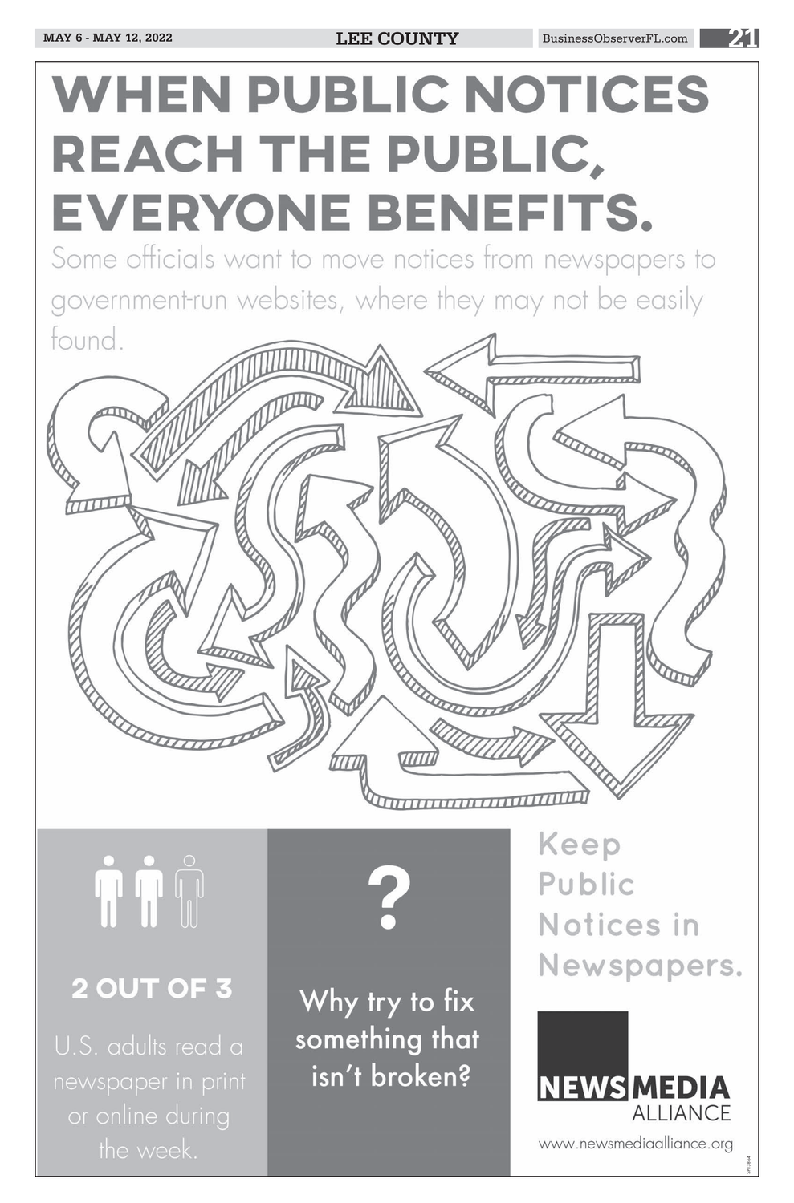# WHEN PUBLIC NOTICES REACH THE PUBLIC, EVERYONE BENEFITS.

Some officials want to move notices from newspapers to government-run websites, where they may not be easily found.

**2 OUT OF 3**

U.S. adults read a newspaper in print or online during the week.

**?**

Why try to fix something that isn't broken?

**Keep Public Notices in Newspapers.**

NEWS MEDIA ALLIANCE

www.newsmediaalliance.org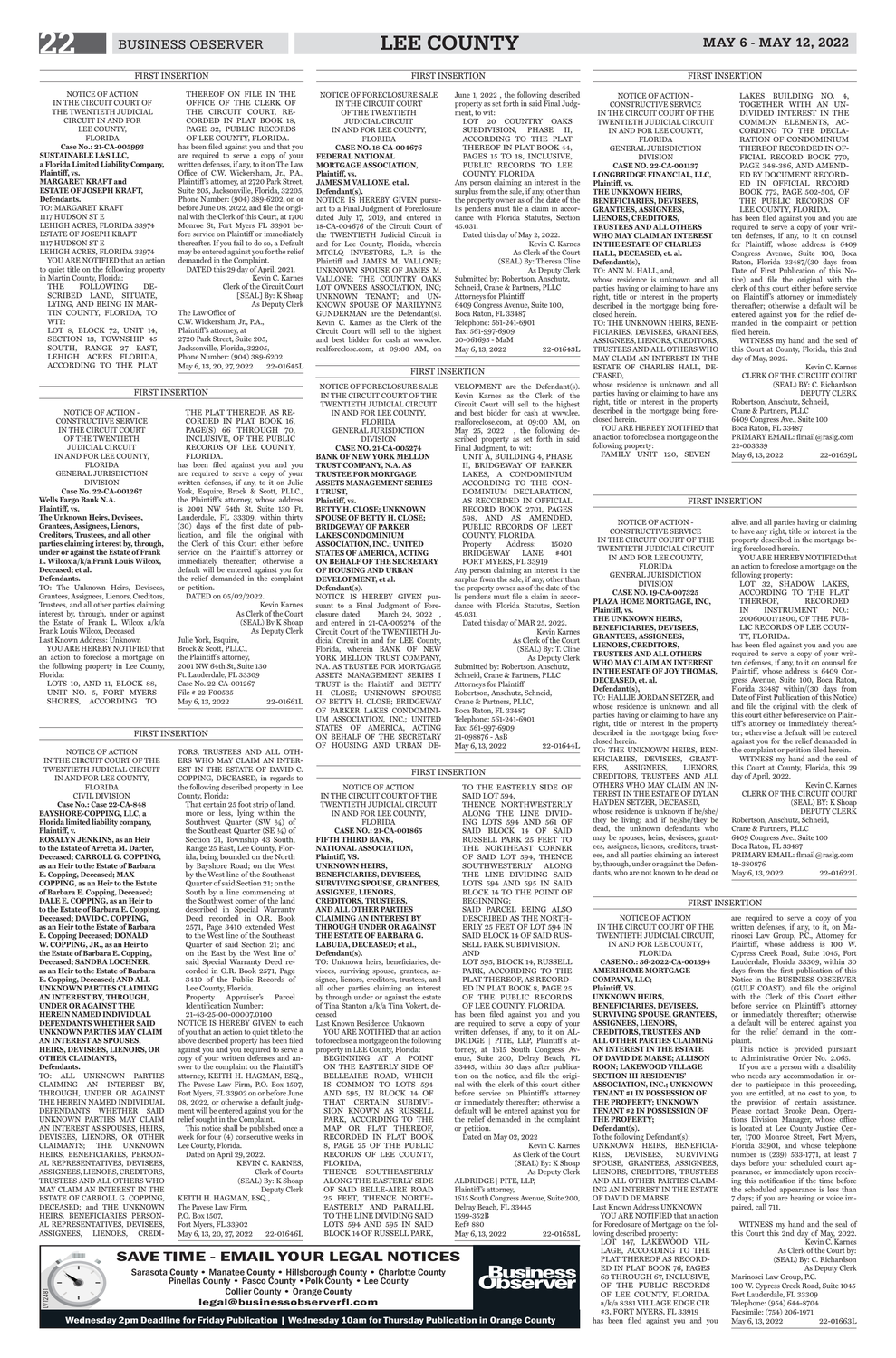FIRST INSERTION

NOTICE OF ACTION
IN THE CIRCUIT COURT OF THE TWENTIETH JUDICIAL CIRCUIT IN AND FOR LEE COUNTY, FLORIDA
**Case No.: 21-CA-005993**
**SUSTAINABLE L&S LLC, a Florida Limited Liability Company, Plaintiff, vs. MARGARET KRAFT and ESTATE OF JOSEPH KRAFT, Defendants.**

TO: MARGARET KRAFT
1117 HUDSON ST E
LEHIGH ACRES, FLORIDA 33974
ESTATE OF JOSEPH KRAFT
1117 HUDSON ST E
LEHIGH ACRES, FLORIDA 33974

YOU ARE NOTIFIED that an action to quiet title on the following property in Martin County, Florida:

THE FOLLOWING DESCRIBED LAND, SITUATE, LYING, AND BEING IN MARTIN COUNTY, FLORIDA, TO WIT:
LOT 8, BLOCK 72, UNIT 14, SECTION 13, TOWNSHIP 45 SOUTH, RANGE 27 EAST, LEHIGH ACRES FLORIDA, ACCORDING TO THE PLAT THEREOF ON FILE IN THE OFFICE OF THE CLERK OF THE CIRCUIT COURT, RECORDED IN PLAT BOOK 18, PAGE 32, PUBLIC RECORDS OF LEE COUNTY, FLORIDA.

has been filed against you and that you are required to serve a copy of your written defenses, if any, to it on The Law Office of C.W. Wickersham, Jr., P.A., Plaintiff's attorney, at 2720 Park Street, Suite 205, Jacksonville, Florida, 32205, Phone Number: (904) 389-6202, on or before June 08, 2022, and file the original with the Clerk of this Court, at 1700 Monroe St, Fort Myers FL 33901 before service on Plaintiff or immediately thereafter. If you fail to do so, a Default may be entered against you for the relief demanded in the Complaint.

DATED this 29 day of April, 2021.

Kevin C. Karnes
Clerk of the Circuit Court
[SEAL] By: K Shoap
As Deputy Clerk

The Law Office of
C.W. Wickersham, Jr., P.A.,
Plaintiff's attorney, at
2720 Park Street, Suite 205,
Jacksonville, Florida, 32205,
Phone Number: (904) 389-6202
May 6, 13, 20, 27, 2022 22-01645L

---

FIRST INSERTION

NOTICE OF ACTION - CONSTRUCTIVE SERVICE
IN THE CIRCUIT COURT OF THE TWENTIETH JUDICIAL CIRCUIT IN AND FOR LEE COUNTY, FLORIDA
GENERAL JURISDICTION DIVISION
**Case No. 22-CA-001267**
**Wells Fargo Bank N.A. Plaintiff, vs. The Unknown Heirs, Devisees, Grantees, Assignees, Lienors, Creditors, Trustees, and all other parties claiming interest by, through, under or against the Estate of Frank L. Wilcox a/k/a Frank Louis Wilcox, Deceased; et al. Defendants.**

TO: The Unknown Heirs, Devisees, Grantees, Assignees, Lienors, Creditors, Trustees, and all other parties claiming interest by, through, under or against the Estate of Frank L. Wilcox a/k/a Frank Louis Wilcox, Deceased
Last Known Address: Unknown

YOU ARE HEREBY NOTIFIED that an action to foreclose a mortgage on the following property in Lee County, Florida:

LOTS 10, AND 11, BLOCK 88, UNIT NO. 5, FORT MYERS SHORES, ACCORDING TO THE PLAT THEREOF AS RECORDED IN PLAT BOOK 16, PAGE(S) 66 THROUGH 70, INCLUSIVE, OF THE PUBLIC RECORDS OF LEE COUNTY, FLORIDA.

has been filed against you and you are required to serve a copy of your written defenses, if any, to it on Julie York, Esquire, Brock & Scott, PLLC., the Plaintiff's attorney, whose address is 2001 NW 64th St, Suite 130 Ft. Lauderdale, FL 33309, within thirty (30) days of the first date of publication, and file the original with the Clerk of this Court either before service on the Plaintiff's attorney or immediately thereafter; otherwise a default will be entered against you for the relief demanded in the complaint or petition.

DATED on 05/02/2022.

Kevin Karnes
As Clerk of the Court
(SEAL) By K Shoap
As Deputy Clerk

Julie York, Esquire,
Brock & Scott, PLLC.,
the Plaintiff's attorney,
2001 NW 64th St, Suite 130
Ft. Lauderdale, FL 33309
Case No. 22-CA-001267
File # 22-F00535
May 6, 13, 2022 22-01661L

---

FIRST INSERTION

NOTICE OF ACTION
IN THE CIRCUIT COURT OF THE TWENTIETH JUDICIAL CIRCUIT IN AND FOR LEE COUNTY, FLORIDA
CIVIL DIVISION
**Case No.: Case 22-CA-848**
**BAYSHORE-COPPING, LLC, a Florida limited liability company, Plaintiff, v. ROSALYN JENKINS, as an Heir to the Estate of Arretta M. Darter, Deceased; CARROLL G. COPPING, as an Heir to the Estate of Barbara E. Copping, Deceased; MAX COPPING, as an Heir to the Estate of Barbara E. Copping, Deceased; DALE E. COPPING, as an Heir to to the Estate of Barbara E. Copping, Deceased; DAVID C. COPPING, as an Heir to the Estate of Barbara E. Copping Deceased; DONALD W. COPPING, JR., as an Heir to the Estate of Barbara E. Copping, Deceased; SANDRA LOCHNER, as an Heir to the Estate of Barbara E. Copping, Deceased; AND ALL UNKNOWN PARTIES CLAIMING AN INTEREST BY, THROUGH, UNDER OR AGAINST THE HEREIN NAMED INDIVIDUAL DEFENDANTS WHETHER SAID UNKNOWN PARTIES MAY CLAIM AN INTEREST AS SPOUSES, HEIRS, DEVISEES, LIENORS, OR OTHER CLAIMANTS, Defendants.**

TO: ALL UNKNOWN PARTIES CLAIMING AN INTEREST BY, THROUGH, UNDER OR AGAINST THE HEREIN NAMED INDIVIDUAL DEFENDANTS WHETHER SAID UNKNOWN PARTIES MAY CLAIM AN INTEREST AS SPOUSES, HEIRS, DEVISEES, LIENORS, OR OTHER CLAIMANTS; THE UNKNOWN HEIRS, BENEFICIARIES, PERSONAL REPRESENTATIVES, DEVISEES, ASSIGNEES, LIENORS, CREDITORS, TRUSTEES AND ALL OTHERS WHO MAY CLAIM AN INTEREST IN THE ESTATE OF CARROLL G. COPPING, DECEASED; and THE UNKNOWN HEIRS, BENEFICIARIES, PERSONAL REPRESENTATIVES, DEVISEES, ASSIGNEES, LIENORS, CREDITORS, TRUSTEES AND ALL OTHERS WHO MAY CLAIM AN INTEREST IN THE ESTATE OF DAVID C. COPPING, DECEASED, in regards to the following described property in Lee County, Florida:

That certain 25 foot strip of land, more or less, lying within the Southwest Quarter (SW ¼) of the Southeast Quarter (SE ¼) of Section 21, Township 43 South, Range 25 East, Lee County, Florida, being bounded on the North by Bayshore Road; on the West by the West line of the Southeast Quarter of said Section 21; on the South by a line commencing at the Southwest corner of the land described in Special Warranty Deed recorded in O.R. Book 2571, Page 3410 extended West to the West line of the Southeast Quarter of said Section 21; and on the East by the West line of said Special Warranty Deed recorded in O.R. Book 2571, Page 3410 of the Public Records of Lee County, Florida.

Property Appraiser's Parcel Identification Number: 21-43-25-00-00007.0100

NOTICE IS HEREBY GIVEN to each of you that an action to quiet title to the above described property has been filed against you and you are required to serve a copy of your written defenses and answer to the complaint on the Plaintiff's attorney, KEITH H. HAGMAN, ESQ., The Pavese Law Firm, P.O. Box 1507, Fort Myers, FL 33902 on or before June 08, 2022, or otherwise a default judgment will be entered against you for the relief sought in the Complaint.

This notice shall be published once a week for four (4) consecutive weeks in Lee County, Florida.

Dated on April 29, 2022.

KEVIN C. KARNES,
Clerk of Courts
(SEAL) By: K Shoap
Deputy Clerk

KEITH H. HAGMAN, ESQ.,
The Pavese Law Firm,
P.O. Box 1507,
Fort Myers, FL 33902
May 6, 13, 20, 27, 2022 22-01646L

---

FIRST INSERTION

NOTICE OF FORECLOSURE SALE
IN THE CIRCUIT COURT OF THE TWENTIETH JUDICIAL CIRCUIT IN AND FOR LEE COUNTY, FLORIDA
**CASE NO. 18-CA-004676**
**FEDERAL NATIONAL MORTGAGE ASSOCIATION, Plaintiff, vs. JAMES M VALLONE, et al. Defendant(s).**

NOTICE IS HEREBY GIVEN pursuant to a Final Judgment of Foreclosure dated July 17, 2019, and entered in 18-CA-004676 of the Circuit Court of the TWENTIETH Judicial Circuit in and for Lee County, Florida, wherein MTGLQ INVESTORS, L.P. is the Plaintiff and JAMES M. VALLONE; UNKNOWN SPOUSE OF JAMES M. VALLONE; THE COUNTRY OAKS LOT OWNERS ASSOCIATION, INC; UNKNOWN TENANT; and UNKNOWN SPOUSE OF MARILYNNE GUNDERMAN are the Defendant(s). Kevin C. Karnes as the Clerk of the Circuit Court will sell to the highest and best bidder for cash at www.lee.realforeclose.com, at 09:00 AM, on June 1, 2022 , the following described property as set forth in said Final Judgment, to wit:

LOT 20 COUNTRY OAKS SUBDIVISION, PHASE II, ACCORDING TO THE PLAT THEREOF IN PLAT BOOK 44, PAGES 15 TO 18, INCLUSIVE, PUBLIC RECORDS TO LEE COUNTY, FLORIDA.

Any person claiming an interest in the surplus from the sale, if any, other than the property owner as of the date of the lis pendens must file a claim in accordance with Florida Statutes, Section 45.031.

Dated this day of May 2, 2022.

Kevin C. Karnes
As Clerk of the Court
(SEAL) By: Theresa Cline
As Deputy Clerk

Submitted by: Robertson, Anschutz, Schneid, Crane & Partners, PLLC
Attorneys for Plaintiff
6409 Congress Avenue, Suite 100,
Boca Raton, FL 33487
Telephone: 561-241-6901
Fax: 561-997-6909
20-061695 - MaM
May 6, 13, 2022 22-01643L

---

FIRST INSERTION

NOTICE OF FORECLOSURE SALE
IN THE CIRCUIT COURT OF THE TWENTIETH JUDICIAL CIRCUIT IN AND FOR LEE COUNTY, FLORIDA
GENERAL JURISDICTION DIVISION
**CASE NO. 21-CA-005274**
**BANK OF NEW YORK MELLON TRUST COMPANY, N.A. AS TRUSTEE FOR MORTGAGE ASSETS MANAGEMENT SERIES I TRUST, Plaintiff, vs. BETTY H. CLOSE; UNKNOWN SPOUSE OF BETTY H. CLOSE; BRIDGEWAY OF PARKER LAKES CONDOMINIUM ASSOCIATION, INC.; UNITED STATES OF AMERICA, ACTING ON BEHALF OF THE SECRETARY OF HOUSING AND URBAN DEVELOPMENT, et al. Defendant(s).**

NOTICE IS HEREBY GIVEN pursuant to a Final Judgment of Foreclosure dated March 24, 2022 , and entered in 21-CA-005274 of the Circuit Court of the TWENTIETH Judicial Circuit in and for Lee County, Florida, wherein BANK OF NEW YORK MELLON TRUST COMPANY, N.A. AS TRUSTEE FOR MORTGAGE ASSETS MANAGEMENT SERIES I TRUST is the Plaintiff and BETTY H. CLOSE; UNKNOWN SPOUSE OF BETTY H. CLOSE; BRIDGEWAY OF PARKER LAKES CONDOMINIUM ASSOCIATION, INC.; UNITED STATES OF AMERICA, ACTING ON BEHALF OF THE SECRETARY OF HOUSING AND URBAN DEVELOPMENT are the Defendant(s). Kevin Karnes as the Clerk of the Circuit Court will sell to the highest and best bidder for cash at www.lee.realforeclose.com, at 09:00 AM, on May 25, 2022 , the following described property as set forth in said Final Judgment, to wit:

UNIT A, BUILDING 4, PHASE II, BRIDGEWAY OF PARKER LAKES, A CONDOMINIUM ACCORDING TO THE CONDOMINIUM DECLARATION, AS RECORDED IN OFFICIAL RECORD BOOK 2701, PAGES 598, AND AS AMENDED, PUBLIC RECORDS OF LEET COUNTY, FLORIDA.

Property Address: 15020 BRIDGEWAY LANE #401 FORT MYERS, FL 33919

Any person claiming an interest in the surplus from the sale, if any, other than the property owner as of the date of the lis pendens must file a claim in accordance with Florida Statutes, Section 45.031.

Dated this day of MAR 25, 2022.

Kevin Karnes
As Clerk of the Court
(SEAL) By: T. Cline
As Deputy Clerk

Submitted by: Robertson, Anschutz, Schneid, Crane & Partners, PLLC
Attorneys for Plaintiff
Robertson, Anschutz, Schneid, Crane & Partners, PLLC,
Boca Raton, FL 33487
Telephone: 561-241-6901
Fax: 561-997-6909
21-098876 - AsB
May 6, 13, 2022 22-01644L

---

FIRST INSERTION

NOTICE OF ACTION
IN THE CIRCUIT COURT OF THE TWENTIETH JUDICIAL CIRCUIT IN AND FOR LEE COUNTY, FLORIDA
**CASE NO.: 21-CA-001865**
**FIFTH THIRD BANK, NATIONAL ASSOCIATION, Plaintiff, VS. UNKNOWN HEIRS, BENEFICIARIES, DEVISEES, SURVIVING SPOUSE, GRANTEES, ASSIGNEE, LIENORS, CREDITORS, TRUSTEES, AND ALL OTHER PARTIES CLAIMING AN INTEREST BY THROUGH UNDER OR AGAINST THE ESTATE OF BARBARA G. LABUDA, DECEASED; et al., Defendant(s).**

TO: Unknown heirs, beneficiaries, devisees, surviving spouse, grantees, assignee, lienors, creditors, trustees, and all other parties claiming an interest by through under or against the estate of Tina Stanton a/k/a Tina Vokert, deceased
Last Known Residence: Unknown

YOU ARE NOTIFIED that an action to foreclose a mortgage on the following property in Lee County, Florida:

BEGINNING AT A POINT ON THE EASTERLY SIDE OF BELLEAIRE ROAD, WHICH IS COMMON TO LOTS 594 AND 595, IN BLOCK 14 OF THAT CERTAIN SUBDIVISION KNOWN AS RUSSELL PARK, ACCORDING TO THE MAP OR PLAT THEREOF, RECORDED IN PLAT BOOK 8, PAGE 25 OF THE PUBLIC RECORDS OF LEE COUNTY, FLORIDA,
THENCE SOUTHEASTERLY ALONG THE EASTERLY SIDE OF SAID BELLE-AIRE ROAD 25 FEET, THENCE NORTHEASTERLY AND PARALLEL TO THE LINE DIVIDING SAID LOTS 594 AND 595 IN SAID BLOCK 14 OF RUSSELL PARK, TO THE EASTERLY SIDE OF SAID LOT 594,
THENCE NORTHWESTERLY ALONG THE LINE DIVIDING LOTS 594 AND 561 OF SAID BLOCK 14 OF SAID RUSSELL PARK 25 FEET TO THE NORTHEAST CORNER OF SAID LOT 594, THENCE SOUTHWESTERLY ALONG THE LINE DIVIDING SAID LOTS 594 AND 595 IN SAID BLOCK 14 TO THE POINT OF BEGINNING;
SAID PARCEL BEING ALSO DESCRIBED AS THE NORTHERLY 25 FEET OF LOT 594 IN SAID BLOCK 14 OF SAID RUSSELL PARK SUBDIVISION.
AND
LOT 595, BLOCK 14, RUSSELL PARK, ACCORDING TO THE PLAT THEREOF, AS RECORDED IN PLAT BOOK 8, PAGE 25 OF THE PUBLIC RECORDS OF LEE COUNTY, FLORIDA.

has been filed against you and you are required to serve a copy of your written defenses, if any, to it on ALDRIDGE | PITE, LLP, Plaintiff's attorney, at 1615 South Congress Avenue, Suite 200, Delray Beach, FL 33445, within 30 days after publication on the notice, and file the original with the clerk of this court either before service on Plaintiff's attorney or immediately thereafter; otherwise a default will be entered against you for the relief demanded in the complaint or petition.

Dated on May 02, 2022

Kevin C. Karnes
As Clerk of the Court
(SEAL) By: K Shoap
As Deputy Clerk

ALDRIDGE | PITE, LLP,
Plaintiff's attorney,
1615 South Congress Avenue, Suite 200,
Delray Beach, FL 33445
1599-352B
Ref# 880
May 6, 13, 2022 22-01658L

---

FIRST INSERTION

NOTICE OF ACTION - CONSTRUCTIVE SERVICE
IN THE CIRCUIT COURT OF THE TWENTIETH JUDICIAL CIRCUIT IN AND FOR LEE COUNTY, FLORIDA
GENERAL JURISDICTION DIVISION
**CASE NO. 22-CA-001137**
**LONGBRIDGE FINANCIAL, LLC, Plaintiff, vs. THE UNKNOWN HEIRS, BENEFICIARIES, DEVISEES, GRANTEES, ASSIGNEES, LIENORS, CREDITORS, TRUSTEES AND ALL OTHERS WHO MAY CLAIM AN INTEREST IN THE ESTATE OF CHARLES HALL, DECEASED, et. al. Defendant(s),**

TO: ANN M. HALL, and,
whose residence is unknown and all parties having or claiming to have any right, title or interest in the property described in the mortgage being foreclosed herein.

TO: THE UNKNOWN HEIRS, BENEFICIARIES, DEVISEES, GRANTEES, ASSIGNEES, LIENORS, CREDITORS, TRUSTEES AND ALL OTHERS WHO MAY CLAIM AN INTEREST IN THE ESTATE OF CHARLES HALL, DECEASED,
whose residence is unknown and all parties having or claiming to have any right, title or interest in the property described in the mortgage being foreclosed herein.

YOU ARE HEREBY NOTIFIED that an action to foreclose a mortgage on the following property:

FAMILY UNIT 120, SEVEN LAKES BUILDING NO. 4, TOGETHER WITH AN UNDIVIDED INTEREST IN THE COMMON ELEMENTS, ACCORDING TO THE DECLARATION OF CONDOMINIUM THEREOF RECORDED IN OFFICIAL RECORD BOOK 770, PAGE 348-386, AND AMENDED BY DOCUMENT RECORDED IN OFFICIAL RECORD BOOK 772, PAGE 502-505, OF THE PUBLIC RECORDS OF LEE COUNTY, FLORIDA.

has been filed against you and you are required to serve a copy of your written defenses, if any, to it on counsel for Plaintiff, whose address is 6409 Congress Avenue, Suite 100, Boca Raton, Florida 33487(30 days from Date of First Publication of this Notice) and file the original with the clerk of this court either before service on Plaintiff's attorney or immediately thereafter; otherwise a default will be entered against you for the relief demanded in the complaint or petition filed herein.

WITNESS my hand and the seal of this Court at County, Florida, this 2nd day of May, 2022.

Kevin C. Karnes
CLERK OF THE CIRCUIT COURT
(SEAL) BY: C. Richardson
DEPUTY CLERK

Robertson, Anschutz, Schneid,
Crane & Partners, PLLC
6409 Congress Ave., Suite 100
Boca Raton, FL 33487
PRIMARY EMAIL: flmail@raslg.com
22-003339
May 6, 13, 2022 22-01659L

---

FIRST INSERTION

NOTICE OF ACTION - CONSTRUCTIVE SERVICE
IN THE CIRCUIT COURT OF THE TWENTIETH JUDICIAL CIRCUIT IN AND FOR LEE COUNTY, FLORIDA
GENERAL JURISDICTION DIVISION
**CASE NO. 19-CA-007325**
**PLAZA HOME MORTGAGE, INC, Plaintiff, vs. THE UNKNOWN HEIRS, BENEFICIARIES, DEVISEES, GRANTEES, ASSIGNEES, LIENORS, CREDITORS, TRUSTEES AND ALL OTHERS WHO MAY CLAIM AN INTEREST IN THE ESTATE OF JOY THOMAS, DECEASED, et. al. Defendant(s),**

TO: HALLIE JORDAN SETZER, and
whose residence is unknown and all parties having or claiming to have any right, title or interest in the property described in the mortgage being foreclosed herein.

TO: THE UNKNOWN HEIRS, BENEFICIARIES, DEVISEES, GRANTEES, ASSIGNEES, LIENORS, CREDITORS, TRUSTEES AND ALL OTHERS WHO MAY CLAIM AN INTEREST IN THE ESTATE OF DYLAN HAYDEN SETZER, DECEASED,
whose residence is unknown if he/she/they be living; and if he/she/they be dead, the unknown defendants who may be spouses, heirs, devisees, grantees, assignees, lienors, creditors, trustees, and all parties claiming an interest by, through, under or against the Defendants, who are not known to be dead or alive, and all parties having or claiming to have any right, title or interest in the property described in the mortgage being foreclosed herein.

YOU ARE HEREBY NOTIFIED that an action to foreclose a mortgage on the following property:

LOT 32, SHADOW LAKES, ACCORDING TO THE PLAT THEREOF, RECORDED IN INSTRUMENT NO.: 2006000117800, OF THE PUBLIC RECORDS OF LEE COUNTY, FLORIDA.

has been filed against you and you are required to serve a copy of your written defenses, if any, to it on counsel for Plaintiff, whose address is 6409 Congress Avenue, Suite 100, Boca Raton, Florida 33487 within/(30 days from Date of First Publication of this Notice) and file the original with the clerk of this court either before service on Plaintiff's attorney or immediately thereafter; otherwise a default will be entered against you for the relief demanded in the complaint or petition filed herein.

WITNESS my hand and the seal of this Court at County, Florida, this 29 day of April, 2022.

Kevin C. Karnes
CLERK OF THE CIRCUIT COURT
(SEAL) BY: K Shoap
DEPUTY CLERK

Robertson, Anschutz, Schneid,
Crane & Partners, PLLC
6409 Congress Ave., Suite 100
Boca Raton, FL 33487
PRIMARY EMAIL: flmail@raslg.com
19-380876
May 6, 13, 2022 22-01622L

---

FIRST INSERTION

NOTICE OF ACTION
IN THE CIRCUIT COURT OF THE TWENTIETH JUDICIAL CIRCUIT, IN AND FOR LEE COUNTY, FLORIDA
**CASE NO.: 36-2022-CA-001394**
**AMERIHOME MORTGAGE COMPANY, LLC; Plaintiff, VS. UNKNOWN HEIRS, BENEFICIARIES, DEVISEES, SURVIVING SPOUSE, GRANTEES, ASSIGNEES, LIENORS, CREDITORS, TRUSTEES AND ALL OTHER PARTIES CLAIMING AN INTEREST IN THE ESTATE OF DAVID DE MARSE; ALLISON ROON; LAKEWOOD VILLAGE SECTION III RESIDENTS' ASSOCIATION, INC.; UNKNOWN TENANT #1 IN POSSESSION OF THE PROPERTY; UNKNOWN TENANT #2 IN POSSESSION OF THE PROPERTY; Defendant(s).**

To the following Defendant(s):
UNKNOWN HEIRS, BENEFICIARIES, DEVISEES, SURVIVING SPOUSE, GRANTEES, ASSIGNEES, LIENORS, CREDITORS, TRUSTEES AND ALL OTHER PARTIES CLAIMING AN INTEREST IN THE ESTATE OF DAVID DE MARSE
Last Known Address UNKNOWN

YOU ARE NOTIFIED that an action for Foreclosure of Mortgage on the following described property:

LOT 147, LAKEWOOD VILLAGE, ACCORDING TO THE PLAT THEREOF AS RECORDED IN PLAT BOOK 76, PAGES 63 THROUGH 67, INCLUSIVE, OF THE PUBLIC RECORDS OF LEE COUNTY, FLORIDA.
a/k/a 8381 VILLAGE EDGE CIR #3, FORT MYERS, FL 33919

has been filed against you and you are required to serve a copy of your written defenses, if any, to it, on Marinosci Law Group, P.C., Attorney for Plaintiff, whose address is 100 W. Cypress Creek Road, Suite 1045, Fort Lauderdale, Florida 33309, within 30 days from the first publication of this Notice in the BUSINESS OBSERVER (GULF COAST), and file the original with the Clerk of this Court either before service on Plaintiff's attorney or immediately thereafter; otherwise a default will be entered against you for the relief demand in the complaint.

This notice is provided pursuant to Administrative Order No. 2.065.

If you are a person with a disability who needs any accommodation in order to participate in this proceeding, you are entitled, at no cost to you, to the provision of certain assistance. Please contact Brooke Dean, Operations Division Manager, whose office is located at Lee County Justice Center, 1700 Monroe Street, Fort Myers, Florida 33901, and whose telephone number is (239) 533-1771, at least 7 days before your scheduled court appearance, or immediately upon receiving this notification if the time before the scheduled appearance is less than 7 days; if you are hearing or voice impaired, call 711.

WITNESS my hand and the seal of this Court this 2nd day of May, 2022.

Kevin C. Karnes
As Clerk of the Court by:
(SEAL) By: C. Richardson
As Deputy Clerk

Marinosci Law Group, P.C.
100 W. Cypress Creek Road, Suite 1045
Fort Lauderdale, FL 33309
Telephone: (954) 644-8704
Facsimile: (754) 206-1971
May 6, 13, 2022 22-01663L

---

**SAVE TIME - EMAIL YOUR LEGAL NOTICES**

Sarasota County • Manatee County • Hillsborough County • Charlotte County
Pinellas County • Pasco County • Polk County • Lee County
Collier County • Orange County
**legal@businessobserverfl.com**

Wednesday 2pm Deadline for Friday Publication | Wednesday 10am for Thursday Publication in Orange County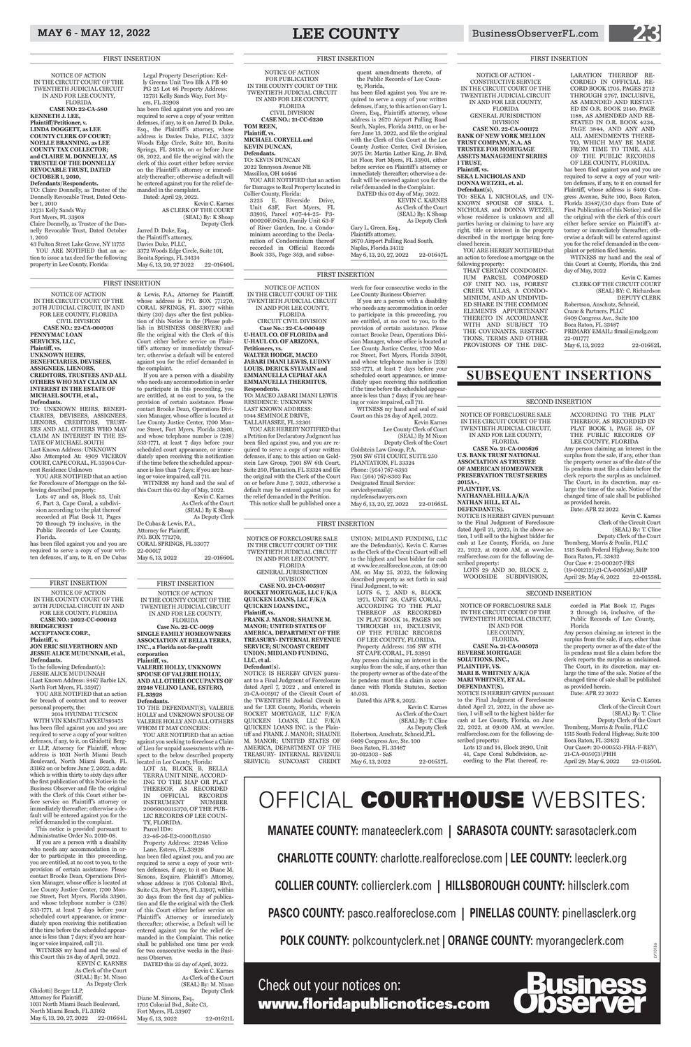## FIRST INSERTION

NOTICE OF ACTION
IN THE CIRCUIT COURT OF THE TWENTIETH JUDICIAL CIRCUIT IN AND FOR LEE COUNTY, FLORIDA
CASE NO: 22-CA-580

**KENNETH J. LEE, Plaintiff/Petitioner, v. LINDA DOGGETT, as LEE COUNTY CLERK OF COURT; NOELLE BRANNING, as LEE COUNTY TAX COLLECTOR; and CLAIRE M. DONNELLY, AS TRUSTEE OF THE DONNELLY REVOCABLE TRUST, DATED OCTOBER 1, 2010, Defendants/Respondents.**

TO: Claire Donnelly, as Trustee of the Donnelly Revocable Trust, Dated October 1, 2010
12731 Kelly Sands Way
Fort Myers, FL 33908
Claire Donnelly, as Trustee of the Donnelly Revocable Trust, Dated October 1, 2010
43 Fulton Street Lake Grove, NY 11755

YOU ARE NOTIFIED that an action to issue a tax deed for the following property in Lee County, Florida:

Legal Property Description: Kelly Greens Unit Two Blk A PB 40 PG 25 Lot 46 Property Address: 12731 Kelly Sands Way, Fort Myers, FL 33908

has been filed against you and you are required to serve a copy of your written defenses, if any, to it on Jarred D. Duke, Esq., the Plaintiff's attorney, whose address is Davies Duke, PLLC, 3372 Woods Edge Circle, Suite 101, Bonita Springs, FL 34134, on or before June 08, 2022, and file the original with the clerk of this court either before service on the Plaintiff's attorney or immediately thereafter; otherwise a default will be entered against you for the relief demanded in the complaint.

Dated: April 29, 2022.

Kevin C. Karnes
AS CLERK OF THE COURT
(SEAL) By: K Shoap
Deputy Clerk

Jarred D. Duke, Esq.,
the Plaintiff's attorney,
Davies Duke, PLLC,
3372 Woods Edge Circle, Suite 101,
Bonita Springs, FL 34134
May 6, 13, 20, 27 2022 22-01640L

---

## FIRST INSERTION

NOTICE OF ACTION
FOR PUBLICATION
IN THE COUNTY COURT OF THE TWENTIETH JUDICIAL CIRCUIT IN AND FOR LEE COUNTY, FLORIDA
CIVIL DIVISION
CASE NO.: 21-CC-6230

**TOM REEN, Plaintiff, vs. MICHAEL CORYELL and KEVIN DUNCAN, Defendants.**

TO: KEVIN DUNCAN
2022 Tennyson Avenue NE
Massillon, OH 44646

YOU ARE NOTIFIED that an action for Damages to Real Property located in Collier County, Florida:

3225 E. Riverside Drive, Unit 63F, Fort Myers, FL 33916, Parcel #07-44-25-P3-00020F.0630, Family Unit 63-F of River Garden, Inc. a Condominium according to the Declaration of Condominium thereof recorded in Official Records Book 335, Page 359, and subsequent amendments thereto, of the Public Records of Lee County, Florida,

has been filed against you. You are required to serve a copy of your written defenses, if any, to this action on Gary L. Green, Esq., Plaintiffs attorney, whose address is 2670 Airport Pulling Road South, Naples, Florida 34112, on or before June 13, 2022, and file the original with the Clerk of this Court at the Lee County Justice Center, Civil Division, 2075 Dr. Martin Luther King, Jr. Blvd, 1st Floor, Fort Myers, FL 33901, either before service on Plaintiff's attorney or immediately thereafter; otherwise a default will be entered against you for the relief demanded in the Complaint.

DATED this 02 day of May, 2022.

KEVIN C. KARNES
As Clerk of the Court
(SEAL) By: K Shoap
As Deputy Clerk

Gary L. Green, Esq.,
Plaintiffs attorney,
2670 Airport Pulling Road South,
Naples, Florida 34112
May 6, 13, 20, 27, 2022 22-01647L

---

## FIRST INSERTION

NOTICE OF ACTION - CONSTRUCTIVE SERVICE
IN THE CIRCUIT COURT OF THE TWENTIETH JUDICIAL CIRCUIT IN AND FOR LEE COUNTY, FLORIDA
GENERAL JURISDICTION DIVISION
CASE NO. 22-CA-001172

**BANK OF NEW YORK MELLON TRUST COMPANY, N.A. AS TRUSTEE FOR MORTGAGE ASSETS MANAGEMENT SERIES I TRUST, Plaintiff, vs. SEKA L NICHOLAS AND DONNA WETZEL, et. al. Defendant(s),**

TO: SEKA L NICHOLAS, and UNKNOWN SPOUSE OF SEKA L NICHOLAS, and DONNA WETZEL, whose residence is unknown and all parties having or claiming to have any right, title or interest in the property described in the mortgage being foreclosed herein.

YOU ARE HEREBY NOTIFIED that an action to foreclose a mortgage on the following property:

THAT CERTAIN CONDOMINIUM PARCEL COMPOSED OF UNIT NO. 118, FOREST CREEK VILLAS, A CONDOMINIUM, AND AN UNDIVIDED SHARE IN THE COMMON ELEMENTS APPURTENANT THERETO IN ACCORDANCE WITH AND SUBJECT TO THE COVENANTS, RESTRICTIONS, TERMS AND OTHER PROVISIONS OF THE DECLARATION THEREOF RECORDED IN OFFICIAL RECORD BOOK 1705, PAGES 2712 THROUGH 2767, INCLUSIVE, AS AMENDED AND RESTATED IN O.R. BOOK 2140, PAGE 1188, AS AMENDED AND RESTATED IN O.R. BOOK 4234, PAGE 3844, AND ANY AND ALL AMENDMENTS THERETO, TO WHICH MAY BE MADE FROM TIME TO TIME, ALL OF THE PUBLIC RECORDS OF LEE COUNTY, FLORIDA.

has been filed against you and you are required to serve a copy of your written defenses, if any, to it on counsel for Plaintiff, whose address is 6409 Congress Avenue, Suite 100, Boca Raton, Florida 33487/(30 days from Date of First Publication of this Notice) and file the original with the clerk of this court either before service on Plaintiff's attorney or immediately thereafter; otherwise a default will be entered against you for the relief demanded in the complaint or petition filed herein.

WITNESS my hand and the seal of this Court at County, Florida, this 2nd day of May, 2022

Kevin C. Karnes
CLERK OF THE CIRCUIT COURT
(SEAL) BY: C. Richardson
DEPUTY CLERK

Robertson, Anschutz, Schneid, Crane & Partners, PLLC
6409 Congress Ave., Suite 100
Boca Raton, FL 33487
PRIMARY EMAIL: flmail@raslg.com
22-011777
May 6, 13, 2022 22-01662L

---

## FIRST INSERTION

NOTICE OF ACTION
IN THE CIRCUIT COURT OF THE 20TH JUDICIAL CIRCUIT, IN AND FOR LEE COUNTY, FLORIDA
CIVIL DIVISION
CASE NO.: 22-CA-000703

**PENNYMAC LOAN SERVICES, LLC, Plaintiff, vs. UNKNOWN HEIRS, BENEFICIARIES, DEVISEES, ASSIGNEES, LIENORS, CREDITORS, TRUSTEES AND ALL OTHERS WHO MAY CLAIM AN INTEREST IN THE ESTATE OF MICHAEL SOUTH, et al., Defendants.**

TO: UNKNOWN HEIRS, BENEFICIARIES, DEVISEES, ASSIGNEES, LIENORS, CREDITORS, TRUSTEES AND ALL OTHERS WHO MAY CLAIM AN INTEREST IN THE ESTATE OF MICHAEL SOUTH
Last Known Address: UNKNOWN
Also Attempted At: 4909 VICEROY COURT, CAPE CORAL, FL 33904 Current Residence Unknown

YOU ARE NOTIFIED that an action for Foreclosure of Mortgage on the following described property:

Lots 47 and 48, Block 55, Unit 6, Part 3, Cape Coral, a subdivision according to the plat thereof recorded at Plat Book 11, Pages 70 through 79 inclusive, in the Public Records of Lee County, Florida.

has been filed against you and you are required to serve a copy of your written defenses, if any, to it, on De Cubas & Lewis, P.A., Attorney for Plaintiff, whose address is P.O. BOX 771270, CORAL SPRINGS, FL 33077 within thirty (30) days after the first publication of this Notice in the (Please publish in BUSINESS OBSERVER) and file the original with the Clerk of this Court either before service on Plaintiff's attorney or immediately thereafter; otherwise a default will be entered against you for the relief demanded in the complaint.

If you are a person with a disability who needs any accommodation in order to participate in this proceeding, you are entitled, at no cost to you, to the provision of certain assistance. Please contact Brooke Dean, Operations Division Manager, whose office is located at Lee County Justice Center, 1700 Monroe Street, Fort Myers, Florida 33901, and whose telephone number is (239) 533-1771, at least 7 days before your scheduled court appearance, or immediately upon receiving this notification if the time before the scheduled appearance is less than 7 days; if you are hearing or voice impaired, call 711.

WITNESS my hand and the seal of this Court this 02 day of May, 2022.

Kevin C. Karnes
As Clerk of the Court
(SEAL) By K Shoap
As Deputy Clerk

De Cubas & Lewis, P.A.,
Attorney for Plaintiff,
P.O. BOX 771270,
CORAL SPRINGS, FL 33077
22-00017
May 6, 13, 2022 22-01660L

---

## FIRST INSERTION

NOTICE OF ACTION
IN THE CIRCUIT COURT OF THE TWENTIETH JUDICIAL CIRCUIT IN AND FOR LEE COUNTY, FLORIDA
CIRCUIT CIVIL DIVISION
Case No.: 22-CA-000419

**U-HAUL CO. OF FLORIDA and U-HAUL CO. OF ARIZONA, Petitioners, vs. WALTER HODGE, MACEO JABARI IMANI LEWIS, LUDNY LOUIS, DERICK SYLVAIN and EMMANUELLA CEPHAT AKA EMMANUELLA THERMITUS, Respondents.**

TO: MACEO JABARI IMANI LEWIS
RESIDENCE: UNKNOWN
LAST KNOWN ADDRESS:
1044 SEMINOLE DRIVE,
TALLAHASSEE, FL 32301

YOU ARE HEREBY NOTIFIED that a Petition for Declaratory Judgment has been filed against you, and you are required to serve a copy of your written defenses, if any, to this action on Goldstein Law Group, 7901 SW 6th Court, Suite 250, Plantation, FL 33324 and file the original with the Clerk of the Court on or before June 7, 2022, otherwise a default may be entered against you for the relief demanded in the Petition.

This notice shall be published once a week for four consecutive weeks in the Lee County Business Observer.

If you are a person with a disability who needs any accommodation in order to participate in this proceeding, you are entitled, at no cost to you, to the provision of certain assistance. Please contact Brooke Dean, Operations Division Manager, whose office is located at Lee County Justice Center, 1700 Monroe Street, Fort Myers, Florida 33901, and whose telephone number is (239) 533-1771, at least 7 days before your scheduled court appearance, or immediately upon receiving this notification if the time before the scheduled appearance is less than 7 days; if you are hearing or voice impaired, call 711.

WITNESS my hand and seal of said Court on this 28 day of April, 2022.

Kevin Karnes
Lee County Clerk of Court
(SEAL) By M Nixon
Deputy Clerk of the Court

Goldstein Law Group, P.A.
7901 SW 6TH COURT, SUITE 250
PLANTATION, FL 33324
Phone: (954) 767-8393
Fax: (954) 767-8303 Fax
Designated Email Service:
servicebyemail@mydefenselawyers.com
May 6, 13, 20, 27, 2022 22-01665L

---

## FIRST INSERTION

NOTICE OF FORECLOSURE SALE
IN THE CIRCUIT COURT OF THE TWENTIETH JUDICIAL CIRCUIT IN AND FOR LEE COUNTY, FLORIDA
GENERAL JURISDICTION DIVISION
CASE NO. 21-CA-005917

**ROCKET MORTGAGE, LLC F/K/A QUICKEN LOANS, LLC F/K/A QUICKEN LOANS INC., Plaintiff, vs. FRANK J. MANOR; SHAUNE M. MANOR; UNITED STATES OF AMERICA, DEPARTMENT OF THE TREASURY- INTERNAL REVENUE SERVICE; SUNCOAST CREDIT UNION; MIDLAND FUNDING, LLC, et al. Defendant(s).**

NOTICE IS HEREBY GIVEN pursuant to a Final Judgment of Foreclosure dated April 7, 2022 , and entered in 21-CA-005917 of the Circuit Court of the TWENTIETH Judicial Circuit in and for Lee County, Florida, wherein ROCKET MORTGAGE, LLC F/K/A QUICKEN LOANS, LLC F/K/A QUICKEN LOANS INC. is the Plaintiff and FRANK J. MANOR; SHAUNE M. MANOR; UNITED STATES OF AMERICA, DEPARTMENT OF THE TREASURY- INTERNAL REVENUE SERVICE; SUNCOAST CREDIT UNION; MIDLAND FUNDING, LLC are the Defendant(s). Kevin C. Karnes as the Clerk of the Circuit Court will sell to the highest and best bidder for cash at www.lee.realforeclose.com, at 09:00 AM, on May 25, 2022, the following described property as set forth in said Final Judgment, to wit:

LOTS 6, 7, AND 8, BLOCK 1971, UNIT 28, CAPE CORAL, ACCORDING TO THE PLAT THEREOF AS RECORDED IN PLAT BOOK 14, PAGES 101 THROUGH 111, INCLUSIVE, OF THE PUBLIC RECORDS OF LEE COUNTY, FLORIDA.

Property Address: 516 SW 8TH ST CAPE CORAL, FL 33991

Any person claiming an interest in the surplus from the sale, if any, other than the property owner as of the date of the lis pendens must file a claim in accordance with Florida Statutes, Section 45.031.

Dated this APR 8, 2022.

Kevin C. Karnes
As Clerk of the Court
(SEAL) By: T. Cline
As Deputy Clerk

Robertson, Anschutz, Schneid,P.L.
6409 Congress Ave., Ste. 100
Boca Raton, FL 33487
20-012303 - SaS
May 6, 13, 2022 22-01657L

---

## FIRST INSERTION

NOTICE OF ACTION
IN THE COUNTY COURT OF THE 20TH JUDICIAL CIRCUIT IN AND FOR LEE COUNTY, FLORIDA
CASE NO.: 2022-CC-000142

**BRIDGECREST ACCEPTANCE CORP., Plaintiff, v. JON ERIC SILVERTHORN AND JESSIE ALICE MUDUNNAH, et al., Defendants.**

To the following Defendant(s):
JESSIE ALICE MUDUNNAH
(Last Known Address: 8467 Barbie LN, North Fort Myers, FL 33917)

YOU ARE NOTIFIED that an action for breach of contract and to recover personal property, the:

2014 HYUNDAI TUCSON
WITH VIN KM8JT3AFXEU895475

has been filed against you and you are required to serve a copy of your written defenses, if any, to it, on Ghidotti| Berger LLP, Attorney for Plaintiff, whose address is 1031 North Miami Beach Boulevard, North Miami Beach, FL 33162 on or before June 7, 2022, a date which is within thirty to sixty days after the first publication of this Notice in the Business Observer and file the original with the Clerk of this Court either before service on Plaintiff's attorney or immediately thereafter; otherwise a default will be entered against you for the relief demanded in the complaint.

This notice is provided pursuant to Administrative Order No. 2010-08.

If you are a person with a disability who needs any accommodation in order to participate in this proceeding, you are entitled, at no cost to you, to the provision of certain assistance. Please contact Brooke Dean, Operations Division Manager, whose office is located at Lee County Justice Center, 1700 Monroe Street, Fort Myers, Florida 33901, and whose telephone number is (239) 533-1771, at least 7 days before your scheduled court appearance, or immediately upon receiving this notification if the time before the scheduled appearance is less than 7 days; if you are hearing or voice impaired, call 711.

WITNESS my hand and the seal of this Court this 28 day of April, 2022.

KEVIN C. KARNES
As Clerk of the Court
(SEAL) By: M. Nixon
As Deputy Clerk

Ghidotti| Berger LLP,
Attorney for Plaintiff,
1031 North Miami Beach Boulevard,
North Miami Beach, FL 33162
May 6, 13, 20, 27, 2022 22-01664L

---

## FIRST INSERTION

NOTICE OF ACTION
IN THE COUNTY COURT OF THE TWENTIETH JUDICIAL CIRCUIT IN AND FOR LEE COUNTY, FLORIDA
Case No. 22-CC-0099

**SINGLE FAMILY HOMEOWNERS ASSOCIATION AT BELLA TERRA, INC., a Florida not-for-profit corporation Plaintiff, vs. VALERIE HOLLY, UNKNOWN SPOUSE OF VALERIE HOLLY, AND ALL OTHER OCCUPANTS OF 21248 VELINO LANE, ESTERO, FL 33928 Defendants.**

TO THE DEFENDANT(S), VALERIE HOLLY and UNKNOWN SPOUSE OF VALERIE HOLLY AND ALL OTHERS WHOM IT MAY CONCERN:

YOU ARE NOTIFIED that an action against you seeking to foreclose a Claim of Lien for unpaid assessments with respect to the below described property located in Lee County, Florida:

LOT 51, BLOCK B, BELLA TERRA UNIT NINE, ACCORDING TO THE MAP OR PLAT THEREOF, AS RECORDED IN OFFICIAL RECORDS INSTRUMENT NUMBER 2006000315370, OF THE PUBLIC RECORDS OF LEE COUNTY, FLORIDA.

Parcel ID#:
32-46-26-E2-0100B.0510

Property Address: 21248 Velino Lane, Estero, FL 33928

has been filed against you, and you are required to serve a copy of your written defenses, if any, to it on Diane M. Simons, Esquire, Plaintiff's Attorney, whose address is 1705 Colonial Blvd., Suite C3, Fort Myers, FL 33907, within 30 days from the first day of publication and file the original with the Clerk of this Court either before service on Plaintiff's Attorney or immediately thereafter; otherwise, a Default will be entered against you for the relief demanded in the Complaint. This notice shall be published one time per week for two consecutive weeks in the Business Observer.

DATED this 25 day of April, 2022.

Kevin C. Karnes
Clerk of the Court
(SEAL) By: M. Nixon
Deputy Clerk

Diane M. Simons, Esq.,
1705 Colonial Blvd., Suite C3,
Fort Myers, FL 33907
May 6, 13, 2022 22-01621L

---

# SUBSEQUENT INSERTIONS

## SECOND INSERTION

NOTICE OF FORECLOSURE SALE
IN THE CIRCUIT COURT OF THE TWENTIETH JUDICIAL CIRCUIT, IN AND FOR LEE COUNTY, FLORIDA.
CASE No. 21-CA-005626

**U.S. BANK TRUST NATIONAL ASSOCIATION AS TRUSTEE OF AMERICAN HOMEOWNER PRESERVATION TRUST SERIES 2015A+, PLAINTIFF, VS. NATHANIEL HILL A/K/A NATHAN HILL, ET AL. DEFENDANT(S).**

NOTICE IS HEREBY GIVEN pursuant to the Final Judgment of Foreclosure dated April 21, 2022, in the above action, I will sell to the highest bidder for cash at Lee County, Florida, on June 22, 2022, at 09:00 AM, at www.lee.realforeclose.com for the following described property:

LOTS 29 AND 30, BLOCK 2, WOODSIDE SUBDIVISION, ACCORDING TO THE PLAT THEREOF, AS RECORDED IN PLAT BOOK 1, PAGE 58, OF THE PUBLIC RECORDS OF LEE COUNTY, FLORIDA

Any person claiming an interest in the surplus from the sale, if any, other than the property owner as of the date of the lis pendens must file a claim before the clerk reports the surplus as unclaimed. The Court, in its discretion, may enlarge the time of the sale. Notice of the changed time of sale shall be published as provided herein.

Date: APR 22 2022

Kevin C. Karnes
Clerk of the Circuit Court
(SEAL) By: T. Cline
Deputy Clerk of the Court

Tromberg, Morris & Poulin, PLLC
1515 South Federal Highway, Suite 100
Boca Raton, FL 33432
Our Case #: 21-000207-FRS (19-001212)\21-CA-005626\AHP
April 29; May 6, 2022 22-01558L

---

## SECOND INSERTION

NOTICE OF FORECLOSURE SALE
IN THE CIRCUIT COURT OF THE TWENTIETH JUDICIAL CIRCUIT, IN AND FOR LEE COUNTY, FLORIDA.
CASE No. 21-CA-005073

**REVERSE MORTGAGE SOLUTIONS, INC., PLAINTIFF, VS. MARI B. WHITNEY A/K/A MARI WHITNEY, ET AL. DEFENDANT(S).**

NOTICE IS HEREBY GIVEN pursuant to the Final Judgment of Foreclosure dated April 21, 2022, in the above action, I will sell to the highest bidder for cash at Lee County, Florida, on June 22, 2022, at 09:00 AM, at www.lee.realforeclose.com for the following described property:

Lots 13 and 14, Block 2890, Unit 41, Cape Coral Subdivision, according to the Plat thereof, recorded in Plat Book 17, Pages 2 through 14, inclusive, of the Public Records of Lee County, Florida

Any person claiming an interest in the surplus from the sale, if any, other than the property owner as of the date of the lis pendens must file a claim before the clerk reports the surplus as unclaimed. The Court, in its discretion, may enlarge the time of the sale. Notice of the changed time of sale shall be published as provided herein.

Date: APR 22 2022

Kevin C. Karnes
Clerk of the Circuit Court
(SEAL) By: T. Cline
Deputy Clerk of the Court

Tromberg, Morris & Poulin, PLLC
1515 South Federal Highway, Suite 100
Boca Raton, FL 33432
Our Case#: 20-000553-FHA-F-REV\21-CA-005073\PHH
April 29; May 6, 2022 22-01560L

---

# OFFICIAL **COURTHOUSE** WEBSITES:

**MANATEE COUNTY:** manateeclerk.com | **SARASOTA COUNTY:** sarasotaclerk.com

**CHARLOTTE COUNTY:** charlotte.realforeclose.com | **LEE COUNTY:** leeclerk.org

**COLLIER COUNTY:** collierclerk.com | **HILLSBOROUGH COUNTY:** hillsclerk.com

**PASCO COUNTY:** pasco.realforeclose.com | **PINELLAS COUNTY:** pinellasclerk.org

**POLK COUNTY:** polkcountyclerk.net | **ORANGE COUNTY:** myorangeclerk.com

Check out your notices on:
**www.floridapublicnotices.com**

**Business Observer**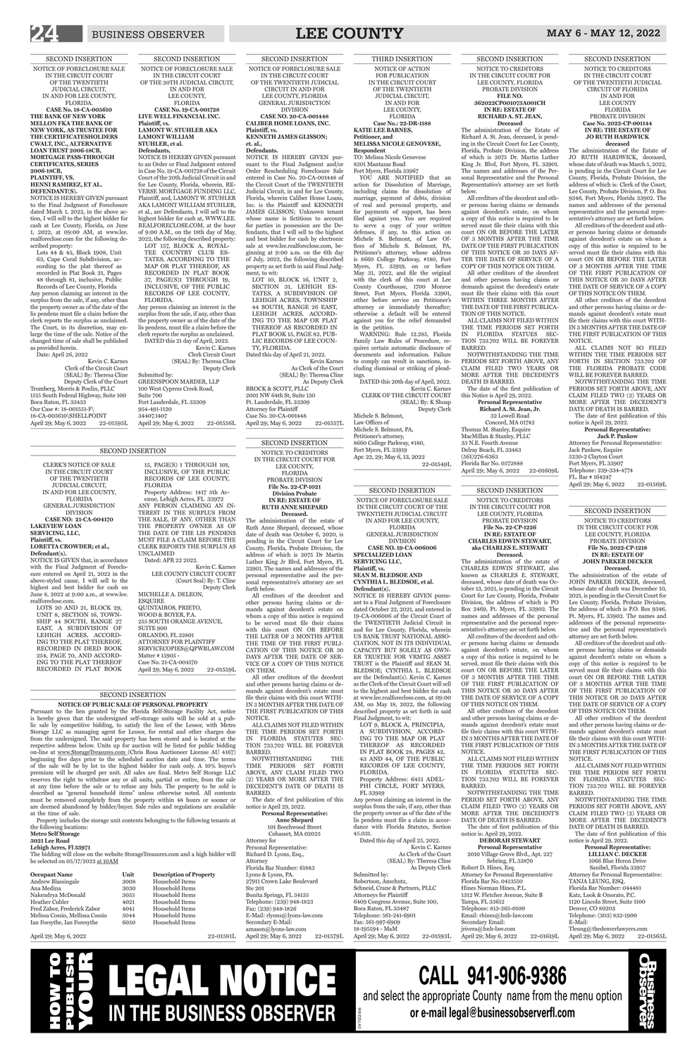SECOND INSERTION

NOTICE OF FORECLOSURE SALE
IN THE CIRCUIT COURT
OF THE TWENTIETH
JUDICIAL CIRCUIT,
IN AND FOR LEE COUNTY,
FLORIDA.
**CASE No. 18-CA-005610**
**THE BANK OF NEW YORK MELLON FKA THE BANK OF NEW YORK, AS TRUSTEE FOR THE CERTIFICATESHOLDERS CWALT, INC., ALTERNATIVE LOAN TRUST 2006-18CB, MORTGAGE PASS-THROUGH CERTIFICATES, SERIES 2006-18CB,**
**PLAINTIFF, VS.**
**HENNI RAMIREZ, ET AL.**
**DEFENDANT(S).**

NOTICE IS HEREBY GIVEN pursuant to the Final Judgment of Foreclosure dated March 1, 2022, in the above action, I will sell to the highest bidder for cash at Lee County, Florida, on June 1, 2022, at 09:00 AM, at www.lee.realforeclose.com for the following described property:

Lots 44 & 45, Block 1908, Unit 63, Cape Coral Subdivision, according to the plat thereof as recorded in Plat Book 21, Pages 48 through 81, inclusive, Public Records of Lee County, Florida

Any person claiming an interest in the surplus from the sale, if any, other than the property owner as of the date of the lis pendens must file a claim before the clerk reports the surplus as unclaimed. The Court, in its discretion, may enlarge the time of the sale. Notice of the changed time of sale shall be published as provided herein.

Date: April 26, 2022

Kevin C. Karnes
Clerk of the Circuit Court
(SEAL) By: Theresa Cline
Deputy Clerk of the Court

Tromberg, Morris & Poulin, PLLC
1515 South Federal Highway, Suite 100
Boca Raton, FL 33432
Our Case #: 18-001551-F\
18-CA-005610\SHELLPOINT
April 29; May 6, 2022 22-01595L

---

SECOND INSERTION

NOTICE OF FORECLOSURE SALE
IN THE CIRCUIT COURT
OF THE 20TH JUDICIAL CIRCUIT,
IN AND FOR
LEE COUNTY,
FLORIDA.
**CASE No. 19-CA-001728**
**LIVE WELL FINANCIAL INC.**
**Plaintiff, vs.**
**LAMONT W. STUHLER AKA LAMONT WILLIAM STUHLER, et al.**
**Defendants,**

NOTICE IS HEREBY GIVEN pursuant to an Order or Final Judgment entered in Case No. 19-CA-001728 of the Circuit Court of the 20th Judicial Circuit in and for Lee County, Florida, wherein, REVERSE MORTGAGE FUNDING LLC, Plaintiff, and LAMONT W. STUHLER AKA LAMONT WILLIAM STUHLER, et al., are Defendants, I will sell to the highest bidder for cash at, WWW.LEE.REALFORECLOSE.COM, at the hour of 9:00 A.M., on the 18th day of May, 2022, the following described property:

LOT 157, BLOCK A, ROYAL-TEE COUNTRY CLUB ESTATES, ACCORDING TO THE MAP OR PLAT THEREOF, AS RECORDED IN PLAT BOOK 37, PAGE(S)1 THROUGH 19, INCLUSIVE, OF THE PUBLIC RECORDS OF LEE COUNTY, FLORIDA.

Any person claiming an interest in the surplus from the sale, if any, other than the property owner as of the date of the lis pendens, must file a claim before the clerk reports the surplus as unclaimed.

DATED this 21 day of April, 2022.

Kevin C. Karnes
Clerk Circuit Court
(SEAL) By: Theresa Cline
Deputy Clerk

Submitted by:
GREENSPOON MARDER, LLP
100 West Cypress Creek Road,
Suite 700
Fort Lauderdale, FL 33309
954-491-1120
34407.1407
April 29; May 6, 2022 22-01556L

---

SECOND INSERTION

NOTICE OF FORECLOSURE SALE
IN THE CIRCUIT COURT
OF THE TWENTIETH JUDICIAL
CIRCUIT IN AND FOR
LEE COUNTY, FLORIDA
GENERAL JURISDICTION
DIVISION
**CASE NO. 20-CA-001448**
**CALIBER HOME LOANS, INC.**
**Plaintiff, vs.**
**KENNETH JAMES GLISSON; et. al.,**
**Defendants.**

NOTICE IS HEREBY GIVEN pursuant to the Final Judgment and/or Order Rescheduling Foreclosure Sale entered in Case No. 20-CA-001448 of the Circuit Court of the TWENTIETH Judicial Circuit, in and for Lee County, Florida, wherein Caliber Home Loans, Inc. is the Plaintiff and KENNETH JAMES GLISSON; Unknown tenant whose name is fictitious to account for parties in possession are the Defendants, that I will sell to the highest and best bidder for cash by electronic sale at www.lee.realforeclose.com, beginning at 9:00 a.m. on the 6th day of July, 2022, the following described property as set forth in said Final Judgment, to wit:

LOT 10, BLOCK 16, UNIT 2, SECTION 31, LEHIGH ESTATES, A SUBDIVISION OF LEHIGH ACRES, TOWNSHIP 44 SOUTH, RANGE 26 EAST, LEHIGH ACRES, ACCORDING TO THE MAP OR PLAT THEREOF AS RECORDED IN PLAT BOOK 15, PAGE 82, PUBLIC RECORDS OF LEE COUNTY, FLORIDA.

Dated this day of April 21, 2022.

Kevin Karnes
As Clerk of the Court
(SEAL) By: Theresa Cline
As Deputy Clerk

BROCK & SCOTT, PLLC
2001 NW 64th St, Suite 130
Ft. Lauderdale, FL 33309
Attorney for Plaintiff
Case No. 20-CA-001448
April 29; May 6, 2022 22-01557L

---

THIRD INSERTION

NOTICE OF ACTION
FOR PUBLICATION
IN THE CIRCUIT COURT
OF THE TWENTIETH
JUDICIAL CIRCUIT,
IN AND FOR
LEE COUNTY,
FLORIDA
Case No.: 22-DR-1188
**KATIE LEE BARNES,**
**Petitioner, and**
**MELISSA NICOLE GENOVESE,**
**Respondent**

TO: Melissa Nicole Genovese
8201 Mantazas Road
Fort Myers, Florida 33967

YOU ARE NOTIFIED that an action for Dissolution of Marriage, including claims for dissolution of marriage, payment of debts, division of real and personal property, and for payments of support, has been filed against you. You are required to serve a copy of your written defenses, if any, to this action on Michele S. Belmont, Law Offices of Michele S. Belmont, PA, Petitioner's attorney, whose address is 8660 College Parkway, #180, Fort Myers, FL 33919, on or before May 31, 2022, and file the original with the clerk of this court at Lee County Courthouse, 1700 Monroe Street, Fort Myers, Florida 33901, either before service on Petitioner's attorney or immediately thereafter; otherwise a default will be entered against you for the relief demanded in the petition.

WARNING: Rule 12.285, Florida Family Law Rules of Procedure, requires certain automatic disclosure of documents and information. Failure to comply can result in sanctions, including dismissal or striking of pleadings.

DATED this 20th day of April, 2022.

Kevin C. Karnes
CLERK OF THE CIRCUIT COURT
(SEAL) By: K. Shoap
Deputy Clerk

Michele S. Belmont,
Law Offices of
Michele S. Belmont, PA,
Petitioner's attorney,
8660 College Parkway, #180,
Fort Myers, FL 33919
Apr. 22, 29; May 6, 13, 2022
22-01549L

---

SECOND INSERTION

NOTICE TO CREDITORS
IN THE CIRCUIT COURT FOR
LEE COUNTY, FLORIDA
PROBATE DIVISION
**FILE NO. 362022CP001073A001CH**
**IN RE: ESTATE OF RICHARD A. ST. JEAN, Deceased**

The administration of the Estate of Richard A. St. Jean, deceased, is pending in the Circuit Court for Lee County, Florida, Probate Division, the address of which is 2075 Dr. Martin Luther King Jr. Blvd, Fort Myers, FL 33901. The names and addresses of the Personal Representative and the Personal Representative's attorney are set forth below.

All creditors of the decedent and other persons having claims or demands against decedent's estate, on whom a copy of this notice is required to be served must file their claims with this court ON OR BEFORE THE LATER OF 3 MONTHS AFTER THE TIME OF THE FIRST PUBLICATION OF THIS NOTICE OR 30 DAYS AFTER THE DATE OF SERVICE OF A COPY OF THIS NOTICE ON THEM.

All other creditors of the decedent and other persons having claims or demands against the decedent's estate must file their claims with this court WITHIN THREE MONTHS AFTER THE DATE OF THE FIRST PUBLICATION OF THIS NOTICE.

ALL CLAIMS NOT FILED WITHIN THE TIME PERIODS SET FORTH IN FLORIDA STATUTES SECTION 733.702 WILL BE FOREVER BARRED.

NOTWITHSTANDING THE TIME PERIODS SET FORTH ABOVE, ANY CLAIM FILED TWO YEARS OR MORE AFTER THE DECEDENT'S DEATH IS BARRED.

The date of first publication of this notice is April 29, 2022.

**Personal Representative**
**Richard A. St. Jean, Jr.**
32 Lowell Road
Concord, MA 01742

Thomas M. Stanley, Esquire
MacMillan & Stanley, PLLC
33 N.E. Fourth Avenue
Delray Beach, FL 33483
(561)276-6363
Florida Bar No. 0572888
April 29; May 6, 2022 22-01609L

---

SECOND INSERTION

NOTICE TO CREDITORS
IN THE CIRCUIT COURT
OF THE TWENTIETH JUDICIAL
CIRCUIT OF FLORIDA
IN AND FOR
LEE COUNTY
FLORIDA
PROBATE DIVISION
**Case No. 2022-CP-001144**
**IN RE: THE ESTATE OF JO RUTH HARDWICK deceased**

The administration of the Estate of JO RUTH HARDWICK, deceased, whose date of death was March 5, 2022, is pending in the Circuit Court for Lee County, Florida, Probate Division, the address of which is: Clerk of the Court, Lee County, Probate Division, P. O. Box 9346, Fort Myers, Florida 33902. The names and addresses of the personal representative and the personal representative's attorney are set forth below.

All creditors of the decedent and other persons having claims or demands against decedent's estate on whom a copy of this notice is required to be served must file their claims with this court ON OR BEFORE THE LATER OF 3 MONTHS AFTER THE TIME OF THE FIRST PUBLICATION OF THIS NOTICE OR 30 DAYS AFTER THE DATE OF SERVICE OF A COPY OF THIS NOTICE ON THEM.

All other creditors of the decedent and other persons having claims or demands against decedent's estate must file their claims with this court WITHIN 3 MONTHS AFTER THE DATE OF THE FIRST PUBLICATION OF THIS NOTICE.

ALL CLAIMS NOT SO FILED WITHIN THE TIME PERIODS SET FORTH IN SECTION 733.702 OF THE FLORIDA PROBATE CODE WILL BE FOREVER BARRED.

NOTWITHSTANDING THE TIME PERIODS SET FORTH ABOVE, ANY CLAIM FILED TWO (2) YEARS OR MORE AFTER THE DECEDENT'S DATE OF DEATH IS BARRED.

The date of first publication of this notice is April 29, 2022.

**Personal Representative:**
**Jack P. Pankow**

Attorney for Personal Representative:
Jack Pankow, Esquire
5230-2 Clayton Court
Fort Myers, FL 33907
Telephone: 239-334-4774
FL. Bar # 164247
April 29; May 6, 2022 22-01569L

---

SECOND INSERTION

CLERK'S NOTICE OF SALE
IN THE CIRCUIT COURT
OF THE TWENTIETH
JUDICIAL CIRCUIT,
IN AND FOR LEE COUNTY,
FLORIDA
GENERAL JURISDICTION
DIVISION
**CASE NO: 21-CA-004170**
**LAKEVIEW LOAN SERVICING, LLC,**
**Plaintiff, vs.**
**LORETTA CROWDER; et al.,**
**Defendant(s).**

NOTICE IS GIVEN that, in accordance with the Final Judgment of Foreclosure entered on April 21, 2022 in the above-styled cause, I will sell to the highest and best bidder for cash on June 8, 2022 at 9:00 a.m., at www.lee.realforeclose.com:

LOTS 20 AND 21, BLOCK 29, UNIT 8, SECTION 16, TOWNSHIP 44 SOUTH, RANGE 27 EAST, A SUBDIVISION OF LEHIGH ACRES, ACCORDING TO THE PLAT THEREOF, RECORDED IN DEED BOOK 254, PAGE 70, AND ACCORDING TO THE PLAT THEREOF RECORDED IN PLAT BOOK 15, PAGE(S) 1 THROUGH 101, INCLUSIVE, OF THE PUBLIC RECORDS OF LEE COUNTY, FLORIDA

Property Address: 1417 5th Avenue, Lehigh Acres, FL 33972

ANY PERSON CLAIMING AN INTEREST IN THE SURPLUS FROM THE SALE, IF ANY, OTHER THAN THE PROPERTY OWNER AS OF THE DATE OF THE LIS PENDENS MUST FILE A CLAIM BEFORE THE CLERK REPORTS THE SURPLUS AS UNCLAIMED.

Dated: APR 22 2022.

Kevin C. Karnes
LEE COUNTY CIRCUIT COURT
(Court Seal) By: T. Cline
Deputy Clerk

MICHELLE A. DELEON, ESQUIRE
QUINTAIROS, PRIETO, WOOD & BOYER, P.A.
255 SOUTH ORANGE AVENUE, SUITE 900
ORLANDO, FL 32801
ATTORNEY FOR PLAINTIFF
SERVICECOPIES@QPWBLAW.COM
Matter # 15905 -
Case No. 21-CA-004170
April 29; May 6, 2022 22-01559L

---

SECOND INSERTION

**NOTICE OF PUBLIC SALE OF PERSONAL PROPERTY**

Pursuant to the lien granted by the Florida Self-Storage Facility Act, notice is hereby given that the undersigned self-storage units will be sold at a public sale by competitive bidding, to satisfy the lien of the Lessor, with Metro Storage LLC as managing agent for Lessor, for rental and other charges due from the undersigned. The said property has been stored and is located at the respective address below. Units up for auction will be listed for public bidding on-line at www.StorageTreasures.com (Chris Rosa Auctioneer License AU 4167) beginning five days prior to the scheduled auction date and time. The terms of the sale will be by lot to the highest bidder for cash only. A 10% buyer's premium will be charged per unit. All sales are final. Metro Self Storage LLC reserves the right to withdraw any or all units, partial or entire, from the sale at any time before the sale or to refuse any bids. The property to be sold is described as "general household items" unless otherwise noted. All contents must be removed completely from the property within 48 hours or sooner or are deemed abandoned by bidder/buyer. Sale rules and regulations are available at the time of sale.

Property includes the storage unit contents belonging to the following tenants at the following locations:

**Metro Self Storage**
**3021 Lee Road**
**Lehigh Acres, FL 33971**

The bidding will close on the website StorageTreasures.com and a high bidder will be selected on 05/17/2022 at 10AM

| Occupant Name | Unit | Description of Property |
|---|---|---|
| Andrew Blassingale | 3008 | Household Items |
| Ana Medina | 3030 | Household Items |
| Nakendrya McDonald | 3055 | Household Items |
| Heather Cubler | 4021 | Household Items |
| Fred Zabor, Frederick Zabor | 4041 | Household Items |
| Melissa Cossio, Mellissa Cossio | 5044 | Household Items |
| Ian Forsythe, Ian Foresythe | 6050 | Household Items |

April 29; May 6, 2022 22-01581L

---

SECOND INSERTION

NOTICE TO CREDITORS
IN THE CIRCUIT COURT FOR
LEE COUNTY,
FLORIDA
PROBATE DIVISION
**File No. 22-CP-1021**
**Division Probate**
**IN RE: ESTATE OF RUTH ANNE SHEPARD Deceased.**

The administration of the estate of Ruth Anne Shepard, deceased, whose date of death was October 6, 2020, is pending in the Circuit Court for Lee County, Florida, Probate Division, the address of which is 2075 Dr Martin Luther King Jr Blvd, Fort Myers, FL 33901. The names and addresses of the personal representative and the personal representative's attorney are set forth below.

All creditors of the decedent and other persons having claims or demands against decedent's estate on whom a copy of this notice is required to be served must file their claims with this court ON OR BEFORE THE LATER OF 3 MONTHS AFTER THE TIME OF THE FIRST PUBLICATION OF THIS NOTICE OR 30 DAYS AFTER THE DATE OF SERVICE OF A COPY OF THIS NOTICE ON THEM.

All other creditors of the decedent and other persons having claims or demands against decedent's estate must file their claims with this court WITHIN 3 MONTHS AFTER THE DATE OF THE FIRST PUBLICATION OF THIS NOTICE.

ALL CLAIMS NOT FILED WITHIN THE TIME PERIODS SET FORTH IN FLORIDA STATUTES SECTION 733.702 WILL BE FOREVER BARRED.

NOTWITHSTANDING THE TIME PERIODS SET FORTH ABOVE, ANY CLAIM FILED TWO (2) YEARS OR MORE AFTER THE DECEDENT'S DATE OF DEATH IS BARRED.

The date of first publication of this notice is April 29, 2022.

**Personal Representative:**
**Anne Shepard**
101 Beechwood Street
Cohasset, MA 02025

Attorney for
Personal Representative:
Richard D. Lyons, Esq.,
Attorney
Florida Bar Number: 61883
Lyons & Lyons, PA.
27911 Crown Lake Boulevard
Ste 201
Bonita Springs, FL 34135
Telephone: (239) 948-1823
Fax: (239) 948-1826
E-Mail: rlyons@lyons-law.com
Secondary E-Mail:
amason@lyons-law.com
April 29; May 6, 2022 22-01579L

---

SECOND INSERTION

NOTICE OF FORECLOSURE SALE
IN THE CIRCUIT COURT OF THE
TWENTIETH JUDICIAL CIRCUIT
IN AND FOR LEE COUNTY,
FLORIDA
GENERAL JURISDICTION
DIVISION
**CASE NO. 19-CA-006006**
**SPECIALIZED LOAN SERVICING LLC,**
**Plaintiff, vs.**
**SEAN M. BLEDSOE AND CYNTHIA L. BLEDSOE, et al.**
**Defendant(s).**

NOTICE IS HEREBY GIVEN pursuant to a Final Judgment of Foreclosure dated October 22, 2021, and entered in 19-CA-006006 of the Circuit Court of the TWENTIETH Judicial Circuit in and for Lee County, Florida, wherein US BANK TRUST NATIONAL ASSOCIATION, NOT IN ITS INDIVIDUAL CAPACITY BUT SOLELY AS OWNER TRUSTEE FOR VRMTG ASSET TRUST is the Plaintiff and SEAN M. BLEDSOE; CYNTHIA L. BLEDSOE are the Defendant(s). Kevin C. Karnes as the Clerk of the Circuit Court will sell to the highest and best bidder for cash at www.lee.realforeclose.com, at 09:00 AM, on May 18, 2022, the following described property as set forth in said Final Judgment, to wit:

LOT 9, BLOCK A, PRINCIPIA, A SUBDIVISION, ACCORDING TO THE MAP OR PLAT THEREOF AS RECORDED IN PLAT BOOK 28, PAGES 42, 43 AND 44, OF THE PUBLIC RECORDS OF LEE COUNTY, FLORIDA.

Property Address: 6451 ADELPHI CIRCLE, FORT MYERS, FL 33919

Any person claiming an interest in the surplus from the sale, if any, other than the property owner as of the date of the lis pendens must file a claim in accordance with Florida Statutes, Section 45.031.

Dated this day of April 25, 2022.

Kevin C. Karnes
As Clerk of the Court
(SEAL) By: Theresa Cline
As Deputy Clerk

Submitted by:
Robertson, Anschutz,
Schneid, Crane & Partners, PLLC
Attorneys for Plaintiff
6409 Congress Avenue, Suite 100,
Boca Raton, FL 33487
Telephone: 561-241-6901
Fax: 561-997-6909
18-195594 - MaM
April 29; May 6, 2022 22-01593L

---

SECOND INSERTION

NOTICE TO CREDITORS
IN THE CIRCUIT COURT FOR
LEE COUNTY, FLORIDA
PROBATE DIVISION
**File No. 22-CP-1226**
**IN RE: ESTATE OF CHARLES EDWIN STEWART, aka CHARLES E. STEWART Deceased.**

The administration of the estate of CHARLES EDWIN STEWART, also known as CHARLES E. STEWART, deceased, whose date of death was October 13, 2021, is pending in the Circuit Court for Lee County, Florida, Probate Division, the address of which is PO Box 2469, Ft. Myers, FL 33902. The names and addresses of the personal representative and the personal representative's attorney are set forth below.

All creditors of the decedent and other persons having claims or demands against decedent's estate, on whom a copy of this notice is required to be served, must file their claims with this court ON OR BEFORE THE LATER OF 3 MONTHS AFTER THE TIME OF THE FIRST PUBLICATION OF THIS NOTICE OR 30 DAYS AFTER THE DATE OF SERVICE OF A COPY OF THIS NOTICE ON THEM.

All other creditors of the decedent and other persons having claims or demands against decedent's estate must file their claims with this court WITHIN 3 MONTHS AFTER THE DATE OF THE FIRST PUBLICATION OF THIS NOTICE.

ALL CLAIMS NOT FILED WITHIN THE TIME PERIODS SET FORTH IN FLORIDA STATUTES SECTION 733.702 WILL BE FOREVER BARRED.

NOTWITHSTANDING THE TIME PERIOD SET FORTH ABOVE, ANY CLAIM FILED TWO (2) YEARS OR MORE AFTER THE DECEDENT'S DATE OF DEATH IS BARRED.

The date of first publication of this notice is: April 29, 2022.

**DEBORAH STEWART**
**Personal Representative**
2010 Village Grove Blvd., Apt. 227
Sebring, FL 33870

Robert D. Hines, Esq.
Attorney for Personal Representative
Florida Bar No. 0413550
Hines Norman Hines, P.L.
1312 W. Fletcher Avenue, Suite B
Tampa, FL 33612
Telephone: 813-265-0100
Email: rhines@hnh-law.com
Secondary Email:
jrivera@hnh-law.com
April 29; May 6, 2022 22-01619L

---

SECOND INSERTION

NOTICE TO CREDITORS
IN THE CIRCUIT COURT FOR
LEE COUNTY, FLORIDA
PROBATE DIVISION
**File No. 2022-CP-1218**
**IN RE: ESTATE OF JOHN PARKER DECKER Deceased.**

The administration of the estate of JOHN PARKER DECKER, deceased, whose date of death was December 10, 2021, is pending in the Circuit Court for Lee County, Florida, Probate Division, the address of which is P.O. Box 9346, Ft. Myers, FL 33902. The names and addresses of the personal representative and the personal representative's attorney are set forth below.

All creditors of the decedent and other persons having claims or demands against decedent's estate on whom a copy of this notice is required to be served must file their claims with this court ON OR BEFORE THE LATER OF 3 MONTHS AFTER THE TIME OF THE FIRST PUBLICATION OF THIS NOTICE OR 30 DAYS AFTER THE DATE OF SERVICE OF A COPY OF THIS NOTICE ON THEM.

All other creditors of the decedent and other persons having claims or demands against decedent's estate must file their claims with this court WITHIN 3 MONTHS AFTER THE DATE OF THE FIRST PUBLICATION OF THIS NOTICE.

ALL CLAIMS NOT FILED WITHIN THE TIME PERIODS SET FORTH IN FLORIDA STATUTES SECTION 733.702 WILL BE FOREVER BARRED.

NOTWITHSTANDING THE TIME PERIODS SET FORTH ABOVE, ANY CLAIM FILED TWO (2) YEARS OR MORE AFTER THE DECEDENT'S DATE OF DEATH IS BARRED.

The date of first publication of this notice is April 29, 2022.

**Personal Representative:**
**LILLIAN C. DECKER**
1066 Blue Heron Drive
Sanibel, Florida 33957

Attorney for Personal Representative:
TANJA LEUNG, ESQ.
Florida Bar Number: 044481
Katz, Look & Onorato, P.C.
1120 Lincoln Street, Suite 1100
Denver, CO 80203
Telephone: (303) 832-1900
E-Mail:
Tleung@thedenverlawyers.com
April 29; May 6, 2022 22-01565L

---

HOW TO PUBLISH YOUR **LEGAL NOTICE** IN THE BUSINESS OBSERVER

**CALL 941-906-9386**
and select the appropriate County name from the menu option
**or e-mail legal@businessobserverfl.com**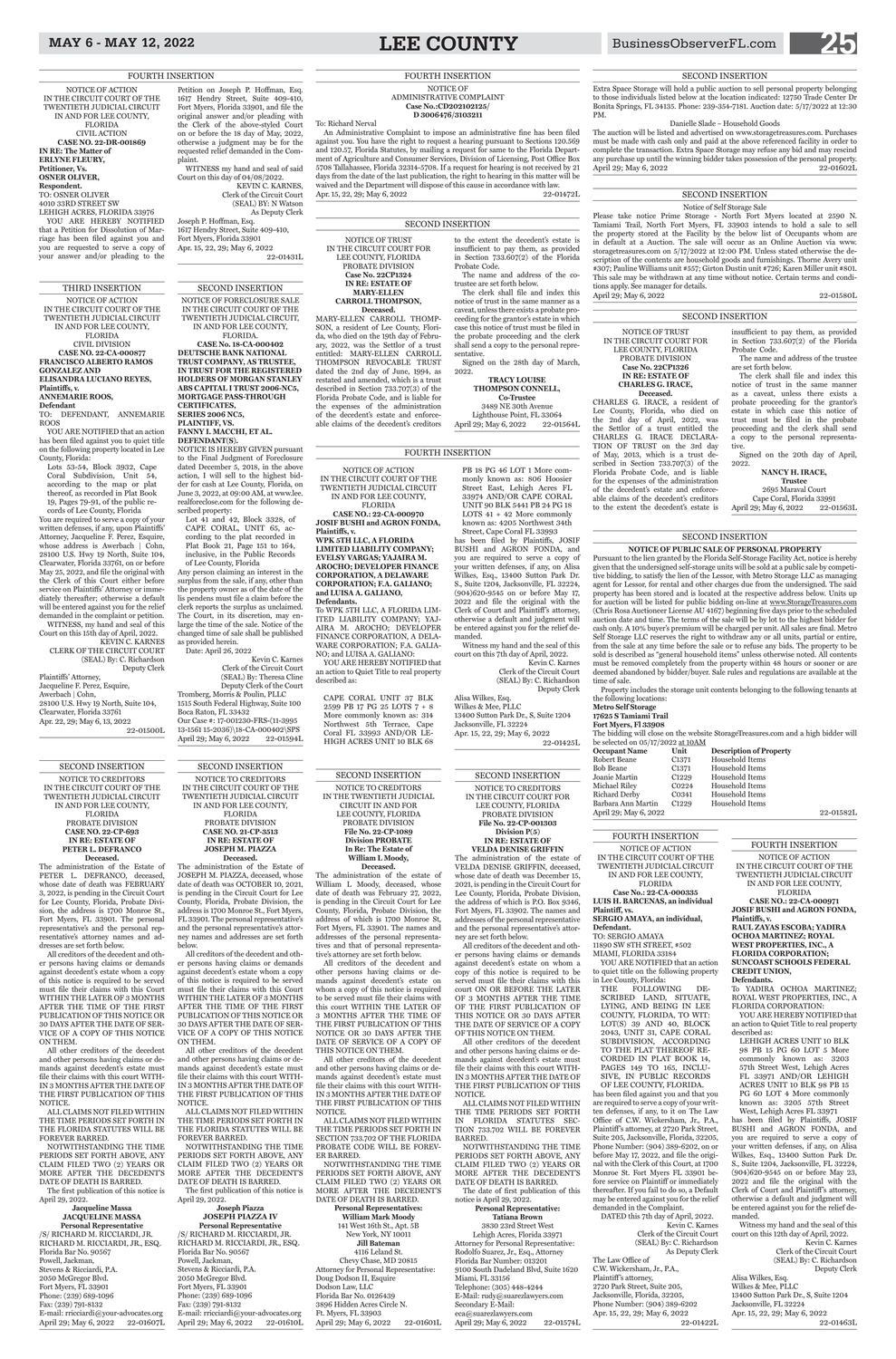FOURTH INSERTION

NOTICE OF ACTION
IN THE CIRCUIT COURT OF THE TWENTIETH JUDICIAL CIRCUIT IN AND FOR LEE COUNTY, FLORIDA
CIVIL ACTION
CASE NO. 22-DR-001869
IN RE: The Matter of
ERLYNE FLEURY,
Petitioner, Vs.
OSNER OLIVER,
Respondent.

TO: OSNER OLIVER
4010 33RD STREET SW
LEHIGH ACRES, FLORIDA 33976

YOU ARE HEREBY NOTIFIED that a Petition for Dissolution of Marriage has been filed against you and you are requested to serve a copy of your answer and/or pleading to the Petition on Joseph P. Hoffman, Esq. 1617 Hendry Street, Suite 409-410, Fort Myers, Florida 33901, and file the original answer and/or pleading with the Clerk of the above-styled Court on or before the 18 day of May, 2022, otherwise a judgment may be for the requested relief demanded in the Complaint.

WITNESS my hand and seal of said Court on this day of 04/08/2022.

KEVIN C. KARNES,
Clerk of the Circuit Court
(SEAL) BY: N Watson
As Deputy Clerk

Joseph P. Hoffman, Esq.
1617 Hendry Street, Suite 409-410,
Fort Myers, Florida 33901
Apr. 15, 22, 29; May 6, 2022 22-01431L

---

FOURTH INSERTION

NOTICE OF
ADMINISTRATIVE COMPLAINT
Case No.:CD202102125/
D 3006476/3103211

To: Richard Nerval

An Administrative Complaint to impose an administrative fine has been filed against you. You have the right to request a hearing pursuant to Sections 120.569 and 120.57, Florida Statutes, by mailing a request for same to the Florida Department of Agriculture and Consumer Services, Division of Licensing, Post Office Box 5708 Tallahassee, Florida 32314-5708. If a request for hearing is not received by 21 days from the date of the last publication, the right to hearing in this matter will be waived and the Department will dispose of this cause in accordance with law.

Apr. 15, 22, 29; May 6, 2022 22-01472L

---

SECOND INSERTION

Extra Space Storage will hold a public auction to sell personal property belonging to those individuals listed below at the location indicated: 12750 Trade Center Dr Bonita Springs, FL 34135. Phone: 239-354-7181. Auction date: 5/17/2022 at 12:30 PM.

Danielle Slade – Household Goods

The auction will be listed and advertised on www.storagetreasures.com. Purchases must be made with cash only and paid at the above referenced facility in order to complete the transaction. Extra Space Storage may refuse any bid and may rescind any purchase up until the winning bidder takes possession of the personal property.

April 29; May 6, 2022 22-01602L

---

SECOND INSERTION

Notice of Self Storage Sale

Please take notice Prime Storage - North Fort Myers located at 2590 N. Tamiami Trail, North Fort Myers, FL 33903 intends to hold a sale to sell the property stored at the Facility by the below list of Occupants whom are in default at a Auction. The sale will occur as an Online Auction via www.storagetreasures.com on 5/17/2022 at 12:00 PM. Unless stated otherwise the description of the contents are household goods and furnishings. Thorne Avery unit #307; Pauline Williams unit #557; Girton Dustin unit #726; Karen Miller unit #801. This sale may be withdrawn at any time without notice. Certain terms and conditions apply. See manager for details.

April 29; May 6, 2022 22-01580L

---

THIRD INSERTION

NOTICE OF ACTION
IN THE CIRCUIT COURT OF THE TWENTIETH JUDICIAL CIRCUIT IN AND FOR LEE COUNTY, FLORIDA
CIVIL DIVISION
CASE NO. 22-CA-000877
FRANCISCO ALBERTO RAMOS GONZALEZ AND ELISANDRA LUCIANO REYES,
Plaintiffs, v.
ANNEMARIE ROOS,
Defendant

TO: DEFENDANT, ANNEMARIE ROOS

YOU ARE NOTIFIED that an action has been filed against you to quiet title on the following property located in Lee County, Florida:

Lots 53-54, Block 3932, Cape Coral Subdivision, Unit 54, according to the map or plat thereof, as recorded in Plat Book 19, Pages 79-91, of the public records of Lee County, Florida

You are required to serve a copy of your written defenses, if any, upon Plaintiffs' Attorney, Jacqueline F. Perez, Esquire, whose address is Awerbach | Cohn, 28100 U.S. Hwy 19 North, Suite 104, Clearwater, Florida 33761, on or before May 25, 2022, and file the original with the Clerk of this Court either before service on Plaintiffs' Attorney or immediately thereafter; otherwise a default will be entered against you for the relief demanded in the complaint or petition.

WITNESS, my hand and seal of this Court on this 15th day of April, 2022.

KEVIN C. KARNES
CLERK OF THE CIRCUIT COURT
(SEAL) By: C. Richardson
Deputy Clerk

Plaintiffs' Attorney,
Jacqueline F. Perez, Esquire,
Awerbach | Cohn,
28100 U.S. Hwy 19 North, Suite 104,
Clearwater, Florida 33761
Apr. 22, 29; May 6, 13, 2022 22-01500L

---

SECOND INSERTION

NOTICE OF FORECLOSURE SALE
IN THE CIRCUIT COURT OF THE TWENTIETH JUDICIAL CIRCUIT, IN AND FOR LEE COUNTY, FLORIDA.
CASE No. 18-CA-000402
DEUTSCHE BANK NATIONAL TRUST COMPANY, AS TRUSTEE, IN TRUST FOR THE REGISTERED HOLDERS OF MORGAN STANLEY ABS CAPITAL I TRUST 2006-NC5, MORTGAGE PASS-THROUGH CERTIFICATES, SERIES 2006 NC5,
PLAINTIFF, VS.
FANNY I. MACCHI, ET AL.
DEFENDANT(S).

NOTICE IS HEREBY GIVEN pursuant to the Final Judgment of Foreclosure dated December 5, 2018, in the above action, I will sell to the highest bidder for cash at Lee County, Florida, on June 3, 2022, at 09:00 AM, at www.lee.realforeclose.com for the following described property:

Lot 41 and 42, Block 3328, of CAPE CORAL, UNIT 65, according to the plat recorded in Plat Book 21, Page 151 to 164, inclusive, in the Public Records of Lee County, Florida

Any person claiming an interest in the surplus from the sale, if any, other than the property owner as of the date of the lis pendens must file a claim before the clerk reports the surplus as unclaimed. The Court, in its discretion, may enlarge the time of the sale. Notice of the changed time of sale shall be published as provided herein.

Date: April 26, 2022

Kevin C. Karnes
Clerk of the Circuit Court
(SEAL) By: Theresa Cline
Deputy Clerk of the Court

Tromberg, Morris & Poulin, PLLC
1515 South Federal Highway, Suite 100
Boca Raton, FL 33432
Our Case #: 17-001230-FRS-(11-3995 13-1561 15-2036)\18-CA-000402\SPS
April 29; May 6, 2022 22-01594L

---

SECOND INSERTION

NOTICE OF TRUST
IN THE CIRCUIT COURT FOR LEE COUNTY, FLORIDA
PROBATE DIVISION
Case No. 22CP1324
IN RE: ESTATE OF
MARY-ELLEN CARROLL THOMPSON,
Deceased.

MARY-ELLEN CARROLL THOMPSON, a resident of Lee County, Florida, who died on the 19th day of February, 2022, was the Settlor of a trust entitled: MARY-ELLEN CARROLL THOMPSON REVOCABLE TRUST dated the 2nd day of June, 1994, as restated and amended, which is a trust described in Section 733.707(3) of the Florida Probate Code, and is liable for the expenses of the administration of the decedent's estate and enforceable claims of the decedent's creditors to the extent the decedent's estate is insufficient to pay them, as provided in Section 733.607(2) of the Florida Probate Code.

The name and address of the co-trustee are set forth below.

The clerk shall file and index this notice of trust in the same manner as a caveat, unless there exists a probate proceeding for the grantor's estate in which case this notice of trust must be filed in the probate proceeding and the clerk shall send a copy to the personal representative.

Signed on the 28th day of March, 2022.

TRACY LOUISE
THOMPSON CONNELL,
Co-Trustee
3489 NE 30th Avenue
Lighthouse Point, FL 33064
April 29; May 6, 2022 22-01564L

---

SECOND INSERTION

NOTICE OF TRUST
IN THE CIRCUIT COURT FOR LEE COUNTY, FLORIDA
PROBATE DIVISION
Case No. 22CP1326
IN RE: ESTATE OF
CHARLES G. IRACE,
Deceased.

CHARLES G. IRACE, a resident of Lee County, Florida, who died on the 2nd day of April, 2022, was the Settlor of a trust entitled the CHARLES G. IRACE DECLARATION OF TRUST on the 3rd day of May, 2013, which is a trust described in Section 733.707(3) of the Florida Probate Code, and is liable for the expenses of the administration of the decedent's estate and enforceable claims of the decedent's creditors to the extent the decedent's estate is insufficient to pay them, as provided in Section 733.607(2) of the Florida Probate Code.

The name and address of the trustee are set forth below.

The clerk shall file and index this notice of trust in the same manner as a caveat, unless there exists a probate proceeding for the grantor's estate in which case this notice of trust must be filed in the probate proceeding and the clerk shall send a copy to the personal representative.

Signed on the 20th day of April, 2022.

NANCY H. IRACE,
Trustee
2695 Maraval Court
Cape Coral, Florida 33991
April 29; May 6, 2022 22-01563L

---

FOURTH INSERTION

NOTICE OF ACTION
IN THE CIRCUIT COURT OF THE TWENTIETH JUDICIAL CIRCUIT IN AND FOR LEE COUNTY, FLORIDA
CASE NO.: 22-CA-000970
JOSIF BUSHI and AGRON FONDA,
Plaintiffs, v.
WPK 5TH LLC, A FLORIDA LIMITED LIABILITY COMPANY; EVELSY VARGAS; YAJAIRA M. AROCHO; DEVELOPER FINANCE CORPORATION, A DELAWARE CORPORATION; F.A. GALIANO; and LUISA A. GALIANO,
Defendants.

To WPK 5TH LLC, A FLORIDA LIMITED LIABILITY COMPANY; YAJAIRA M. AROCHO; DEVELOPER FINANCE CORPORATION, F.A. GALIANO; and LUISA A. GALIANO:

YOU ARE HEREBY NOTIFIED that an action to Quiet Title to real property described as:

CAPE CORAL UNIT 37 BLK 2599 PB 17 PG 25 LOTS 7 + 8 More commonly known as: 314 Northwest 5th Terrace, Cape Coral FL 33993 AND/OR LEHIGH ACRES UNIT 10 BLK 68 PB 18 PG 46 LOT 1 More commonly known as: 806 Hoosier Street East, Lehigh Acres FL 33974 AND/OR CAPE CORAL UNIT 90 BLK 5441 PB 24 PG 18 LOTS 41 + 42 More commonly known as: 4205 Northwest 34th Street, Cape Coral FL 33993

has been filed by Plaintiffs, JOSIF BUSHI and AGRON FONDA, and you are required to serve a copy of your written defenses, if any, on Alisa Wilkes, Esq., 13400 Sutton Park Dr. S., Suite 1204, Jacksonville, FL 32224, (904)620-9545 on or before May 17, 2022 and file the original with the Clerk of Court and Plaintiff's attorney, otherwise a default and judgment will be entered against you for the relief demanded.

Witness my hand and the seal of this court on this 7th day of April, 2022.

Kevin C. Karnes
Clerk of the Circuit Court
(SEAL) By: C. Richardson
Deputy Clerk

Alisa Wilkes, Esq.
Wilkes & Mee, PLLC
13400 Sutton Park Dr., S, Suite 1204
Jacksonville, FL 32224
Apr. 15, 22, 29; May 6, 2022 22-01425L

---

SECOND INSERTION

NOTICE OF PUBLIC SALE OF PERSONAL PROPERTY

Pursuant to the lien granted by the Florida Self-Storage Facility Act, notice is hereby given that the undersigned self-storage units will be sold at a public sale by competitive bidding, to satisfy the lien of the Lessor, with Metro Storage LLC as managing agent for Lessor, for rental and other charges due from the undersigned. The said property has been stored and is located at the respective address below. Units up for auction will be listed for public bidding on-line at www.StorageTreasures.com (Chris Rosa Auctioneer License AU 4167) beginning five days prior to the scheduled auction date and time. The terms of the sale will be by lot to the highest bidder for cash only. A 10% buyer's premium will be charged per unit. All sales are final. Metro Self Storage LLC reserves the right to withdraw any or all units, partial or entire, from the sale at any time before the sale or to refuse any bids. The property to be sold is described as "general household items" unless otherwise noted. All contents must be removed completely from the property within 48 hours or sooner or are deemed abandoned by bidder/buyer. Sale rules and regulations are available at the time of sale.

Property includes the storage unit contents belonging to the following tenants at the following locations:

**Metro Self Storage
17625 S Tamiami Trail
Fort Myers, FL 33908**

The bidding will close on the website StorageTreasures.com and a high bidder will be selected on 05/17/2022 at 10AM

| Occupant Name | Unit | Description of Property |
|---|---|---|
| Robert Beane | C1371 | Household Items |
| Bob Beane | C1371 | Household Items |
| Joanie Martin | C1229 | Household Items |
| Michael Riley | C0224 | Household Items |
| Richard Derby | C0341 | Household Items |
| Barbara Ann Martin | C1229 | Household Items |

April 29; May 6, 2022 22-01582L

---

SECOND INSERTION

NOTICE TO CREDITORS
IN THE CIRCUIT COURT OF THE TWENTIETH JUDICIAL CIRCUIT IN AND FOR LEE COUNTY, FLORIDA
PROBATE DIVISION
CASE NO. 22-CP-693
IN RE: ESTATE OF
PETER L. DEFRANCO
Deceased.

The administration of the Estate of PETER L. DEFRANCO, deceased, whose date of death was FEBRUARY 3, 2022, is pending in the Circuit Court for Lee County, Florida, Probate Division, the address is 1700 Monroe St., Fort Myers, FL 33901. The personal representative's and the personal representative's attorney names and addresses are set forth below.

All creditors of the decedent and other persons having claims or demands against decedent's estate whom a copy of this notice is required to be served must file their claims with this Court WITHIN THE LATER OF 3 MONTHS AFTER THE TIME OF THE FIRST PUBLICATION OF THIS NOTICE OR 30 DAYS AFTER THE DATE OF SERVICE OF A COPY OF THIS NOTICE ON THEM.

All other creditors of the decedent and other persons having claims or demands against decedent's estate must file their claims with this court WITHIN 3 MONTHS AFTER THE DATE OF THE FIRST PUBLICATION OF THIS NOTICE.

ALL CLAIMS NOT FILED WITHIN THE TIME PERIODS SET FORTH IN THE FLORIDA STATUTES WILL BE FOREVER BARRED.

NOTWITHSTANDING THE TIME PERIODS SET FORTH ABOVE, ANY CLAIM FILED TWO (2) YEARS OR MORE AFTER THE DECEDENT'S DATE OF DEATH IS BARRED.

The first publication of this notice is April 29, 2022.

Jacqueline Massa
JACQUELINE MASSA
Personal Representative

/S/ RICHARD M. RICCIARDI, JR.
RICHARD M. RICCIARDI, JR., ESQ.
Florida Bar No. 90567
Powell, Jackman,
Stevens & Ricciardi, P.A.
2050 McGregor Blvd.
Fort Myers, FL 33901
Phone: (239) 689-1096
Fax: (239) 791-8132
E-mail: rricciardi@your-advocates.org
April 29; May 6, 2022 22-01607L

---

SECOND INSERTION

NOTICE TO CREDITORS
IN THE CIRCUIT COURT OF THE TWENTIETH JUDICIAL CIRCUIT IN AND FOR LEE COUNTY, FLORIDA
PROBATE DIVISION
CASE NO. 21-CP-3513
IN RE: ESTATE OF
JOSEPH M. PIAZZA
Deceased.

The administration of the Estate of JOSEPH M. PIAZZA, deceased, whose date of death was OCTOBER 10, 2021, is pending in the Circuit Court for Lee County, Florida, Probate Division, the address is 1700 Monroe St., Fort Myers, FL 33901. The personal representative's and the personal representative's attorney names and addresses are set forth below.

All creditors of the decedent and other persons having claims or demands against decedent's estate whom a copy of this notice is required to be served must file their claims with this Court WITHIN THE LATER OF 3 MONTHS AFTER THE TIME OF THE FIRST PUBLICATION OF THIS NOTICE OR 30 DAYS AFTER THE DATE OF SERVICE OF A COPY OF THIS NOTICE ON THEM.

All other creditors of the decedent and other persons having claims or demands against decedent's estate must file their claims with this court WITHIN 3 MONTHS AFTER THE DATE OF THE FIRST PUBLICATION OF THIS NOTICE.

ALL CLAIMS NOT FILED WITHIN THE TIME PERIODS SET FORTH IN THE FLORIDA STATUTES WILL BE FOREVER BARRED.

NOTWITHSTANDING THE TIME PERIODS SET FORTH ABOVE, ANY CLAIM FILED TWO (2) YEARS OR MORE AFTER THE DECEDENT'S DATE OF DEATH IS BARRED.

The first publication of this notice is April 29, 2022.

Joseph Piazza
JOSEPH PIAZZA IV
Personal Representative

/S/ RICHARD M. RICCIARDI, JR.
RICHARD M. RICCIARDI, JR., ESQ.
Florida Bar No. 90567
Powell, Jackman,
Stevens & Ricciardi, P.A.
2050 McGregor Blvd.
Fort Myers, FL 33901
Phone: (239) 689-1096
Fax: (239) 791-8132
E-mail: rricciardi@your-advocates.org
April 29; May 6, 2022 22-01610L

---

SECOND INSERTION

NOTICE TO CREDITORS
IN THE TWENTIETH JUDICIAL CIRCUIT IN AND FOR LEE COUNTY, FLORIDA
File No. 22-CP-1089
Division PROBATE
In Re: The Estate of
William I. Moody,
Deceased.

The administration of the estate of William I. Moody, deceased, whose date of death was February 27, 2022, is pending in the Circuit Court for Lee County, Florida, Probate Division, the address of which is 1700 Monroe St, Fort Myers, FL 33901. The names and addresses of the personal representatives and that of personal representative's attorney are set forth below.

All creditors of the decedent and other persons having claims or demands against decedent's estate on whom a copy of this notice is required to be served must file their claims with this court WITHIN THE LATER OF 3 MONTHS AFTER THE TIME OF THE FIRST PUBLICATION OF THIS NOTICE OR 30 DAYS AFTER THE DATE OF SERVICE OF A COPY OF THIS NOTICE ON THEM.

All other creditors of the decedent and other persons having claims or demands against decedent's estate must file their claims with this court WITHIN 3 MONTHS AFTER THE DATE OF THE FIRST PUBLICATION OF THIS NOTICE.

ALL CLAIMS NOT FILED WITHIN THE TIME PERIODS SET FORTH IN SECTION 733.702 OF THE FLORIDA PROBATE CODE WILL BE FOREVER BARRED.

NOTWITHSTANDING THE TIME PERIODS SET FORTH ABOVE, ANY CLAIM FILED TWO (2) YEARS OR MORE AFTER THE DECEDENT'S DATE OF DEATH IS BARRED.

Personal Representatives:
William Mark Moody
141 West 16th St., Apt. 5B
New York, NY 10011
Jill Bateman
4116 Leland St.
Chevy Chase, MD 20815

Attorney for Personal Representative:
Doug Dodson II, Esquire
Dodson Law, LLC
Florida Bar No. 0126439
3896 Hidden Acres Circle N.
Ft. Myers, FL 33903
April 29; May 6, 2022 22-01601L

---

SECOND INSERTION

NOTICE TO CREDITORS
IN THE CIRCUIT COURT FOR LEE COUNTY, FLORIDA
PROBATE DIVISION
File No. 22-CP-001303
Division P(5)
IN RE: ESTATE OF
VELDA DENISE GRIFFIN
Deceased.

The administration of the estate of VELDA DENISE GRIFFIN, deceased, whose date of death was December 15, 2021, is pending in the Circuit Court for Lee County, Florida, Probate Division, the address of which is P.O. Box 9346, Fort Myers, FL 33902. The names and addresses of the personal representative and the personal representative's attorney are set forth below.

All creditors of the decedent and other persons having claims or demands against decedent's estate on whom a copy of this notice is required to be served must file their claims with this court ON OR BEFORE THE LATER OF 3 MONTHS AFTER THE TIME OF THE FIRST PUBLICATION OF THIS NOTICE OR 30 DAYS AFTER THE DATE OF SERVICE OF A COPY OF THIS NOTICE ON THEM.

All other creditors of the decedent and other persons having claims or demands against decedent's estate must file their claims with this court WITHIN 3 MONTHS AFTER THE DATE OF THE FIRST PUBLICATION OF THIS NOTICE.

ALL CLAIMS NOT FILED WITHIN THE TIME PERIODS SET FORTH IN FLORIDA STATUTES SECTION 733.702 WILL BE FOREVER BARRED.

NOTWITHSTANDING THE TIME PERIODS SET FORTH ABOVE, ANY CLAIM FILED TWO (2) YEARS OR MORE AFTER THE DECEDENT'S DATE OF DEATH IS BARRED.

The date of first publication of this notice is April 29, 2022.

Personal Representative:
Tatiana Brown
3830 23rd Street West
Lehigh Acres, Florida 33971

Attorney for Personal Representative:
Rodolfo Suarez, Jr., Esq., Attorney
Florida Bar Number: 013201
9100 South Dadeland Blvd, Suite 1620
Miami, FL 33156
Telephone: (305) 448-4244
E-Mail: rudy@suarezlawyers.com
Secondary E-Mail:
eca@suarezlawyers.com
April 29; May 6, 2022 22-01574L

---

FOURTH INSERTION

NOTICE OF ACTION
IN THE CIRCUIT COURT OF THE TWENTIETH JUDICIAL CIRCUIT IN AND FOR LEE COUNTY, FLORIDA
Case No.: 22-CA-000335
LUIS H. BARCENAS, an individual
Plaintiff, vs.
SERGIO AMAYA, an individual,
Defendant.

TO: SERGIO AMAYA
11890 SW 8TH STREET, #502
MIAMI, FLORIDA 33184

YOU ARE NOTIFIED that an action to quiet title on the following property in Lee County, Florida:

THE FOLLOWING DESCRIBED LAND, SITUATE, LYING, AND BEING IN LEE COUNTY, FLORIDA, TO WIT: LOT(S) 39 AND 40, BLOCK 2043, UNIT 31, CAPE CORAL SUBDIVISION, ACCORDING TO THE PLAT THEREOF RECORDED IN PLAT BOOK 14, PAGES 149 TO 165, INCLUSIVE, IN PUBLIC RECORDS OF LEE COUNTY, FLORIDA.

has been filed against you and that you are required to serve a copy of your written defenses, if any, to it on The Law Office of C.W. Wickersham, Jr., P.A., Plaintiff's attorney, at 2720 Park Street, Suite 205, Jacksonville, Florida, 32205, Phone Number: (904) 389-6202, on or before May 17, 2022, and file the original with the Clerk of this Court, at 1700 Monroe St. Fort Myers FL 33901 before service on Plaintiff or immediately thereafter. If you fail to do so, a Default may be entered against you for the relief demanded in the Complaint.

DATED this 7th day of April, 2022.

Kevin C. Karnes
Clerk of the Circuit Court
(SEAL) By: C. Richardson
As Deputy Clerk

The Law Office of
C.W. Wickersham, Jr., P.A.,
Plaintiff's attorney,
2720 Park Street, Suite 205,
Jacksonville, Florida, 32205,
Phone Number: (904) 389-6202
Apr. 15, 22, 29; May 6, 2022 22-01422L

---

FOURTH INSERTION

NOTICE OF ACTION
IN THE CIRCUIT COURT OF THE TWENTIETH JUDICIAL CIRCUIT IN AND FOR LEE COUNTY, FLORIDA
CASE NO.: 22-CA-000971
JOSIF BUSHI and AGRON FONDA,
Plaintiffs, v.
RAUL ZAYAS ESCOBA; YADIRA OCHOA MARTINEZ; ROYAL WEST PROPERTIES, INC., A FLORIDA CORPORATION; SUNCOAST SCHOOLS FEDERAL CREDIT UNION,
Defendants.

To: YADIRA OCHOA MARTINEZ; ROYAL WEST PROPERTIES, INC., A FLORIDA CORPORATION:

YOU ARE HEREBY NOTIFIED that an action to Quiet Title to real property described as:

LEHIGH ACRES UNIT 10 BLK 98 PB 15 PG 60 LOT 5 More commonly known as: 3203 57th Street West, Lehigh Acres FL 33971 AND/OR LEHIGH ACRES UNIT 10 BLK 98 PB 15 PG 60 LOT 4 More commonly known as: 3205 57th Street West, Lehigh Acres FL 33971

has been filed by Plaintiffs, JOSIF BUSHI and AGRON FONDA, and you are required to serve a copy of your written defenses, if any, on Alisa Wilkes, Esq., 13400 Sutton Park Dr. S., Suite 1204, Jacksonville, FL 32224, (904)620-9545 on or before May 23, 2022 and file the original with the Clerk of Court and Plaintiff's attorney, otherwise a default and judgment will be entered against you for the relief demanded.

Witness my hand and the seal of this court on this 12th day of April, 2022.

Kevin C. Karnes
Clerk of the Circuit Court
(SEAL) By: C. Richardson
Deputy Clerk

Alisa Wilkes, Esq.
Wilkes & Mee, PLLC
13400 Sutton Park Dr., S, Suite 1204
Jacksonville, FL 32224
Apr. 15, 22, 29; May 6, 2022 22-01463L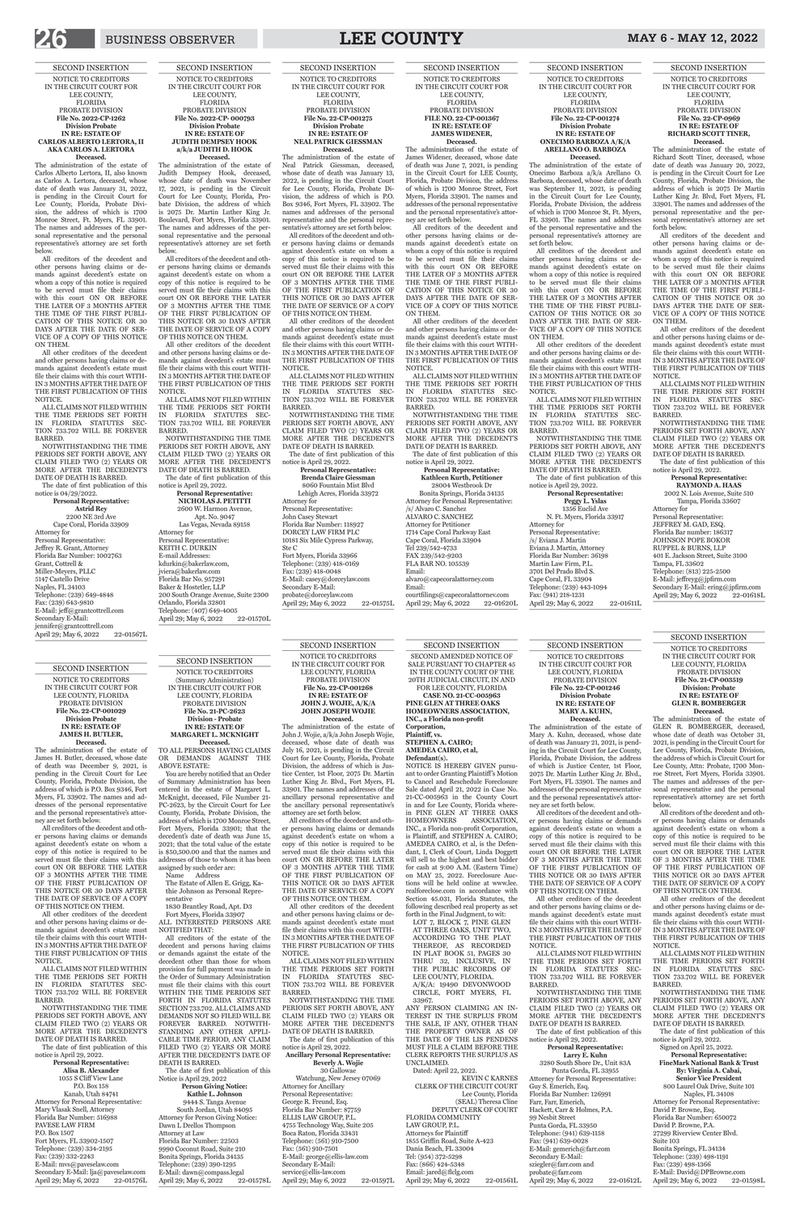SECOND INSERTION

NOTICE TO CREDITORS
IN THE CIRCUIT COURT FOR LEE COUNTY, FLORIDA
PROBATE DIVISION
**File No. 2022-CP-1262**
**Division Probate**
**IN RE: ESTATE OF CARLOS ALBERTO LERTORA, II AKA CARLOS A. LERTORA**
**Deceased.**

The administration of the estate of Carlos Alberto Lertora, II, also known as Carlos A. Lertora, deceased, whose date of death was January 31, 2022, is pending in the Circuit Court for Lee County, Florida, Probate Division, the address of which is 1700 Monroe Street, Ft. Myers, FL 33901. The names and addresses of the personal representative and the personal representative's attorney are set forth below.

All creditors of the decedent and other persons having claims or demands against decedent's estate on whom a copy of this notice is required to be served must file their claims with this court ON OR BEFORE THE LATER OF 3 MONTHS AFTER THE TIME OF THE FIRST PUBLICATION OF THIS NOTICE OR 30 DAYS AFTER THE DATE OF SERVICE OF A COPY OF THIS NOTICE ON THEM.

All other creditors of the decedent and other persons having claims or demands against decedent's estate must file their claims with this court WITHIN 3 MONTHS AFTER THE DATE OF THE FIRST PUBLICATION OF THIS NOTICE.

ALL CLAIMS NOT FILED WITHIN THE TIME PERIODS SET FORTH IN FLORIDA STATUTES SECTION 733.702 WILL BE FOREVER BARRED.

NOTWITHSTANDING THE TIME PERIODS SET FORTH ABOVE, ANY CLAIM FILED TWO (2) YEARS OR MORE AFTER THE DECEDENT'S DATE OF DEATH IS BARRED.

The date of first publication of this notice is 04/29/2022.

**Personal Representative:**
**Astrid Rey**
2200 NE 3rd Ave
Cape Coral, Florida 33909

Attorney for Personal Representative:
Jeffrey R. Grant, Attorney
Florida Bar Number: 1002763
Grant, Cottrell & Miller-Meyers, PLLC
5147 Castello Drive
Naples, FL 34103
Telephone: (239) 649-4848
Fax: (239) 643-9810
E-Mail: jeff@grantcottrell.com
Secondary E-Mail: jennifer@grantcottrell.com
April 29; May 6, 2022 22-01567L

SECOND INSERTION

NOTICE TO CREDITORS
IN THE CIRCUIT COURT FOR LEE COUNTY, FLORIDA
PROBATE DIVISION
**File No. 2022-CP- 000793**
**Division Probate**
**IN RE: ESTATE OF JUDITH DEMPSEY HOOK a/k/a JUDITH D. HOOK**
**Deceased.**

The administration of the estate of Judith Dempsey Hook, deceased, whose date of death was November 17, 2021, is pending in the Circuit Court for Lee County, Florida, Probate Division, the address of which is 2075 Dr. Martin Luther King Jr. Boulevard, Fort Myers, Florida 33901. The names and addresses of the personal representative and the personal representative's attorney are set forth below.

All creditors of the decedent and other persons having claims or demands against decedent's estate on whom a copy of this notice is required to be served must file their claims with this court ON OR BEFORE THE LATER OF 3 MONTHS AFTER THE TIME OF THE FIRST PUBLICATION OF THIS NOTICE OR 30 DAYS AFTER THE DATE OF SERVICE OF A COPY OF THIS NOTICE ON THEM.

All other creditors of the decedent and other persons having claims or demands against decedent's estate must file their claims with this court WITHIN 3 MONTHS AFTER THE DATE OF THE FIRST PUBLICATION OF THIS NOTICE.

ALL CLAIMS NOT FILED WITHIN THE TIME PERIODS SET FORTH IN FLORIDA STATUTES SECTION 733.702 WILL BE FOREVER BARRED.

NOTWITHSTANDING THE TIME PERIODS SET FORTH ABOVE, ANY CLAIM FILED TWO (2) YEARS OR MORE AFTER THE DECEDENT'S DATE OF DEATH IS BARRED.

The date of first publication of this notice is April 29, 2022.

**Personal Representative:**
**NICHOLAS J. PETITTI**
2600 W. Harmon Avenue, Apt. No. 9047
Las Vegas, Nevada 89158

Attorney for Personal Representative:
KEITH C. DURKIN
E-mail Addresses: kdurkin@bakerlaw.com, jviera@bakerlaw.com
Florida Bar No. 957291
Baker & Hostetler, LLP
200 South Orange Avenue, Suite 2300
Orlando, Florida 32801
Telephone: (407) 649-4005
April 29; May 6, 2022 22-01570L

SECOND INSERTION

NOTICE TO CREDITORS
IN THE CIRCUIT COURT FOR LEE COUNTY, FLORIDA
PROBATE DIVISION
**File No. 22-CP-001275**
**Division Probate**
**IN RE: ESTATE OF NEAL PATRICK GIESSMAN**
**Deceased.**

The administration of the estate of Neal Patrick Giessman, deceased, whose date of death was January 13, 2022, is pending in the Circuit Court for Lee County, Florida, Probate Division, the address of which is P.O. Box 9346, Fort Myers, FL 33902. The names and addresses of the personal representative and the personal representative's attorney are set forth below.

All creditors of the decedent and other persons having claims or demands against decedent's estate on whom a copy of this notice is required to be served must file their claims with this court ON OR BEFORE THE LATER OF 3 MONTHS AFTER THE TIME OF THE FIRST PUBLICATION OF THIS NOTICE OR 30 DAYS AFTER THE DATE OF SERVICE OF A COPY OF THIS NOTICE ON THEM.

All other creditors of the decedent and other persons having claims or demands against decedent's estate must file their claims with this court WITHIN 3 MONTHS AFTER THE DATE OF THE FIRST PUBLICATION OF THIS NOTICE.

ALL CLAIMS NOT FILED WITHIN THE TIME PERIODS SET FORTH IN FLORIDA STATUTES SECTION 733.702 WILL BE FOREVER BARRED.

NOTWITHSTANDING THE TIME PERIODS SET FORTH ABOVE, ANY CLAIM FILED TWO (2) YEARS OR MORE AFTER THE DECEDENT'S DATE OF DEATH IS BARRED.

The date of first publication of this notice is April 29, 2022.

**Personal Representative:**
**Brenda Claire Giessman**
8060 Fountain Mist Blvd
Lehigh Acres, Florida 33972

Attorney for Personal Representative:
John Casey Stewart
Florida Bar Number: 118927
DORCEY LAW FIRM PLC
10181 Six Mile Cypress Parkway, Ste C
Fort Myers, Florida 33966
Telephone: (239) 418-0169
Fax: (239) 418-0048
E-Mail: casey@dorceylaw.com
Secondary E-Mail: probate@dorceylaw.com
April 29; May 6, 2022 22-01575L

SECOND INSERTION

NOTICE TO CREDITORS
IN THE CIRCUIT COURT FOR LEE COUNTY, FLORIDA
PROBATE DIVISION
**FILE No. 22-CP-001367**
**IN RE: ESTATE OF JAMES WIDENER,**
**Deceased.**

The administration of the estate of James Widener, deceased, whose date of death was June 7, 2021, is pending in the Circuit Court for LEE County, Florida, Probate Division, the address of which is 1700 Monroe Street, Fort Myers, Florida 33901. The names and addresses of the personal representative and the personal representative's attorney are set forth below.

All creditors of the decedent and other persons having claims or demands against decedent's estate on whom a copy of this notice is required to be served must file their claims with this court ON OR BEFORE THE LATER OF 3 MONTHS AFTER THE TIME OF THE FIRST PUBLICATION OF THIS NOTICE OR 30 DAYS AFTER THE DATE OF SERVICE OF A COPY OF THIS NOTICE ON THEM.

All other creditors of the decedent and other persons having claims or demands against decedent's estate must file their claims with this court WITHIN 3 MONTHS AFTER THE DATE OF THE FIRST PUBLICATION OF THIS NOTICE.

ALL CLAIMS NOT FILED WITHIN THE TIME PERIODS SET FORTH IN FLORIDA STATUTES SECTION 733.702 WILL BE FOREVER BARRED.

NOTWITHSTANDING THE TIME PERIODS SET FORTH ABOVE, ANY CLAIM FILED TWO (2) YEARS OR MORE AFTER THE DECEDENT'S DATE OF DEATH IS BARRED.

The date of first publication of this notice is April 29, 2022.

**Personal Representative:**
**Kathleen Kurth, Petitioner**
28004 Westbrook Dr
Bonita Springs, Florida 34135

Attorney for Personal Representative:
/s/ Alvaro C. Sanchez
ALVARO C. SANCHEZ
Attorney for Petitioner
1714 Cape Coral Parkway East
Cape Coral, Florida 33904
Tel 239/542-4733
FAX 239/542-9203
FLA BAR NO. 105539
Email: alvaro@capecoralattorney.com
Email: courtfilings@capecoralattorney.com
April 29; May 6, 2022 22-01620L

SECOND INSERTION

NOTICE TO CREDITORS
IN THE CIRCUIT COURT FOR LEE COUNTY, FLORIDA
PROBATE DIVISION
**File No. 22-CP-001274**
**Division Probate**
**IN RE: ESTATE OF ONECIMO BARBOZA A/K/A ARELLANO O. BARBOZA**
**Deceased.**

The administration of the estate of Onecimo Barboza a/k/a Arellano O. Barboza, deceased, whose date of death was September 11, 2021, is pending in the Circuit Court for Lee County, Florida, Probate Division, the address of which is 1700 Monroe St., Ft. Myers, FL 33901. The names and addresses of the personal representative and the personal representative's attorney are set forth below.

All creditors of the decedent and other persons having claims or demands against decedent's estate on whom a copy of this notice is required to be served must file their claims with this court ON OR BEFORE THE LATER OF 3 MONTHS AFTER THE TIME OF THE FIRST PUBLICATION OF THIS NOTICE OR 30 DAYS AFTER THE DATE OF SERVICE OF A COPY OF THIS NOTICE ON THEM.

All other creditors of the decedent and other persons having claims or demands against decedent's estate must file their claims with this court WITHIN 3 MONTHS AFTER THE DATE OF THE FIRST PUBLICATION OF THIS NOTICE.

ALL CLAIMS NOT FILED WITHIN THE TIME PERIODS SET FORTH IN FLORIDA STATUTES SECTION 733.702 WILL BE FOREVER BARRED.

NOTWITHSTANDING THE TIME PERIODS SET FORTH ABOVE, ANY CLAIM FILED TWO (2) YEARS OR MORE AFTER THE DECEDENT'S DATE OF DEATH IS BARRED.

The date of first publication of this notice is April 29, 2022.

**Personal Representative:**
**Peggy L. Yslas**
1356 Euclid Ave
N. Ft. Myers, Florida 33917

Attorney for Personal Representative:
/s/ Eviana J. Martin
Eviana J. Martin, Attorney
Florida Bar Number: 36198
Martin Law Firm, P.L.
3701 Del Prado Blvd S.
Cape Coral, FL 33904
Telephone: (239) 443-1094
Fax: (941) 218-1231
April 29; May 6, 2022 22-01611L

SECOND INSERTION

NOTICE TO CREDITORS
IN THE CIRCUIT COURT FOR LEE COUNTY, FLORIDA
PROBATE DIVISION
**File No. 22-CP-0969**
**IN RE: ESTATE OF RICHARD SCOTT TINER,**
**Deceased.**

The administration of the estate of Richard Scott Tiner, deceased, whose date of death was January 20, 2022, is pending in the Circuit Court for Lee County, Florida, Probate Division, the address of which is 2075 Dr Martin Luther King Jr. Blvd, Fort Myers, FL 33901. The names and addresses of the personal representative and the personal representative's attorney are set forth below.

All creditors of the decedent and other persons having claims or demands against decedent's estate on whom a copy of this notice is required to be served must file their claims with this court ON OR BEFORE THE LATER OF 3 MONTHS AFTER THE TIME OF THE FIRST PUBLICATION OF THIS NOTICE OR 30 DAYS AFTER THE DATE OF SERVICE OF A COPY OF THIS NOTICE ON THEM.

All other creditors of the decedent and other persons having claims or demands against decedent's estate must file their claims with this court WITHIN 3 MONTHS AFTER THE DATE OF THE FIRST PUBLICATION OF THIS NOTICE.

ALL CLAIMS NOT FILED WITHIN THE TIME PERIODS SET FORTH IN FLORIDA STATUTES SECTION 733.702 WILL BE FOREVER BARRED.

NOTWITHSTANDING THE TIME PERIODS SET FORTH ABOVE, ANY CLAIM FILED TWO (2) YEARS OR MORE AFTER THE DECEDENT'S DATE OF DEATH IS BARRED.

The date of first publication of this notice is April 29, 2022.

**Personal Representative:**
**RAYMOND A. HAAS**
2002 N. Lois Avenue, Suite 510
Tampa, Florida 33607

Attorney for Personal Representative:
JEFFREY M. GAD, ESQ.
Florida Bar number: 186317
JOHNSON POPE BOKOR RUPPEL & BURNS, LLP
401 E. Jackson Street, Suite 3100
Tampa, FL 33602
Telephone: (813) 225-2500
E-Mail: jeffreyg@jpfirm.com
Secondary E-Mail: ering@jpfirm.com
April 29; May 6, 2022 22-01618L

SECOND INSERTION

NOTICE TO CREDITORS
IN THE CIRCUIT COURT FOR LEE COUNTY, FLORIDA
PROBATE DIVISION
**File No. 22-CP-001029**
**Division Probate**
**IN RE: ESTATE OF JAMES H. BUTLER,**
**Deceased.**

The administration of the estate of James H. Butler, deceased, whose date of death was December 9, 2021, is pending in the Circuit Court for Lee County, Florida, Probate Division, the address of which is P.O. Box 9346, Fort Myers, FL 33902. The names and addresses of the personal representative and the personal representative's attorney are set forth below.

All creditors of the decedent and other persons having claims or demands against decedent's estate on whom a copy of this notice is required to be served must file their claims with this court ON OR BEFORE THE LATER OF 3 MONTHS AFTER THE TIME OF THE FIRST PUBLICATION OF THIS NOTICE OR 30 DAYS AFTER THE DATE OF SERVICE OF A COPY OF THIS NOTICE ON THEM.

All other creditors of the decedent and other persons having claims or demands against decedent's estate must file their claims with this court WITHIN 3 MONTHS AFTER THE DATE OF THE FIRST PUBLICATION OF THIS NOTICE.

ALL CLAIMS NOT FILED WITHIN THE TIME PERIODS SET FORTH IN FLORIDA STATUTES SECTION 733.702 WILL BE FOREVER BARRED.

NOTWITHSTANDING THE TIME PERIODS SET FORTH ABOVE, ANY CLAIM FILED TWO (2) YEARS OR MORE AFTER THE DECEDENT'S DATE OF DEATH IS BARRED.

The date of first publication of this notice is April 29, 2022.

**Personal Representative:**
**Alisa B. Alexander**
1055 S Cliff View Lane
P.O. Box 158
Kanab, Utah 84741

Attorney for Personal Representative:
Mary Vlasak Snell, Attorney
Florida Bar Number: 516988
PAVESE LAW FIRM
P.O. Box 1507
Fort Myers, FL 33902-1507
Telephone: (239) 334-2195
Fax: (239) 332-2243
E-Mail: mvs@paveselaw.com
Secondary E-Mail: lja@paveselaw.com
April 29; May 6, 2022 22-01576L

SECOND INSERTION

NOTICE TO CREDITORS
(Summary Administration)
IN THE CIRCUIT COURT FOR LEE COUNTY, FLORIDA
PROBATE DIVISION
**File No. 21-PC-2623**
**Division - Probate**
**IN RE: ESTATE OF MARGARET L. MCKNIGHT**
**Deceased.**

TO ALL PERSONS HAVING CLAIMS OR DEMANDS AGAINST THE ABOVE ESTATE:

You are hereby notified that an Order of Summary Administration has been entered in the estate of Margaret L. McKnight, deceased, File Number 21-PC-2623, by the Circuit Court for Lee County, Florida, Probate Division, the address of which is 1700 Monroe Street, Fort Myers, Florida 33901; that the decedent's date of death was June 15, 2021; that the total value of the estate is $50,500.00 and that the names and addresses of those to whom it has been assigned by such order are:

Name Address
The Estate of Allen E. Grigg, Kathie Johnson as Personal Representative
1830 Brantley Road, Apt. D3
Fort Myers, Florida 33907

ALL INTERESTED PERSONS ARE NOTIFIED THAT:

All creditors of the estate of the decedent and persons having claims or demands against the estate of the decedent other than those for whom provision for full payment was made in the Order of Summary Administration must file their claims with this court WITHIN THE TIME PERIODS SET FORTH IN FLORIDA STATUTES SECTION 733.702. ALL CLAIMS AND DEMANDS NOT SO FILED WILL BE FOREVER BARRED. NOTWITHSTANDING ANY OTHER APPLICABLE TIME PERIOD, ANY CLAIM FILED TWO (2) YEARS OR MORE AFTER THE DECEDENT'S DATE OF DEATH IS BARRED.

The date of first publication of this Notice is April 29, 2022

**Person Giving Notice:**
**Kathie L. Johnson**
9444 S. Tanga Avenue
South Jordan, Utah 84095

Attorney for Person Giving Notice:
Dawn L Drellos Thompson
Attorney at Law
Florida Bar Number: 22503
9990 Coconut Road, Suite 210
Bonita Springs, Florida 34135
Telephone: (239) 390-1295
E-Mail: dawn@compass.legal
April 29; May 6, 2022 22-01578L

SECOND INSERTION

NOTICE TO CREDITORS
IN THE CIRCUIT COURT FOR LEE COUNTY, FLORIDA
PROBATE DIVISION
**File No. 22-CP-001268**
**IN RE: ESTATE OF JOHN J. WOJIE, A/K/A JOHN JOSEPH WOJIE**
**Deceased.**

The administration of the estate of John J. Wojie, a/k/a John Joseph Wojie, deceased, whose date of death was July 16, 2021, is pending in the Circuit Court for Lee County, Florida, Probate Division, the address of which is Justice Center, 1st Floor, 2075 Dr. Martin Luther King Jr. Blvd., Fort Myers, FL 33901. The names and addresses of the ancillary personal representative and the ancillary personal representative's attorney are set forth below.

All creditors of the decedent and other persons having claims or demands against decedent's estate on whom a copy of this notice is required to be served must file their claims with this court ON OR BEFORE THE LATER OF 3 MONTHS AFTER THE TIME OF THE FIRST PUBLICATION OF THIS NOTICE OR 30 DAYS AFTER THE DATE OF SERVICE OF A COPY OF THIS NOTICE ON THEM.

All other creditors of the decedent and other persons having claims or demands against decedent's estate must file their claims with this court WITHIN 3 MONTHS AFTER THE DATE OF THE FIRST PUBLICATION OF THIS NOTICE.

ALL CLAIMS NOT FILED WITHIN THE TIME PERIODS SET FORTH IN FLORIDA STATUTES SECTION 733.702 WILL BE FOREVER BARRED.

NOTWITHSTANDING THE TIME PERIODS SET FORTH ABOVE, ANY CLAIM FILED TWO (2) YEARS OR MORE AFTER THE DECEDENT'S DATE OF DEATH IS BARRED.

The date of first publication of this notice is April 29, 2022.

**Ancillary Personal Representative:**
**Beverly A. Wojie**
30 Gallowae
Watchung, New Jersey 07069

Attorney for Ancillary Personal Representative:
George R. Freund, Esq.
Florida Bar Number: 87759
ELLIS LAW GROUP, P.L.
4755 Technology Way, Suite 205
Boca Raton, Florida 33431
Telephone: (561) 910-7500
Fax: (561) 910-7501
E-Mail: george@ellis-law.com
Secondary E-Mail: service@ellis-law.com
April 29; May 6, 2022 22-01597L

SECOND INSERTION

SECOND AMENDED NOTICE OF SALE PURSUANT TO CHAPTER 45
IN THE COUNTY COURT OF THE 20TH JUDICIAL CIRCUIT, IN AND FOR LEE COUNTY, FLORIDA
**CASE NO. 21-CC-005963**
**PINE GLEN AT THREE OAKS HOMEOWNERS ASSOCIATION, INC., a Florida non-profit Corporation,**
**Plaintiff, vs.**
**STEPHEN A. CAIRO; AMEDEA CAIRO, et al,**
**Defendant(s).**

NOTICE IS HEREBY GIVEN pursuant to order Granting Plaintiff's Motion to Cancel and Reschedule Foreclosure Sale dated April 21, 2022 in Case No. 21-CC-005963 in the County Court in and for Lee County, Florida wherein PINE GLEN AT THREE OAKS HOMEOWNERS ASSOCIATION, INC., a Florida non-profit Corporation, is Plaintiff, and STEPHEN A. CAIRO; AMEDEA CAIRO, et al, is the Defendant, I, Clerk of Court, Linda Doggett will sell to the highest and best bidder for cash at 9:00 A.M. (Eastern Time) on MAY 25, 2022. Foreclosure Auctions will be held online at www.lee.realforeclose.com in accordance with Section 45.031, Florida Statutes, the following described real property as set forth in the Final Judgment, to wit:

LOT 7, BLOCK 7, PINE GLEN AT THREE OAKS, UNIT TWO, ACCORDING TO THE PLAT THEREOF, AS RECORDED IN PLAT BOOK 51, PAGES 30 THRU 32, INCLUSIVE, IN THE PUBLIC RECORDS OF LEE COUNTY, FLORIDA.
A/K/A: 19490 DRYCOWOOD CIRCLE, FORT MYERS, FL 33967.

ANY PERSON CLAIMING AN INTEREST IN THE SURPLUS FROM THE SALE, IF ANY, OTHER THAN THE PROPERTY OWNER AS OF THE DATE OF THE LIS PENDENS MUST FILE A CLAIM BEFORE THE CLERK REPORTS THE SURPLUS AS UNCLAIMED.

Dated: April 22, 2022.

KEVIN C KARNES
CLERK OF THE CIRCUIT COURT
Lee County, Florida
(SEAL) Theresa Cline
DEPUTY CLERK OF COURT

FLORIDA COMMUNITY LAW GROUP, P.L.
Attorneys for Plaintiff
1855 Griffin Road, Suite A-423
Dania Beach, FL 33004
Tel: (954) 372-5298
Fax: (866) 424-5348
Email: jared@flclg.com
April 29; May 6, 2022 22-01561L

SECOND INSERTION

NOTICE TO CREDITORS
IN THE CIRCUIT COURT FOR LEE COUNTY, FLORIDA
PROBATE DIVISION
**File No. 22-CP-001246**
**Division Probate**
**IN RE: ESTATE OF MARY A. KUHN,**
**Deceased.**

The administration of the estate of Mary A. Kuhn, deceased, whose date of death was January 21, 2021, is pending in the Circuit Court for Lee County, Florida, Probate Division, the address of which is Justice Center, 1st Floor, 2075 Dr. Martin Luther King Jr. Blvd., Fort Myers, FL 33901. The names and addresses of the personal representative and the personal representative's attorney are set forth below.

All creditors of the decedent and other persons having claims or demands against decedent's estate on whom a copy of this notice is required to be served must file their claims with this court ON OR BEFORE THE LATER OF 3 MONTHS AFTER THE TIME OF THE FIRST PUBLICATION OF THIS NOTICE OR 30 DAYS AFTER THE DATE OF SERVICE OF A COPY OF THIS NOTICE ON THEM.

All other creditors of the decedent and other persons having claims or demands against decedent's estate must file their claims with this court WITHIN 3 MONTHS AFTER THE DATE OF THE FIRST PUBLICATION OF THIS NOTICE.

ALL CLAIMS NOT FILED WITHIN THE TIME PERIODS SET FORTH IN FLORIDA STATUTES SECTION 733.702 WILL BE FOREVER BARRED.

NOTWITHSTANDING THE TIME PERIODS SET FORTH ABOVE, ANY CLAIM FILED TWO (2) YEARS OR MORE AFTER THE DECEDENT'S DATE OF DEATH IS BARRED.

The date of first publication of this notice is April 29, 2022.

**Personal Representative:**
**Larry E. Kuhn**
3280 South Shore Dr., Unit 83A
Punta Gorda, FL 33955

Attorney for Personal Representative:
Guy S. Emerich, Esq.
Florida Bar Number: 126991
Farr, Farr, Emerich, Hackett, Carr & Holmes, P.A.
99 Nesbit Street
Punta Gorda, FL 33950
Telephone: (941) 639-1158
Fax: (941) 639-0028
E-Mail: gemerich@farr.com
Secondary E-Mail: sziegler@farr.com and probate@farr.com
April 29; May 6, 2022 22-01612L

SECOND INSERTION

NOTICE TO CREDITORS
IN THE CIRCUIT COURT FOR LEE COUNTY, FLORIDA
PROBATE DIVISION
**File No. 21-CP-003519**
**Division Probate**
**IN RE: ESTATE OF GLEN R. BOMBERGER**
**Deceased.**

The administration of the estate of GLEN R. BOMBERGER, deceased, whose date of death was October 31, 2021, is pending in the Circuit Court for Lee County, Florida, Probate Division, the address of which is Circuit Court for Lee County, Attn: Probate, 1700 Monroe Street, Fort Myers, Florida 33901. The names and addresses of the personal representative and the personal representative's attorney are set forth below.

All creditors of the decedent and other persons having claims or demands against decedent's estate on whom a copy of this notice is required to be served must file their claims with this court ON OR BEFORE THE LATER OF 3 MONTHS AFTER THE TIME OF THE FIRST PUBLICATION OF THIS NOTICE OR 30 DAYS AFTER THE DATE OF SERVICE OF A COPY OF THIS NOTICE ON THEM.

All other creditors of the decedent and other persons having claims or demands against decedent's estate must file their claims with this court WITHIN 3 MONTHS AFTER THE DATE OF THE FIRST PUBLICATION OF THIS NOTICE.

ALL CLAIMS NOT FILED WITHIN THE TIME PERIODS SET FORTH IN FLORIDA STATUTES SECTION 733.702 WILL BE FOREVER BARRED.

NOTWITHSTANDING THE TIME PERIODS SET FORTH ABOVE, ANY CLAIM FILED TWO (2) YEARS OR MORE AFTER THE DECEDENT'S DATE OF DEATH IS BARRED.

The date of first publication of this notice is April 29, 2022.

Signed on April 25, 2022.

**Personal Representative:**
**FineMark National Bank & Trust**
**By: Virginia A. Cabai, Senior Vice President**
800 Laurel Oak Drive, Suite 101
Naples, FL 34108

Attorney for Personal Representative:
David P. Browne, Esq.
Florida Bar Number: 650072
David P. Browne, P.A.
27299 Riverview Center Blvd. Suite 103
Bonita Springs, FL 34134
Telephone: (239) 498-1191
Fax: (239) 498-1366
E-Mail: David@DPBrowne.com
April 29; May 6, 2022 22-01598L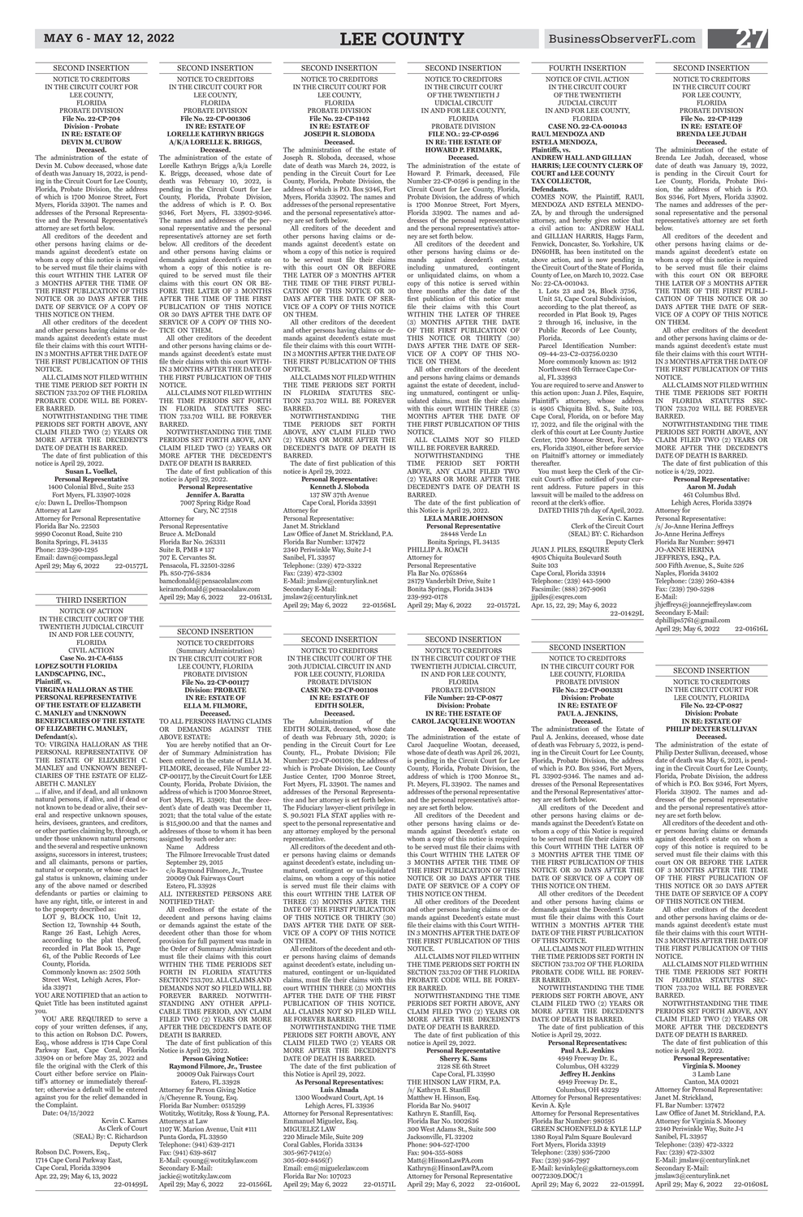SECOND INSERTION

NOTICE TO CREDITORS
IN THE CIRCUIT COURT FOR
LEE COUNTY,
FLORIDA
PROBATE DIVISION
**File No. 22-CP-704**
**Division - Probate**
**IN RE: ESTATE OF**
**DEVIN M. CUBOW**
**Deceased.**

The administration of the estate of Devin M. Cubow deceased, whose date of death was January 18, 2022, is pending in the Circuit Court for Lee County, Florida, Probate Division, the address of which is 1700 Monroe Street, Fort Myers, Florida 33901. The names and addresses of the Personal Representative and the Personal Representative's attorney are set forth below.

All creditors of the decedent and other persons having claims or demands against decedent's estate on whom a copy of this notice is required to be served must file their claims with this court WITHIN THE LATER OF 3 MONTHS AFTER THE TIME OF THE FIRST PUBLICATION OF THIS NOTICE OR 30 DAYS AFTER THE DATE OF SERVICE OF A COPY OF THIS NOTICE ON THEM.

All other creditors of the decedent and other persons having claims or demands against decedent's estate must file their claims with this court WITHIN 3 MONTHS AFTER THE DATE OF THE FIRST PUBLICATION OF THIS NOTICE.

ALL CLAIMS NOT FILED WITHIN THE TIME PERIOD SET FORTH IN SECTION 733.702 OF THE FLORIDA PROBATE CODE WILL BE FOREVER BARRED.

NOTWITHSTANDING THE TIME PERIODS SET FORTH ABOVE, ANY CLAIM FILED TWO (2) YEARS OR MORE AFTER THE DECEDENT'S DATE OF DEATH IS BARRED.

The date of first publication of this notice is April 29, 2022.

**Susan L. Voelkel,**
**Personal Representative**
1400 Colonial Blvd., Suite 253
Fort Myers, FL 33907-1028
c/o: Dawn L. Drellos-Thompson
Attorney at Law
Attorney for Personal Representative
Florida Bar No. 22503
9990 Coconut Road, Suite 210
Bonita Springs, FL 34135
Phone: 239-390-1295
Email: dawn@compass.legal
April 29; May 6, 2022 22-01577L

---

THIRD INSERTION

NOTICE OF ACTION
IN THE CIRCUIT COURT OF THE
TWENTIETH JUDICIAL CIRCUIT
IN AND FOR LEE COUNTY,
FLORIDA
CIVIL ACTION
**Case No. 21-CA-6155**
**LOPEZ SOUTH FLORIDA LANDSCAPING, INC.,**
**Plaintiff, vs.**
**VIRGINIA HALLORAN AS THE PERSONAL REPRESENTATIVE OF THE ESTATE OF ELIZABETH C. MANLEY and UNKNOWN BENEFICIARIES OF THE ESTATE OF ELIZABETH C. MANLEY,**
**Defendant(s).**

TO: VIRGINIA HALLORAN AS THE PERSONAL REPRESENTATIVE OF THE ESTATE OF ELIZABETH C. MANLEY and UNKNOWN BENEFICIARIES OF THE ESTATE OF ELIZABETH C. MANLEY

... if alive, and if dead, and all unknown natural persons, if alive, and if dead or not known to be dead or alive, their several and respective unknown spouses, heirs, devisees, grantees, and creditors, or other parties claiming by, through, or under those unknown natural persons; and the several and respective unknown assigns, successors in interest, trustees; and all claimants, persons or parties, natural or corporate, or whose exact legal status is unknown, claiming under any of the above named or described defendants or parties or claiming to have any right, title, or interest in and to the property described as:

LOT 9, BLOCK 110, Unit 12, Section 12, Township 44 South, Range 26 East, Lehigh Acres, according to the plat thereof, recorded in Plat Book 15, Page 61, of the Public Records of Lee County, Florida.

Commonly known as: 2502 50th Street West, Lehigh Acres, Florida 33971

YOU ARE NOTIFIED that an action to Quiet Title has been instituted against you.

YOU ARE REQUIRED to serve a copy of your written defenses, if any, to this action on Robson D.C. Powers, Esq., whose address is 1714 Cape Coral Parkway East, Cape Coral, Florida 33904 on or before May 25, 2022 and file the original with the Clerk of this Court either before service on Plaintiff's attorney or immediately thereafter; otherwise a default will be entered against you for the relief demanded in the Complaint.

Date: 04/15/2022

Kevin C. Karnes
As Clerk of Court
(SEAL) By: C. Richardson
Deputy Clerk

Robson D.C. Powers, Esq.,
1714 Cape Coral Parkway East,
Cape Coral, Florida 33904
Apr. 22, 29; May 6, 13, 2022
22-01499L

---

SECOND INSERTION

NOTICE TO CREDITORS
IN THE CIRCUIT COURT FOR
LEE COUNTY,
FLORIDA
PROBATE DIVISION
**File No. 22-CP-001306**
**IN RE: ESTATE OF**
**LORELLE KATHRYN BRIGGS**
**A/K/A LORELLE K. BRIGGS,**
**Deceased.**

The administration of the estate of Lorelle Kathryn Briggs a/k/a Lorelle K. Briggs, deceased, whose date of death was February 10, 2022, is pending in the Circuit Court for Lee County, Florida, Probate Division, the address of which is P. O. Box 9346, Fort Myers, FL 33902-9346. The names and addresses of the personal representative and the personal representative's attorney are set forth below.

All creditors of the decedent and other persons having claims or demands against decedent's estate on whom a copy of this notice is required to be served must file their claims with this court ON OR BEFORE THE LATER OF 3 MONTHS AFTER THE TIME OF THE FIRST PUBLICATION OF THIS NOTICE OR 30 DAYS AFTER THE DATE OF SERVICE OF A COPY OF THIS NOTICE ON THEM.

All other creditors of the decedent and other persons having claims or demands against decedent's estate must file their claims with this court WITHIN 3 MONTHS AFTER THE DATE OF THE FIRST PUBLICATION OF THIS NOTICE.

ALL CLAIMS NOT FILED WITHIN THE TIME PERIODS SET FORTH IN FLORIDA STATUTES SECTION 733.702 WILL BE FOREVER BARRED.

NOTWITHSTANDING THE TIME PERIODS SET FORTH ABOVE, ANY CLAIM FILED TWO (2) YEARS OR MORE AFTER THE DECEDENT'S DATE OF DEATH IS BARRED.

The date of first publication of this notice is April 29, 2022.

**Personal Representative**
**Jennifer A. Baratta**
7007 Spring Ridge Road
Cary, NC 27518

Attorney for
Personal Representative
Bruce A. McDonald
Florida Bar No. 263311
Suite B, PMB # 137
707 E. Cervantes St.
Pensacola, FL 32501-3286
Ph. 850-776-5834
bamcdonald@pensacolalaw.com
keiramcdonald@pensacolalaw.com
April 29; May 6, 2022 22-01613L

---

SECOND INSERTION

NOTICE TO CREDITORS
(Summary Administration)
IN THE CIRCUIT COURT FOR
LEE COUNTY, FLORIDA
PROBATE DIVISION
**File No. 22-CP-001177**
**Division: PROBATE**
**IN RE: ESTATE OF**
**ELLA M. FILMORE,**
**Deceased.**

TO ALL PERSONS HAVING CLAIMS OR DEMANDS AGAINST THE ABOVE ESTATE:

You are hereby notified that an Order of Summary Administration has been entered in the estate of ELLA M. FILMORE, deceased, File Number 22-CP-001177, by the Circuit Court for LEE County, Florida, Probate Division, the address of which is 1700 Monroe Street, Fort Myers, FL 33901; that the decedent's date of death was December 11, 2021; that the total value of the estate is $15,900.00 and that the names and addresses of those to whom it has been assigned by such order are:

Name Address
The Filmore Irrevocable Trust dated September 29, 2015
c/o Raymond Filmore, Jr., Trustee
20009 Oak Fairways Court
Estero, FL 33928

ALL INTERESTED PERSONS ARE NOTIFIED THAT:

All creditors of the estate of the decedent and persons having claims or demands against the estate of the decedent other than those for whom provision for full payment was made in the Order of Summary Administration must file their claims with this court WITHIN THE TIME PERIODS SET FORTH IN FLORIDA STATUTES SECTION 733.702. ALL CLAIMS AND DEMANDS NOT SO FILED WILL BE FOREVER BARRED. NOTWITHSTANDING ANY OTHER APPLICABLE TIME PERIOD, ANY CLAIM FILED TWO (2) YEARS OR MORE AFTER THE DECEDENT'S DATE OF DEATH IS BARRED.

The date of first publication of this Notice is April 29, 2022.

**Person Giving Notice:**
**Raymond Filmore, Jr., Trustee**
20009 Oak Fairways Court
Estero, FL 33928

Attorney for Person Giving Notice
/s/Cheyenne R. Young, Esq.
Florida Bar Number: 0515299
Wotitzky, Wotitzky, Ross & Young, P.A.
Attorneys at Law
1107 W. Marion Avenue, Unit #111
Punta Gorda, FL 33950
Telephone: (941) 639-2171
Fax: (941) 639-8617
E-Mail: cyoung@wotitzkylaw.com
Secondary E-Mail:
jackie@wotitzkylaw.com
April 29; May 6, 2022 22-01566L

---

SECOND INSERTION

NOTICE TO CREDITORS
IN THE CIRCUIT COURT FOR
LEE COUNTY,
FLORIDA
PROBATE DIVISION
**File No. 22-CP-1142**
**IN RE: ESTATE OF**
**JOSEPH R. SLOBODA**
**Deceased.**

The administration of the estate of Joseph R. Sloboda, deceased, whose date of death was March 24, 2022, is pending in the Circuit Court for Lee County, Florida, Probate Division, the address of which is P.O. Box 9346, Fort Myers, Florida 33902. The names and addresses of the personal representative and the personal representative's attorney are set forth below.

All creditors of the decedent and other persons having claims or demands against decedent's estate on whom a copy of this notice is required to be served must file their claims with this court ON OR BEFORE THE LATER OF 3 MONTHS AFTER THE TIME OF THE FIRST PUBLICATION OF THIS NOTICE OR 30 DAYS AFTER THE DATE OF SERVICE OF A COPY OF THIS NOTICE ON THEM.

All other creditors of the decedent and other persons having claims or demands against decedent's estate must file their claims with this court WITHIN 3 MONTHS AFTER THE DATE OF THE FIRST PUBLICATION OF THIS NOTICE.

ALL CLAIMS NOT FILED WITHIN THE TIME PERIODS SET FORTH IN FLORIDA STATUTES SECTION 733.702 WILL BE FOREVER BARRED.

NOTWITHSTANDING THE TIME PERIODS SET FORTH ABOVE, ANY CLAIM FILED TWO (2) YEARS OR MORE AFTER THE DECEDENT'S DATE OF DEATH IS BARRED.

The date of first publication of this notice is April 29, 2022.

**Personal Representative:**
**Kenneth J. Sloboda**
137 SW 37th Avenue
Cape Coral, Florida 33991

Attorney for
Personal Representative:
Janet M. Strickland
Law Office of Janet M. Strickland, P.A.
Florida Bar Number: 137472
2340 Periwinkle Way, Suite J-1
Sanibel, FL 33957
Telephone: (239) 472-3322
Fax: (239) 472-3302
E-Mail: jmslaw@centurylink.net
Secondary E-Mail:
jmslaw2@centurylink.net
April 29; May 6, 2022 22-01568L

---

SECOND INSERTION

NOTICE TO CREDITORS
IN THE CIRCUIT COURT OF THE
20th JUDICIAL CIRCUIT IN AND
FOR LEE COUNTY, FLORIDA
PROBATE DIVISION
**CASE NO: 22-CP-001108**
**IN RE: ESTATE OF**
**EDITH SOLER,**
**Deceased.**

The Administration of the EDITH SOLER, deceased, whose date of death was February 5th, 2020; is pending in the Circuit Court for Lee County, FL, Probate Division; File Number: 22-CP-001108; the address of which is Lee County Justice Center, 1700 Monroe Street, Fort Myers, FL 33901. The names and addresses of the Personal Representative and her attorney is set forth below. The Fiduciary lawyer-client privilege in S. 90.5021 FLA STAT applies with respect to the personal representative and any attorney employed by the personal representative.

All creditors of the decedent and other persons having claims or demands against decedent's estate, including unmatured, contingent or un-liquidated claims, on whom a copy of this notice is served must file their claims with this court WITHIN THE LATER OF THREE (3) MONTHS AFTER THE DATE OF THE FIRST PUBLICATION OF THIS NOTICE OR THIRTY (30) DAYS AFTER THE DATE OF SERVICE OF A COPY OF THIS NOTICE ON THEM.

All creditors of the decedent and other persons having claims or demands against decedent's estate, including unmatured, contingent or un-liquidated claims, must file their claims with this court WITHIN THREE (3) MONTHS AFTER THE DATE OF THE FIRST PUBLICATION OF THIS NOTICE. ALL CLAIMS NOT SO FILED WILL BE FOREVER BARRED.

NOTWITHSTANDING THE TIME PERIODS SET FORTH ABOVE, ANY CLAIM FILED TWO (2) YEARS OR MORE AFTER THE DECEDENT'S DATE OF DEATH IS BARRED.

The date of the first publication of this Notice is April 29, 2022.

**As Personal Representatives:**
**Luis Almada**
1300 Woodward Court, Apt. 14
Lehigh Acres, FL 33936

Attorney for Personal Representatives:
Emmanuel Miguelez, Esq.
MIGUELEZ LAW
220 Miracle Mile, Suite 209
Coral Gables, Florida 33134
305-967-7412(o)
305-602-8456(f)
Email: em@miguelezlaw.com
Florida Bar No: 107023
April 29; May 6, 2022 22-01571L

---

SECOND INSERTION

NOTICE TO CREDITORS
IN THE CIRCUIT COURT
OF THE TWENTIETH J
UDICIAL CIRCUIT
IN AND FOR LEE COUNTY,
FLORIDA
PROBATE DIVISION
**FILE NO.: 22-CP-0596**
**IN RE: THE ESTATE OF**
**HOWARD P. FRIMARK,**
**Deceased.**

The administration of the estate of Howard P. Frimark, deceased, File Number 22-CP-0596 is pending in the Circuit Court for Lee County, Florida, Probate Division, the address of which is 1700 Monroe Street, Fort Myers, Florida 33902. The names and addresses of the personal representative and the personal representative's attorney are set forth below.

All creditors of the decedent and other persons having claims or demands against decedent's estate, including unmatured, contingent or unliquidated claims, on whom a copy of this notice is served within three months after the date of the first publication of this notice must file their claims with this Court WITHIN THE LATER OF THREE (3) MONTHS AFTER THE DATE OF THE FIRST PUBLICATION OF THIS NOTICE OR THIRTY (30) DAYS AFTER THE DATE OF SERVICE OF A COPY OF THIS NOTICE ON THEM.

All other creditors of the decedent and persons having claims or demands against the estate of decedent, including unmatured, contingent or unliquidated claims, must file their claims with this court WITHIN THREE (3) MONTHS AFTER THE DATE OF THE FIRST PUBLICATION OF THIS NOTICE.

ALL CLAIMS NOT SO FILED WILL BE FOREVER BARRED.

NOTWITHSTANDING THE TIME PERIOD SET FORTH ABOVE, ANY CLAIM FILED TWO (2) YEARS OR MORE AFTER THE DECEDENT'S DATE OF DEATH IS BARRED.

The date of the first publication of this Notice is April 29, 2022.

**LELA MARIE JOHNSON**
**Personal Representative**
28448 Verde Ln
Bonita Springs, FL 34135

PHILLIP A. ROACH
Attorney for
Personal Representative
Fla Bar No. 0765864
28179 Vanderbilt Drive, Suite 1
Bonita Springs, Florida 34134
239-992-0178
April 29; May 6, 2022 22-01572L

---

SECOND INSERTION

NOTICE TO CREDITORS
IN THE CIRCUIT COURT OF THE
TWENTIETH JUDICIAL CIRCUIT,
IN AND FOR LEE COUNTY,
FLORIDA
PROBATE DIVISION
**File Number: 22-CP-0877**
**Division: Probate**
**IN RE: THE ESTATE OF**
**CAROL JACQUELINE WOOTAN**
**Deceased.**

The administration of the estate of Carol Jacqueline Wootan, deceased, whose date of death was April 26, 2021, is pending in the Circuit Court for Lee County, Florida, Probate Division, the address of which is 1700 Monroe St., Ft. Meyers, FL 33902. The names and addresses of the personal representative and the personal representative's attorney are set forth below.

All creditors of the Decedent and other persons having claims or demands against Decedent's estate on whom a copy of this notice is required to be served must file their claims with this Court WITHIN THE LATER OF 3 MONTHS AFTER THE TIME OF THE FIRST PUBLICATION OF THIS NOTICE OR 30 DAYS AFTER THE DATE OF SERVICE OF A COPY OF THIS NOTICE ON THEM.

All other creditors of the Decedent and other persons having claims or demands against Decedent's estate must file their claims with this court WITHIN 3 MONTHS AFTER THE DATE OF THE FIRST PUBLICATION OF THIS NOTICE.

ALL CLAIMS NOT FILED WITHIN THE TIME PERIODS SET FORTH IN SECTION 733.702 OF THE FLORIDA PROBATE CODE WILL BE FOREVER BARRED.

NOTWITHSTANDING THE TIME PERIODS SET FORTH ABOVE, ANY CLAIM FILED TWO (2) YEARS OR MORE AFTER THE DECEDENT'S DATE OF DEATH IS BARRED.

The date of first publication of this notice is April 29, 2022.

**Personal Representative**
**Sherry K. Sams**
2128 SE 6th Street
Cape Coral, FL 33990

THE HINSON LAW FIRM, P.A.
/s/ Kathryn E. Stanfill
Matthew H. Hinson, Esq.
Florida Bar No. 94017
Kathryn E. Stanfill, Esq.
Florida Bar No. 1002636
300 West Adams St., Suite 500
Jacksonville, FL 32202
Phone: 904-527-1700
Fax: 904-355-8088
Matt@HinsonLawPA.com
Kathryn@HinsonLawPA.com
Attorney for Personal Representative
April 29; May 6, 2022 22-01600L

---

FOURTH INSERTION

NOTICE OF CIVIL ACTION
IN THE CIRCUIT COURT
OF THE TWENTIETH
JUDICIAL CIRCUIT
IN AND FOR LEE COUNTY,
FLORIDA
**CASE NO. 22-CA-001043**
**RAUL MENDOZA AND ESTELA MENDOZA,**
**Plaintiffs, vs.**
**ANDREW HALL AND GILLIAN HARRIS; LEE COUNTY CLERK OF COURT and LEE COUNTY TAX COLLECTOR,**
**Defendants.**

COMES NOW, the Plaintiff, RAUL MENDOZA AND ESTELA MENDOZA, by and through the undersigned attorney, and hereby gives notice that a civil action to: ANDREW HALL and GILLIAN HARRIS, Haggs Farm, Fenwick, Doncaster, So. Yorkshire, UK DN60HB, has been instituted on the above action, and is now pending in the Circuit Court of the State of Florida, County of Lee, on March 10, 2022. Case No: 22-CA-001043.

1. Lots 23 and 24, Block 3756, Unit 51, Cape Coral Subdivision, according to the plat thereof, as recorded in Plat Book 19, Pages 2 through 16, inclusive, in the Public Records of Lee County, Florida.

Parcel Identification Number: 09-44-23-C2-03756.0230
More commonly known as: 1912 Northwest 6th Terrace Cape Coral, FL 33993

You are required to serve and Answer to this action upon: Juan J. Piles, Esquire, Plaintiff's attorney, whose address is 4905 Chiquita Blvd. S., Suite 103, Cape Coral, Florida, on or before May 17, 2022, and file the original with the clerk of this court at Lee County Justice Center, 1700 Monroe Street, Fort Myers, Florida 33901, either before service on Plaintiff's attorney or immediately thereafter.

You must keep the Clerk of the Circuit Court's office notified of your current address. Future papers in this lawsuit will be mailed to the address on record at the clerk's office.

DATED THIS 7th day of April, 2022.

Kevin C. Karnes
Clerk of the Circuit Court
(SEAL) BY: C. Richardson
Deputy Clerk

JUAN J. PILES, ESQUIRE
4905 Chiquita Boulevard South
Suite 103
Cape Coral, Florida 33914
Telephone: (239) 443-5900
Facsimile: (888) 267-9061
jjpiles@esqres.com
Apr. 15, 22, 29; May 6, 2022
22-01429L

---

SECOND INSERTION

NOTICE TO CREDITORS
IN THE CIRCUIT COURT FOR
LEE COUNTY, FLORIDA
PROBATE DIVISION
**File No.: 22-CP-001231**
**Division: Probate**
**IN RE: ESTATE OF**
**PAUL A. JENKINS,**
**Deceased.**

The administration of the Estate of Paul A. Jenkins, deceased, whose date of death was February 5, 2022, is pending in the Circuit Court for Lee County, Florida, Probate Division, the address of which is P.O. Box 9346, Fort Myers, FL 33902-9346. The names and addresses of the Personal Representatives and the Personal Representatives' attorney are set forth below.

All creditors of the Decedent and other persons having claims or demands against the Decedent's Estate on whom a copy of this Notice is required to be served must file their claims with this Court WITHIN THE LATER OF 3 MONTHS AFTER THE TIME OF THE FIRST PUBLICATION OF THIS NOTICE OR 30 DAYS AFTER THE DATE OF SERVICE OF A COPY OF THIS NOTICE ON THEM.

All other creditors of the Decedent and other persons having claims or demands against the Decedent's Estate must file their claims with this Court WITHIN 3 MONTHS AFTER THE DATE OF THE FIRST PUBLICATION OF THIS NOTICE.

ALL CLAIMS NOT FILED WITHIN THE TIME PERIODS SET FORTH IN SECTION 733.702 OF THE FLORIDA PROBATE CODE WILL BE FOREVER BARRED.

NOTWITHSTANDING THE TIME PERIODS SET FORTH ABOVE, ANY CLAIM FILED TWO (2) YEARS OR MORE AFTER THE DECEDENT'S DATE OF DEATH IS BARRED.

The date of first publication of this Notice is April 29, 2022.

**Personal Representatives:**
**Paul A.E. Jenkins**
4949 Freeway Dr. E.,
Columbus, OH 43229
**Jeffrey H. Jenkins**
4949 Freeway Dr. E.,
Columbus, OH 43229

Attorney for Personal Representatives:
Kevin A. Kyle
Attorney for Personal Representatives
Florida Bar No. 980595
GREEN SCHOENFELD & KYLE LLP
1380 Royal Palm Square Boulevard
Fort Myers, Florida 33919
Telephone: (239) 936-7200
Fax: (239) 936-7997
E-Mail: kevinkyle@gskattorneys.com
00772309.DOC/1
April 29; May 6, 2022 22-01599L

---

SECOND INSERTION

NOTICE TO CREDITORS
IN THE CIRCUIT COURT
FOR LEE COUNTY,
FLORIDA
PROBATE DIVISION
**File No. 22-CP-1129**
**IN RE: ESTATE OF**
**BRENDA LEE JUDAH**
**Deceased.**

The administration of the estate of Brenda Lee Judah, deceased, whose date of death was January 19, 2022, is pending in the Circuit Court for Lee County, Florida, Probate Division, the address of which is P.O. Box 9346, Fort Myers, Florida 33902. The names and addresses of the personal representative and the personal representative's attorney are set forth below.

All creditors of the decedent and other persons having claims or demands against decedent's estate on whom a copy of this notice is required to be served must file their claims with this court ON OR BEFORE THE LATER OF 3 MONTHS AFTER THE TIME OF THE FIRST PUBLICATION OF THIS NOTICE OR 30 DAYS AFTER THE DATE OF SERVICE OF A COPY OF THIS NOTICE ON THEM.

All other creditors of the decedent and other persons having claims or demands against decedent's estate must file their claims with this court WITHIN 3 MONTHS AFTER THE DATE OF THE FIRST PUBLICATION OF THIS NOTICE.

ALL CLAIMS NOT FILED WITHIN THE TIME PERIODS SET FORTH IN FLORIDA STATUTES SECTION 733.702 WILL BE FOREVER BARRED.

NOTWITHSTANDING THE TIME PERIODS SET FORTH ABOVE, ANY CLAIM FILED TWO (2) YEARS OR MORE AFTER THE DECEDENT'S DATE OF DEATH IS BARRED.

The date of first publication of this notice is 4/29/2022.

**Personal Representative:**
**Aaron M. Judah**
461 Columbus Blvd.
Lehigh Acres, Florida 33974

Attorney for
Personal Representative:
/s/ Jo-Anne Herina Jeffreys
Jo-Anne Herina Jeffreys
Florida Bar Number: 99471
JO-ANNE HERINA JEFFREYS, ESQ., P.A.
500 Fifth Avenue, S., Suite 526
Naples, Florida 34102
Telephone: (239) 260-4384
Fax: (239) 790-5298
E-Mail:
jhjeffreys@joannejeffreyslaw.com
Secondary E-Mail:
dphillips5761@gmail.com
April 29; May 6, 2022 22-01616L

---

SECOND INSERTION

NOTICE TO CREDITORS
IN THE CIRCUIT COURT FOR
LEE COUNTY, FLORIDA
**File No. 22-CP-0827**
**Division: Probate**
**IN RE: ESTATE OF**
**PHILIP DEXTER SULLIVAN**
**Deceased.**

The administration of the estate of Philip Dexter Sullivan, deceased, whose date of death was May 6, 2021, is pending in the Circuit Court for Lee County, Florida, Probate Division, the address of which is P.O. Box 9346, Fort Myers, Florida 33902. The names and addresses of the personal representative and the personal representative's attorney are set forth below.

All creditors of the decedent and other persons having claims or demands against decedent's estate on whom a copy of this notice is required to be served must file their claims with this court ON OR BEFORE THE LATER OF 3 MONTHS AFTER THE TIME OF THE FIRST PUBLICATION OF THIS NOTICE OR 30 DAYS AFTER THE DATE OF SERVICE OF A COPY OF THIS NOTICE ON THEM.

All other creditors of the decedent and other persons having claims or demands against decedent's estate must file their claims with this court WITHIN 3 MONTHS AFTER THE DATE OF THE FIRST PUBLICATION OF THIS NOTICE.

ALL CLAIMS NOT FILED WITHIN THE TIME PERIODS SET FORTH IN FLORIDA STATUTES SECTION 733.702 WILL BE FOREVER BARRED.

NOTWITHSTANDING THE TIME PERIODS SET FORTH ABOVE, ANY CLAIM FILED TWO (2) YEARS OR MORE AFTER THE DECEDENT'S DATE OF DEATH IS BARRED.

The date of first publication of this notice is April 29, 2022.

**Personal Representative:**
**Virginia S. Mooney**
3 Lamb Lane
Canton, MA 02021

Attorney for Personal Representative:
Janet M. Strickland,
FL Bar Number: 137472
Law Office of Janet M. Strickland, P.A.
Attorney for Virginia S. Mooney
2340 Periwinkle Way, Suite J-1
Sanibel, FL 33957
Telephone: (239) 472-3322
Fax: (239) 472-3302
E-Mail: jmslaw@centurylink.net
Secondary E-Mail:
jmslaw3@centurylink.net
April 29; May 6, 2022 22-01608L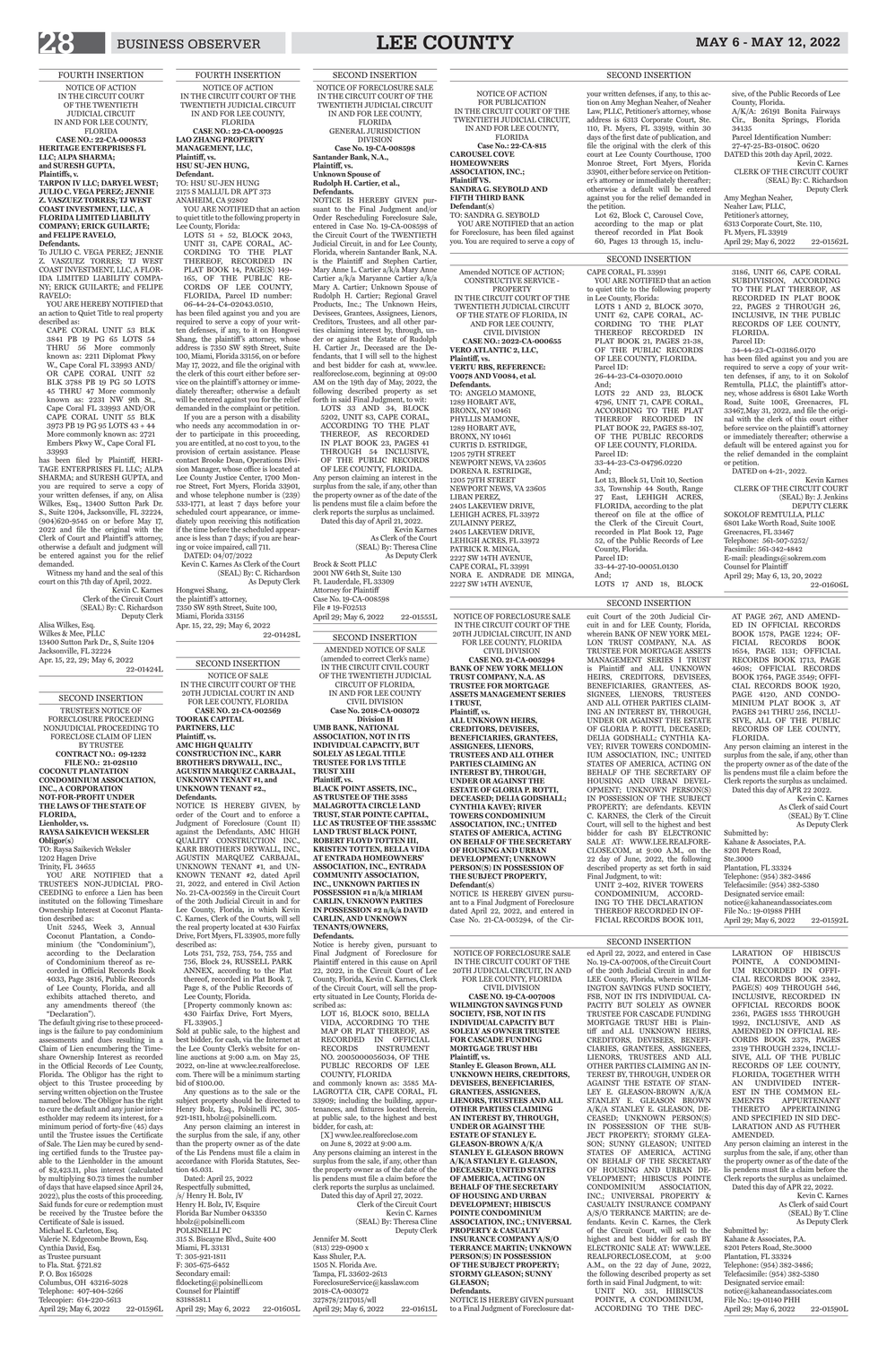FOURTH INSERTION

NOTICE OF ACTION
IN THE CIRCUIT COURT OF THE TWENTIETH JUDICIAL CIRCUIT IN AND FOR LEE COUNTY, FLORIDA
CASE NO.: 22-CA-000853

**HERITAGE ENTERPRISES FL LLC; ALPA SHARMA; and SURESH GUPTA, Plaintiffs, v. TARPON IV LLC; DARYEL WEST; JULIO C. VEGA PEREZ; JENNIE Z. VASZUEZ TORRES; TJ WEST COAST INVESTMENT, LLC, A FLORIDA LIMITED LIABILITY COMPANY; ERICK GUILARTE; and FELIPE RAVELO, Defendants.**

To JULIO C. VEGA PEREZ; JENNIE Z. VASZUEZ TORRES; TJ WEST COAST INVESTMENT, LLC, A FLORIDA LIMITED LIABILITY COMPANY; ERICK GUILARTE; and FELIPE RAVELO:

YOU ARE HEREBY NOTIFIED that an action to Quiet Title to real property described as:

CAPE CORAL UNIT 53 BLK 3841 PB 19 PG 65 LOTS 54 THRU 56 More commonly known as: 2211 Diplomat Pkwy W., Cape Coral FL 33993 AND/ OR CAPE CORAL UNIT 52 BLK 3788 PB 19 PG 50 LOTS 45 THRU 47 More commonly known as: 2231 NW 9th St., Cape Coral FL 33993 AND/OR CAPE CORAL UNIT 55 BLK 3973 PB 19 PG 95 LOTS 43 + 44 More commonly known as: 2721 Embers Pkwy W., Cape Coral FL 33993

has been filed by Plaintiff, HERITAGE ENTERPRISES FL LLC; ALPA SHARMA; and SURESH GUPTA, and you are required to serve a copy of your written defenses, if any, on Alisa Wilkes, Esq., 13400 Sutton Park Dr. S., Suite 1204, Jacksonville, FL 32224, (904)620-9545 on or before May 17, 2022 and file the original with the Clerk of Court and Plaintiff's attorney, otherwise a default and judgment will be entered against you for the relief demanded.

Witness my hand and the seal of this court on this 7th day of April, 2022.

Kevin C. Karnes
Clerk of the Circuit Court
(SEAL) By: C. Richardson
Deputy Clerk

Alisa Wilkes, Esq.
Wilkes & Mee, PLLC
13400 Sutton Park Dr., S, Suite 1204
Jacksonville, FL 32224
Apr. 15, 22, 29; May 6, 2022
22-01424L

SECOND INSERTION

TRUSTEE'S NOTICE OF FORECLOSURE PROCEEDING NONJUDICIAL PROCEEDING TO FORECLOSE CLAIM OF LIEN BY TRUSTEE
CONTRACT NO.: 09-1232
FILE NO.: 21-028110

**COCONUT PLANTATION CONDOMINIUM ASSOCIATION, INC., A CORPORATION NOT-FOR-PROFIT UNDER THE LAWS OF THE STATE OF FLORIDA, Lienholder, vs. RAYSA SAIKEVICH WEKSLER Obligor(s)**

TO: Raysa Saikevich Weksler
1202 Hagen Drive
Trinity, FL 34655

YOU ARE NOTIFIED that a TRUSTEE'S NON-JUDICIAL PROCEEDING to enforce a Lien has been instituted on the following Timeshare Ownership Interest at Coconut Plantation described as:

Unit 5245, Week 3, Annual Coconut Plantation, a Condominium (the "Condominium"), according to the Declaration of Condominium thereof as recorded in Official Records Book 4033, Page 3816, Public Records of Lee County, Florida, and all exhibits attached thereto, and any amendments thereof (the "Declaration").

The default giving rise to these proceedings is the failure to pay condominium assessments and dues resulting in a Claim of Lien encumbering the Timeshare Ownership Interest as recorded in the Official Records of Lee County, Florida. The Obligor has the right to object to this Trustee proceeding by serving written objection on the Trustee named below. The Obligor has the right to cure the default and any junior interestholder may redeem its interest, for a minimum period of forty-five (45) days until the Trustee issues the Certificate of Sale. The Lien may be cured by sending certified funds to the Trustee payable to the Lienholder in the amount of $2,423.11, plus interest (calculated by multiplying $0.73 times the number of days that have elapsed since April 24, 2022), plus the costs of this proceeding. Said funds for cure or redemption must be received by the Trustee before the Certificate of Sale is issued.

Michael E. Carleton, Esq.
Valerie N. Edgecombe Brown, Esq.
Cynthia David, Esq.
as Trustee pursuant to Fla. Stat. §721.82
P. O. Box 165028
Columbus, OH 43216-5028
Telephone: 407-404-5266
Telecopier: 614-220-5613
April 29; May 6, 2022
22-01596L

FOURTH INSERTION

NOTICE OF ACTION
IN THE CIRCUIT COURT OF THE TWENTIETH JUDICIAL CIRCUIT IN AND FOR LEE COUNTY, FLORIDA
CASE NO.: 22-CA-000925

**LAO ZHANG PROPERTY MANAGEMENT, LLC, Plaintiff, vs. HSU SU-JEN HUNG, Defendant.**

TO: HSU SU-JEN HUNG
2175 S MALLUL DR APT 373
ANAHEIM, CA 92802

YOU ARE NOTIFIED that an action to quiet title to the following property in Lee County, Florida:

LOTS 51 + 52, BLOCK 2043, UNIT 31, CAPE CORAL, ACCORDING TO THE PLAT THEREOF, RECORDED IN PLAT BOOK 14, PAGE(S) 149-165, OF THE PUBLIC RECORDS OF LEE COUNTY, FLORIDA, Parcel ID number: 06-44-24-C4-02043.0510,

has been filed against you and you are required to serve a copy of your written defenses, if any, to it on Hongwei Shang, the plaintiff's attorney, whose address is 7350 SW 89th Street, Suite 100, Miami, Florida 33156, on or before May 17, 2022, and file the original with the clerk of this court either before service on the plaintiff's attorney or immediately thereafter; otherwise a default will be entered against you for the relief demanded in the complaint or petition.

If you are a person with a disability who needs any accommodation in order to participate in this proceeding, you are entitled, at no cost to you, to the provision of certain assistance. Please contact Brooke Dean, Operations Division Manager, whose office is located at Lee County Justice Center, 1700 Monroe Street, Fort Myers, Florida 33901, and whose telephone number is (239) 533-1771, at least 7 days before your scheduled court appearance, or immediately upon receiving this notification if the time before the scheduled appearance is less than 7 days; if you are hearing or voice impaired, call 711.

DATED: 04/07/2022

Kevin C. Karnes As Clerk of the Court
(SEAL) By: C. Richardson
As Deputy Clerk

Hongwei Shang,
the plaintiff's attorney,
7350 SW 89th Street, Suite 100,
Miami, Florida 33156
Apr. 15, 22, 29; May 6, 2022
22-01428L

SECOND INSERTION

NOTICE OF SALE
IN THE CIRCUIT COURT OF THE 20TH JUDICIAL COURT IN AND FOR LEE COUNTY, FLORIDA
CASE NO. 21-CA-002569

**TOORAK CAPITAL PARTNERS, LLC Plaintiff, vs. AMC HIGH QUALITY CONSTRUCTION INC., KARR BROTHERS DRYWALL, INC., AGUSTIN MARQUEZ CARBAJAL, UNKNOWN TENANT #1, and UNKNOWN TENANT #2., Defendants.**

NOTICE IS HEREBY GIVEN, by order of the Court and to enforce a Judgment of Foreclosure (Count II) against the Defendants, AMC HIGH QUALITY CONSTRUCTION INC., KARR BROTHER'S DRYWALL, INC., AGUSTIN MARQUEZ CARBAJAL, UNKNOWN TENANT #1, and UNKNOWN TENANT #2, dated April 21, 2022, and entered in Civil Action No. 21-CA-002569 in the Circuit Court of the 20th Judicial Circuit in and for Lee County, Florida, in which Kevin C. Karnes, Clerk of the Courts, will sell the real property located at 430 Fairfax Drive, Fort Myers, FL 33905, more fully described as:

Lots 751, 752, 753, 754, 755 and 756, Block 24, RUSSELL PARK ANNEX, according to the Plat thereof, recorded in Plat Book 7, Page 8, of the Public Records of Lee County, Florida.
[Property commonly known as: 430 Fairfax Drive, Fort Myers, FL 33905.]

Sold at public sale, to the highest and best bidder, for cash, via the Internet at the Lee County Clerk's website for online auctions at 9:00 a.m. on May 25, 2022, on-line at www.lee.realforeclose.com. There will be a minimum starting bid of $100.00.

Any questions as to the sale or the subject property should be directed to Henry Bolz, Esq., Polsinelli PC, 305-921-1811, hbolz@polsinelli.com.

Any person claiming an interest in the surplus from the sale, if any, other than the property owner as of the date of the Lis Pendens must file a claim in accordance with Florida Statutes, Section 45.031.

Dated: April 25, 2022
Respectfully submitted,
/s/ Henry H. Bolz, IV
Henry H. Bolz, IV, Esquire
Florida Bar Number 043350
hbolz@polsinelli.com
POLSINELLI PC
315 S. Biscayne Blvd., Suite 400
Miami, FL 33131
T: 305-921-1811
F: 305-675-6452
Secondary email: fldocketing@polsinelli.com
Counsel for Plaintiff
83188581.1
April 29; May 6, 2022
22-01605L

SECOND INSERTION

NOTICE OF FORECLOSURE SALE
IN THE CIRCUIT COURT OF THE TWENTIETH JUDICIAL CIRCUIT IN AND FOR LEE COUNTY, FLORIDA
GENERAL JURISDICTION DIVISION
Case No. 19-CA-008598

**Santander Bank, N.A., Plaintiff, vs. Unknown Spouse of Rudolph H. Cartier, et al., Defendants.**

NOTICE IS HEREBY GIVEN pursuant to the Final Judgment and/or Order Rescheduling Foreclosure Sale, entered in Case No. 19-CA-008598 of the Circuit Court of the TWENTIETH Judicial Circuit, in and for Lee County, Florida, wherein Santander Bank, N.A. is the Plaintiff and Stephen Cartier; Mary Anne L. Cartier a/k/a Mary Anne Cartier a/k/a Maryanne Cartier a/k/a Mary A. Cartier; Unknown Spouse of Rudolph H. Cartier; Regional Gravel Products, Inc.; The Unknown Heirs, Devisees, Grantees, Assignees, Lienors, Creditors, Trustees, and all other parties claiming interest by, through, under or against the Estate of Rudolph H. Cartier, Jr., Deceased are the Defendants, that I will sell to the highest and best bidder for cash at, www.lee.realforeclose.com, beginning at 09:00 AM on the 19th day of May, 2022, the following described property as set forth in said Final Judgment, to wit:

LOTS 33 AND 34, BLOCK 5202, UNIT 83, CAPE CORAL, ACCORDING TO THE PLAT THEREOF, AS RECORDED IN PLAT BOOK 23, PAGES 41 THROUGH 54 INCLUSIVE, OF THE PUBLIC RECORDS OF LEE COUNTY, FLORIDA.

Any person claiming an interest in the surplus from the sale, if any, other than the property owner as of the date of the lis pendens must file a claim before the clerk reports the surplus as unclaimed.

Dated this day of April 21, 2022.

Kevin C. Karnes
As Clerk of the Court
(SEAL) By: Theresa Cline
As Deputy Clerk

Brock & Scott PLLC
2001 NW 64th St, Suite 130
Ft. Lauderdale, FL 33309
Attorney for Plaintiff
Case No. 19-CA-008598
File # 19-F02513
April 29; May 6, 2022
22-01555L

SECOND INSERTION

AMENDED NOTICE OF SALE
(amended to correct Clerk's name)
IN THE CIRCUIT CIVIL COURT OF THE TWENTIETH JUDICIAL CIRCUIT OF FLORIDA, IN AND FOR LEE COUNTY CIVIL DIVISION
Case No. 2018-CA-003072
Division H

**UMB BANK, NATIONAL ASSOCIATION, NOT IN ITS INDIVIDUAL CAPACITY, BUT SOLELY AS LEGAL TITLE TRUSTEE FOR LVS TITLE TRUST XIII Plaintiff, vs. BLACK POINT ASSETS, INC., AS TRUSTEE OF THE 3585 MALAGROTTA CIRCLE LAND TRUST, STAR POINTE CAPITAL, LLC AS TRUSTEE OF THE 3585MC LAND TRUST BLACK POINT, ROBERT FLOYD TOTTEN III, KRISTEN TOTTEN, BELLA VIDA AT ENTRADA HOMEOWNERS' ASSOCIATION, INC., ENTRADA COMMUNITY ASSOCIATION, INC., UNKNOWN PARTIES IN POSSESSION #1 n/k/a MIRIAM CARLIN, UNKNOWN PARTIES IN POSSESSION #2 n/k/a DAVID CARLIN, AND UNKNOWN TENANTS/OWNERS, Defendants.**

Notice is hereby given, pursuant to Final Judgment of Foreclosure for Plaintiff entered in this cause on April 22, 2022, in the Circuit Court of Lee County, Florida, Kevin C. Karnes, Clerk of the Circuit Court, will sell the property situated in Lee County, Florida described as:

LOT 16, BLOCK 8010, BELLA VIDA, ACCORDING TO THE MAP OR PLAT THEREOF, AS RECORDED IN OFFICIAL RECORDS INSTRUMENT NO. 2005000056034, OF THE PUBLIC RECORDS OF LEE COUNTY, FLORIDA

and commonly known as: 3585 MALAGROTTA CIR, CAPE CORAL, FL 33909; including the building, appurtenances, and fixtures located therein, at public sale, to the highest and best bidder, for cash, at:

[X] www.lee.realforeclose.com on June 8, 2022 at 9:00 a.m.

Any person claiming an interest in the surplus from the sale, if any, other than the property owner as of the date of the lis pendens must file a claim before the clerk reports the surplus as unclaimed.

Dated this day of April 27, 2022.

Clerk of the Circuit Court
Kevin C. Karnes
(SEAL) By: Theresa Cline
Deputy Clerk

Jennifer M. Scott
(813) 229-0900 x
Kass Shuler, P.A.
1505 N. Florida Ave.
Tampa, FL 33602-2613
ForeclosureService@kasslaw.com
2018-CA-003072
327878/2117015/wll
April 29; May 6, 2022
22-01615L

SECOND INSERTION

NOTICE OF ACTION FOR PUBLICATION
IN THE CIRCUIT COURT OF THE TWENTIETH JUDICIAL CIRCUIT, IN AND FOR LEE COUNTY, FLORIDA
Case No.: 22-CA-815

**CAROUSEL COVE HOMEOWNERS ASSOCIATION, INC.; Plaintiff VS. SANDRA G. SEYBOLD AND FIFTH THIRD BANK Defendant(s)**

TO: SANDRA G. SEYBOLD

YOU ARE NOTIFIED that an action for Foreclosure, has been filed against you. You are required to serve a copy of your written defenses, if any, to this action on Amy Meghan Neaher, of Neaher Law, PLLC, Petitioner's attorney, whose address is 6313 Corporate Court, Ste. 110, Ft. Myers, FL 33919, within 30 days of the first date of publication, and file the original with the clerk of this court at Lee County Courthouse, 1700 Monroe Street, Fort Myers, Florida 33901, either before service on Petitioner's attorney or immediately thereafter; otherwise a default will be entered against you for the relief demanded in the petition.

Lot 62, Block C, Carousel Cove, according to the map or plat thereof recorded in Plat Book 60, Pages 13 through 15, inclusive, of the Public Records of Lee County, Florida.
A/K/A: 26191 Bonita Fairways Cir., Bonita Springs, Florida 34135
Parcel Identification Number: 27-47-25-B3-0180C. 0620

DATED this 20th day April, 2022.

Kevin C. Karnes
CLERK OF THE CIRCUIT COURT
(SEAL) By: C. Richardson
Deputy Clerk

Amy Meghan Neaher,
Neaher Law, PLLC,
Petitioner's attorney,
6313 Corporate Court, Ste. 110,
Ft. Myers, FL 33919
April 29; May 6, 2022
22-01562L

SECOND INSERTION

Amended NOTICE OF ACTION; CONSTRUCTIVE SERVICE - PROPERTY
IN THE CIRCUIT COURT OF THE TWENTIETH JUDICIAL CIRCUIT OF THE STATE OF FLORIDA, IN AND FOR LEE COUNTY, CIVIL DIVISION
CASE NO.: 2022-CA-000655

**VERO ATLANTIC 2, LLC, Plaintiff, vs. VERTU RBS, REFERENCE: V0078 AND V0084, et al. Defendants.**

TO: ANGELO MAMONE,
1289 HOBART AVE,
BRONX, NY 10461
PHYLLIS MAMONE,
1289 HOBART AVE,
BRONX, NY 10461
CURTIS D. ESTRIDGE,
1205 79TH STREET
NEWPORT NEWS, VA 23605
DORENA R. ESTRIDGE,
1205 79TH STREET
NEWPORT NEWS, VA 23605
LIBAN PEREZ,
2405 LAKEVIEW DRIVE,
LEHIGH ACRES, FL 33972
ZULAINNY PEREZ,
2405 LAKEVIEW DRIVE,
LEHIGH ACRES, FL 33972
PATRICK R. MINGA,
2227 SW 14TH AVENUE,
CAPE CORAL, FL 33991
NORA E. ANDRADE DE MINGA,
2227 SW 14TH AVENUE,
CAPE CORAL, FL 33991

YOU ARE NOTIFIED that an action to quiet title to the following property in Lee County, Florida:

LOTS 1 AND 2, BLOCK 3070, UNIT 62, CAPE CORAL, ACCORDING TO THE PLAT THEREOF RECORDED IN PLAT BOOK 21, PAGES 21-38, OF THE PUBLIC RECORDS OF LEE COUNTY, FLORIDA.
Parcel ID:
26-44-23-C4-03070.0010
And;
LOTS 22 AND 23, BLOCK 4796, UNIT 71, CAPE CORAL, ACCORDING TO THE PLAT THEREOF RECORDED IN PLAT BOOK 22, PAGES 88-107, OF THE PUBLIC RECORDS OF LEE COUNTY, FLORIDA.
Parcel ID:
33-44-23-C3-04796.0220
And;
Lot 13, Block 51, Unit 10, Section 33, Township 44 South, Range 27 East, LEHIGH ACRES, FLORIDA, according to the plat thereof on file at the office of the Clerk of the Circuit Court, recorded in Plat Book 12, Page 52, of the Public Records of Lee County, Florida.
Parcel ID:
33-44-27-10-00051.0130
And;
LOTS 17 AND 18, BLOCK 3186, UNIT 66, CAPE CORAL SUBDIVISION, ACCORDING TO THE PLAT THEREOF, AS RECORDED IN PLAT BOOK 22, PAGES 2 THROUGH 26, INCLUSIVE, IN THE PUBLIC RECORDS OF LEE COUNTY, FLORIDA.
Parcel ID:
34-44-23-C3-03186.0170

has been filed against you and you are required to serve a copy of your written defenses, if any, to it on Sokolof Remtulla, PLLC, the plaintiff's attorney, whose address is 6801 Lake Worth Road, Suite 100E, Greenacres, FL 33467,May 31, 2022, and file the original with the clerk of this court either before service on the plaintiff's attorney or immediately thereafter; otherwise a default will be entered against you for the relief demanded in the complaint or petition.

DATED on 4-21-, 2022.

Kevin C. Karnes
CLERK OF THE CIRCUIT COURT
(SEAL) By: J. Jenkins
DEPUTY CLERK

SOKOLOF REMTULLA, PLLC
6801 Lake Worth Road, Suite 100E
Greenacres, FL 33467
Telephone: 561-507-5252/
Facsimile: 561-342-4842
E-mail: pleadings@sokrem.com
Counsel for Plaintiff
April 29; May 6, 13, 20, 2022
22-01606L

SECOND INSERTION

NOTICE OF FORECLOSURE SALE
IN THE CIRCUIT COURT OF THE 20TH JUDICIAL CIRCUIT, IN AND FOR LEE COUNTY, FLORIDA
CIVIL DIVISION
CASE NO. 21-CA-005294

**BANK OF NEW YORK MELLON TRUST COMPANY, N.A. AS TRUSTEE FOR MORTGAGE ASSETS MANAGEMENT SERIES I TRUST, Plaintiff, vs. ALL UNKNOWN HEIRS, CREDITORS, DEVISEES, BENEFICIARIES, GRANTEES, ASSIGNEES, LIENORS, TRUSTEES AND ALL OTHER PARTIES CLAIMING AN INTEREST BY, THROUGH, UNDER OR AGAINST THE ESTATE OF GLORIA P. ROTTI, DECEASED; DELIA GODSHALL; CYNTHIA KAVEY; RIVER TOWERS CONDOMINIUM ASSOCIATION, INC.; UNITED STATES OF AMERICA, ACTING ON BEHALF OF THE SECRETARY OF HOUSING AND URBAN DEVELOPMENT; UNKNOWN PERSON(S) IN POSSESSION OF THE SUBJECT PROPERTY, Defendant(s)**

NOTICE IS HEREBY GIVEN pursuant to a Final Judgment of Foreclosure dated April 22, 2022, and entered in Case No. 21-CA-005294, of the Circuit Court of the 20th Judicial Circuit in and for Lee County, Florida, wherein BANK OF NEW YORK MELLON TRUST COMPANY, N.A. AS TRUSTEE FOR MORTGAGE ASSETS MANAGEMENT SERIES I TRUST is Plaintiff and ALL UNKNOWN HEIRS, CREDITORS, DEVISEES, BENEFICIARIES, GRANTEES, ASSIGNEES, LIENORS, TRUSTEES AND ALL OTHER PARTIES CLAIMING AN INTEREST BY, THROUGH, UNDER OR AGAINST THE ESTATE OF GLORIA P. ROTTI, DECEASED; DELIA GODSHALL; CYNTHIA KAVEY; RIVER TOWERS CONDOMINIUM ASSOCIATION, INC.; UNITED STATES OF AMERICA, ACTING ON BEHALF OF THE SECRETARY OF HOUSING AND URBAN DEVELOPMENT; UNKNOWN PERSON(S) IN POSSESSION OF THE SUBJECT PROPERTY; are defendants. KEVIN C. KARNES, the Clerk of the Circuit Court, will sell to the highest and best bidder for cash BY ELECTRONIC SALE AT: WWW.LEE.REALFORECLOSE.COM, at 9:00 A.M., on the 22 day of June, 2022, the following described property as set forth in said Final Judgment, to wit:

UNIT 2-402, RIVER TOWERS CONDOMINIUM, ACCORDING TO THE DECLARATION THEREOF RECORDED IN OFFICIAL RECORDS BOOK 1011, AT PAGE 267, AND AMENDED IN OFFICIAL RECORDS BOOK 1578, PAGE 1224; OFFICIAL RECORDS BOOK 1654, PAGE 1131; OFFICIAL RECORDS BOOK 1713, PAGE 4608; OFFICIAL RECORDS BOOK 1764, PAGE 3549; OFFICIAL RECORDS BOOK 1920, PAGE 4120, AND CONDOMINIUM PLAT BOOK 3, AT PAGES 241 THRU 256, INCLUSIVE, ALL OF THE PUBLIC RECORDS OF LEE COUNTY, FLORIDA.

Any person claiming an interest in the surplus from the sale, if any, other than the property owner as of the date of the lis pendens must file a claim before the Clerk reports the surplus as unclaimed.

Dated this day of APR 22 2022.

Kevin C. Karnes
As Clerk of said Court
(SEAL) By T. Cline
As Deputy Clerk

Submitted by:
Kahane & Associates, P.A.
8201 Peters Road,
Ste.3000
Plantation, FL 33324
Telephone: (954) 382-3486
Telefacsimile: (954) 382-5380
Designated service email:
notice@kahaneandassociates.com
File No.: 19-01988 PHH
April 29; May 6, 2022
22-01592L

SECOND INSERTION

NOTICE OF FORECLOSURE SALE
IN THE CIRCUIT COURT OF THE 20TH JUDICIAL CIRCUIT, IN AND FOR LEE COUNTY, FLORIDA
CIVIL DIVISION
CASE NO. 19-CA-007008

**WILMINGTON SAVINGS FUND SOCIETY, FSB, NOT IN ITS INDIVIDUAL CAPACITY BUT SOLELY AS OWNER TRUSTEE FOR CASCADE FUNDING MORTGAGE TRUST HB1 Plaintiff, vs. Stanley E. Gleason Brown, ALL UNKNOWN HEIRS, CREDITORS, DEVISEES, BENEFICIARIES, GRANTEES, ASSIGNEES, LIENORS, TRUSTEES AND ALL OTHER PARTIES CLAIMING AN INTEREST BY, THROUGH, UNDER OR AGAINST THE ESTATE OF STANLEY E. GLEASON-BROWN A/K/A STANLEY E. GLEASON BROWN A/K/A STANLEY E. GLEASON, DECEASED; UNITED STATES OF AMERICA, ACTING ON BEHALF OF THE SECRETARY OF HOUSING AND URBAN DEVELOPMENT; HIBISCUS POINTE CONDOMINIUM ASSOCIATION, INC.; UNIVERSAL PROPERTY & CASUALTY INSURANCE COMPANY A/S/O TERRANCE MARTIN; UNKNOWN PERSON(S) IN POSSESSION OF THE SUBJECT PROPERTY; STORMY GLEASON; SUNNY GLEASON; Defendants.**

NOTICE IS HEREBY GIVEN pursuant to a Final Judgment of Foreclosure dated April 22, 2022, and entered in Case No. 19-CA-007008, of the Circuit Court of the 20th Judicial Circuit in and for Lee County, Florida, wherein WILMINGTON SAVINGS FUND SOCIETY, FSB, NOT IN ITS INDIVIDUAL CAPACITY BUT SOLELY AS OWNER TRUSTEE FOR CASCADE FUNDING MORTGAGE TRUST HB1 is Plaintiff and ALL UNKNOWN HEIRS, CREDITORS, DEVISEES, BENEFICIARIES, GRANTEES, ASSIGNEES, LIENORS, TRUSTEES AND ALL OTHER PARTIES CLAIMING AN INTEREST BY, THROUGH, UNDER OR AGAINST THE ESTATE OF STANLEY E. GLEASON-BROWN A/K/A STANLEY E. GLEASON BROWN A/K/A STANLEY E. GLEASON, DECEASED; UNKNOWN PERSON(S) IN POSSESSION OF THE SUBJECT PROPERTY; STORMY GLEASON; SUNNY GLEASON; UNITED STATES OF AMERICA, ACTING ON BEHALF OF THE SECRETARY OF HOUSING AND URBAN DEVELOPMENT; HIBISCUS POINTE CONDOMINIUM ASSOCIATION, INC.; UNIVERSAL PROPERTY & CASUALTY INSURANCE COMPANY A/S/O TERRANCE MARTIN; are defendants. Kevin C. Karnes, the Clerk of the Circuit Court, will sell to the highest and best bidder for cash BY ELECTRONIC SALE AT: WWW.LEE.REALFORECLOSE.COM, at 9:00 A.M., on the 22 day of June, 2022, the following described property as set forth in said Final Judgment, to wit:

UNIT NO. 351, HIBISCUS POINTE, A CONDOMINIUM, ACCORDING TO THE DECLARATION OF HIBISCUS POINTE, A CONDOMINIUM RECORDED IN OFFICIAL RECORDS BOOK 2342, PAGE(S) 409 THROUGH 546, INCLUSIVE, RECORDED IN OFFICIAL RECORDS BOOK 2361, PAGES 1855 THROUGH 1992, INCLUSIVE, AND AS AMENDED IN OFFICIAL RECORDS BOOK 2378, PAGES 2319 THROUGH 2324, INCLUSIVE, ALL OF THE PUBLIC RECORDS OF LEE COUNTY, FLORIDA, TOGETHER WITH AN UNDIVIDED INTEREST IN THE COMMON ELEMENTS APPURTENANT THERETO APPERTAINING AND SPECIFIED IN SID DECLARATION AND AS FUTHER AMENDED.

Any person claiming an interest in the surplus from the sale, if any, other than the property owner as of the date of the lis pendens must file a claim before the Clerk reports the surplus as unclaimed.

Dated this day of APR 22, 2022.

Kevin C. Karnes
As Clerk of said Court
(SEAL) By T. Cline
As Deputy Clerk

Submitted by:
Kahane & Associates, P.A.
8201 Peters Road, Ste.3000
Plantation, FL 33324
Telephone: (954) 382-3486;
Telefacsimile: (954) 382-5380
Designated service email:
notice@kahaneandassociates.com
File No.: 19-01140 PHH
April 29; May 6, 2022
22-01590L